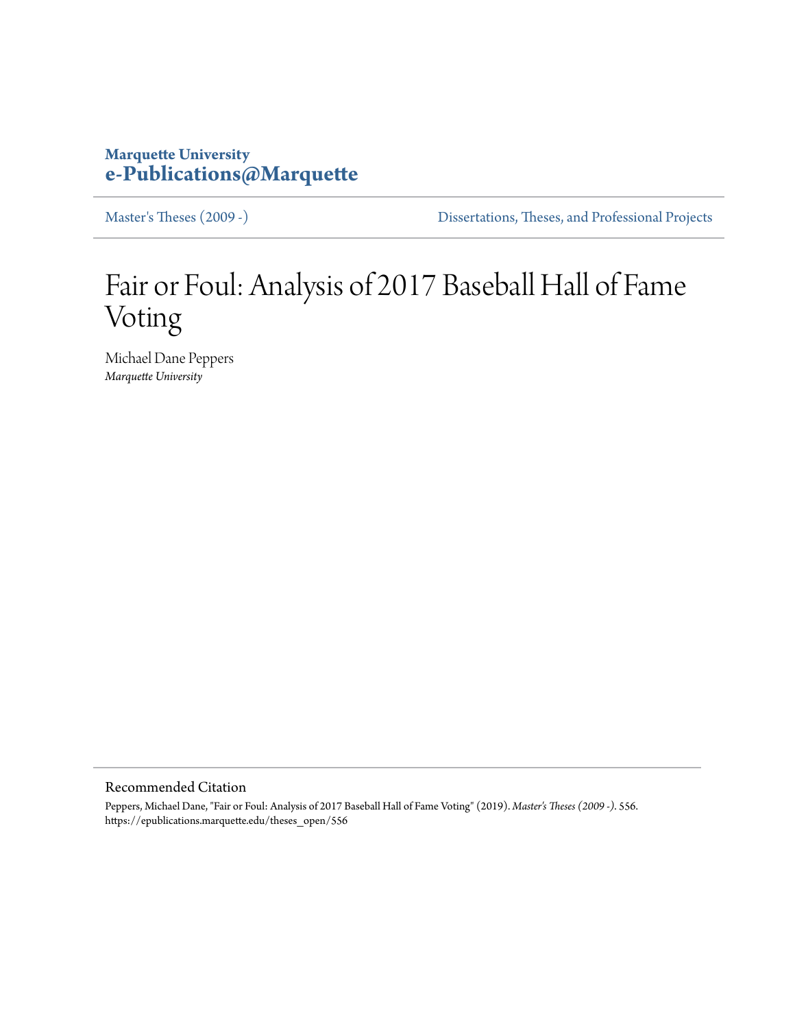Marquette University
**e-Publications@Marquette**

Master's Theses (2009 -) | Dissertations, Theses, and Professional Projects

# Fair or Foul: Analysis of 2017 Baseball Hall of Fame Voting

Michael Dane Peppers
*Marquette University*

Recommended Citation

Peppers, Michael Dane, "Fair or Foul: Analysis of 2017 Baseball Hall of Fame Voting" (2019). *Master's Theses (2009 -)*. 556.
https://epublications.marquette.edu/theses_open/556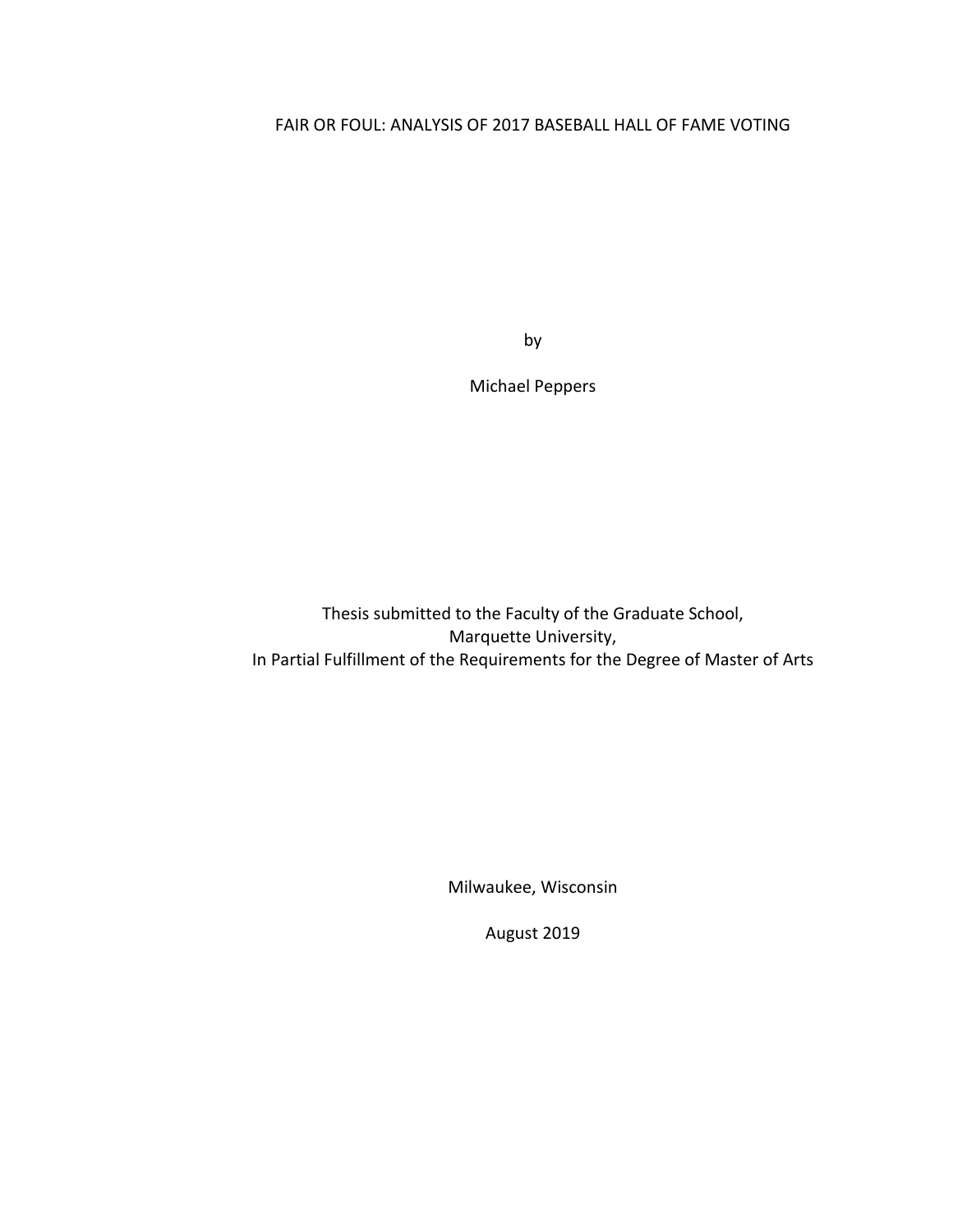# FAIR OR FOUL: ANALYSIS OF 2017 BASEBALL HALL OF FAME VOTING

by

Michael Peppers

Thesis submitted to the Faculty of the Graduate School,
Marquette University,
In Partial Fulfillment of the Requirements for the Degree of Master of Arts

Milwaukee, Wisconsin

August 2019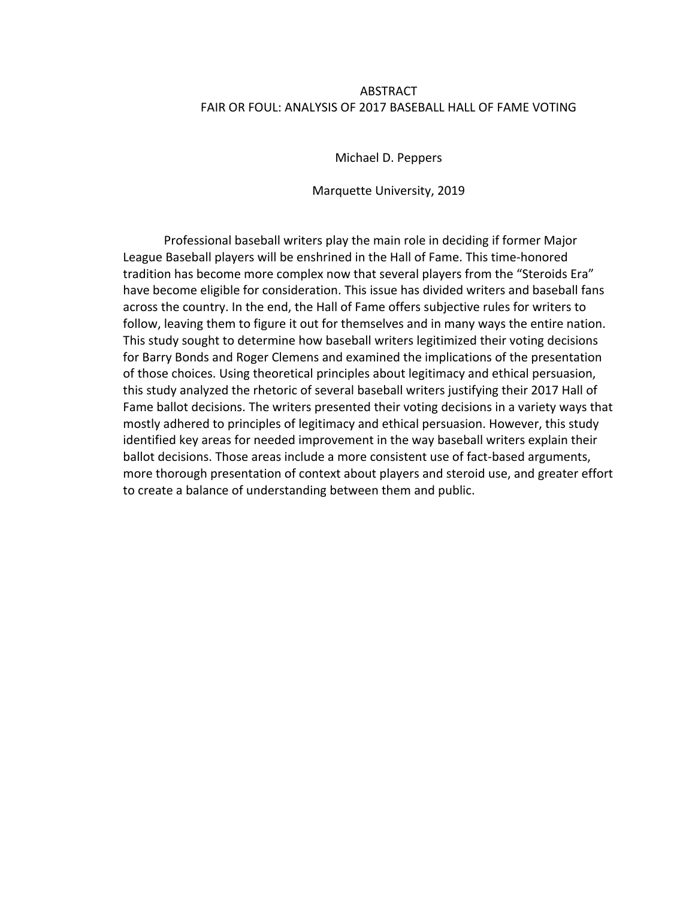# ABSTRACT
## FAIR OR FOUL: ANALYSIS OF 2017 BASEBALL HALL OF FAME VOTING

Michael D. Peppers

Marquette University, 2019

Professional baseball writers play the main role in deciding if former Major League Baseball players will be enshrined in the Hall of Fame. This time-honored tradition has become more complex now that several players from the "Steroids Era" have become eligible for consideration. This issue has divided writers and baseball fans across the country. In the end, the Hall of Fame offers subjective rules for writers to follow, leaving them to figure it out for themselves and in many ways the entire nation. This study sought to determine how baseball writers legitimized their voting decisions for Barry Bonds and Roger Clemens and examined the implications of the presentation of those choices. Using theoretical principles about legitimacy and ethical persuasion, this study analyzed the rhetoric of several baseball writers justifying their 2017 Hall of Fame ballot decisions. The writers presented their voting decisions in a variety ways that mostly adhered to principles of legitimacy and ethical persuasion. However, this study identified key areas for needed improvement in the way baseball writers explain their ballot decisions. Those areas include a more consistent use of fact-based arguments, more thorough presentation of context about players and steroid use, and greater effort to create a balance of understanding between them and public.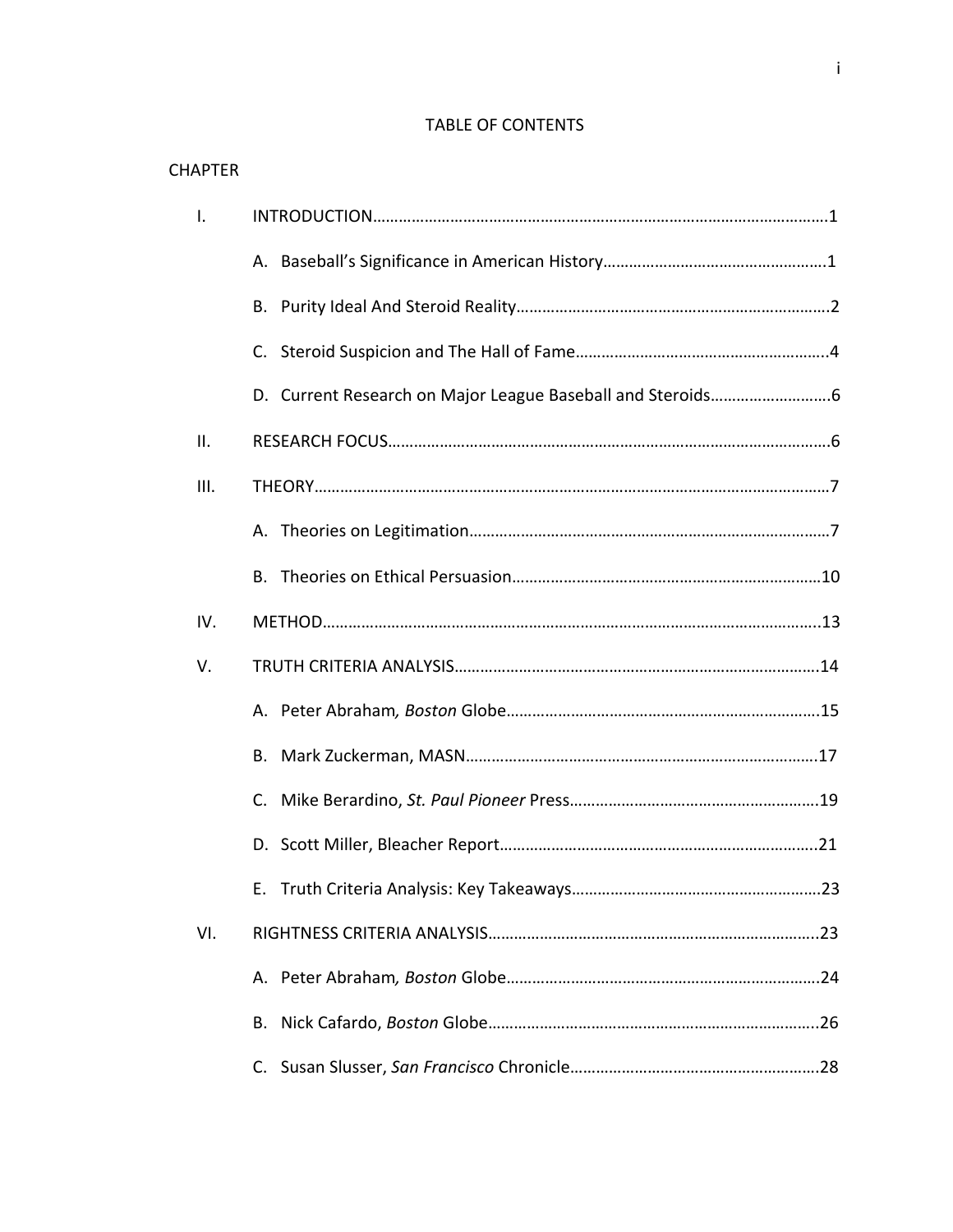# TABLE OF CONTENTS

CHAPTER

I. INTRODUCTION……………………………………………………………………………………………1

A. Baseball's Significance in American History……………………………………………1

B. Purity Ideal And Steroid Reality…………………………………………………………………2

C. Steroid Suspicion and The Hall of Fame…………………………………………………..4

D. Current Research on Major League Baseball and Steroids……………………….6

II. RESEARCH FOCUS…………………………………………………………………………………………6

III. THEORY………………………………………………………………………………………………………7

A. Theories on Legitimation…………………………………………………………………………7

B. Theories on Ethical Persuasion………………………………………………………………10

IV. METHOD……………………………………………………………………………………………………..13

V. TRUTH CRITERIA ANALYSIS…………………………………………………………………………14

A. Peter Abraham*, Boston* Globe……………………………………………………………….15

B. Mark Zuckerman, MASN………………………………………………………………………….17

C. Mike Berardino, *St. Paul Pioneer* Press…………………………………………………..19

D. Scott Miller, Bleacher Report…………………………………………………………………..21

E. Truth Criteria Analysis: Key Takeaways…………………………………………………23

VI. RIGHTNESS CRITERIA ANALYSIS………………………………………………………………….23

A. Peter Abraham*, Boston* Globe……………………………………………………………….24

B. Nick Cafardo, *Boston* Globe…………………………………………………………………….26

C. Susan Slusser, *San Francisco* Chronicle………………………………………………….28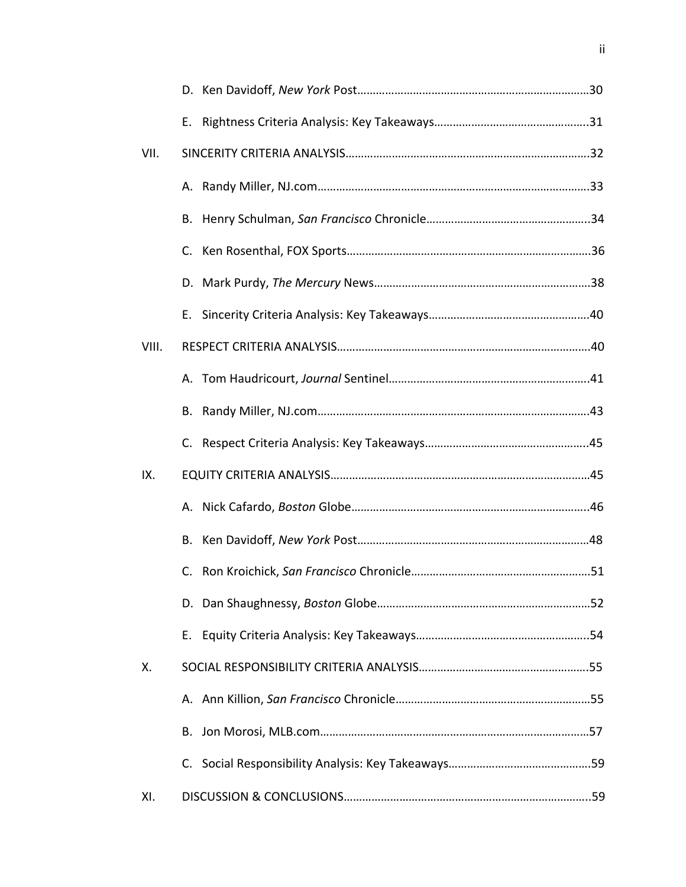D. Ken Davidoff, *New York* Post ........................................................................ 30

E. Rightness Criteria Analysis: Key Takeaways ................................................ 31

VII. SINCERITY CRITERIA ANALYSIS ............................................................................ 32

A. Randy Miller, NJ.com ........................................................................................ 33

B. Henry Schulman, *San Francisco* Chronicle ................................................... 34

C. Ken Rosenthal, FOX Sports .............................................................................. 36

D. Mark Purdy, *The Mercury* News ................................................................... 38

E. Sincerity Criteria Analysis: Key Takeaways .................................................. 40

VIII. RESPECT CRITERIA ANALYSIS ................................................................................ 40

A. Tom Haudricourt, *Journal* Sentinel ............................................................... 41

B. Randy Miller, NJ.com ........................................................................................ 43

C. Respect Criteria Analysis: Key Takeaways ..................................................... 45

IX. EQUITY CRITERIA ANALYSIS .................................................................................. 45

A. Nick Cafardo, *Boston* Globe ........................................................................... 46

B. Ken Davidoff, *New York* Post ......................................................................... 48

C. Ron Kroichick, *San Francisco* Chronicle ....................................................... 51

D. Dan Shaughnessy, *Boston* Globe ................................................................... 52

E. Equity Criteria Analysis: Key Takeaways ...................................................... 54

X. SOCIAL RESPONSIBILITY CRITERIA ANALYSIS ..................................................... 55

A. Ann Killion, *San Francisco* Chronicle ............................................................ 55

B. Jon Morosi, MLB.com ....................................................................................... 57

C. Social Responsibility Analysis: Key Takeaways ............................................. 59

XI. DISCUSSION & CONCLUSIONS .............................................................................. 59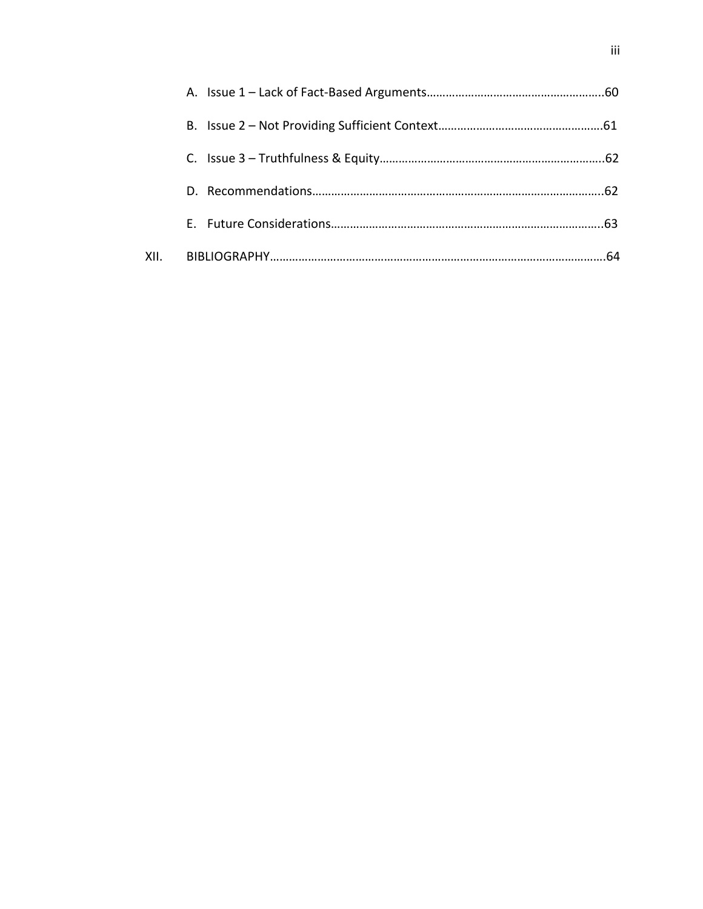A. Issue 1 – Lack of Fact-Based Arguments……………………………………………….60

B. Issue 2 – Not Providing Sufficient Context…………………………………………….61

C. Issue 3 – Truthfulness & Equity……………………………………………………………..62

D. Recommendations………………………………………………………………………………..62

E. Future Considerations…………………………………………………………………………..63

XII. BIBLIOGRAPHY………………………………………………………………………………………………64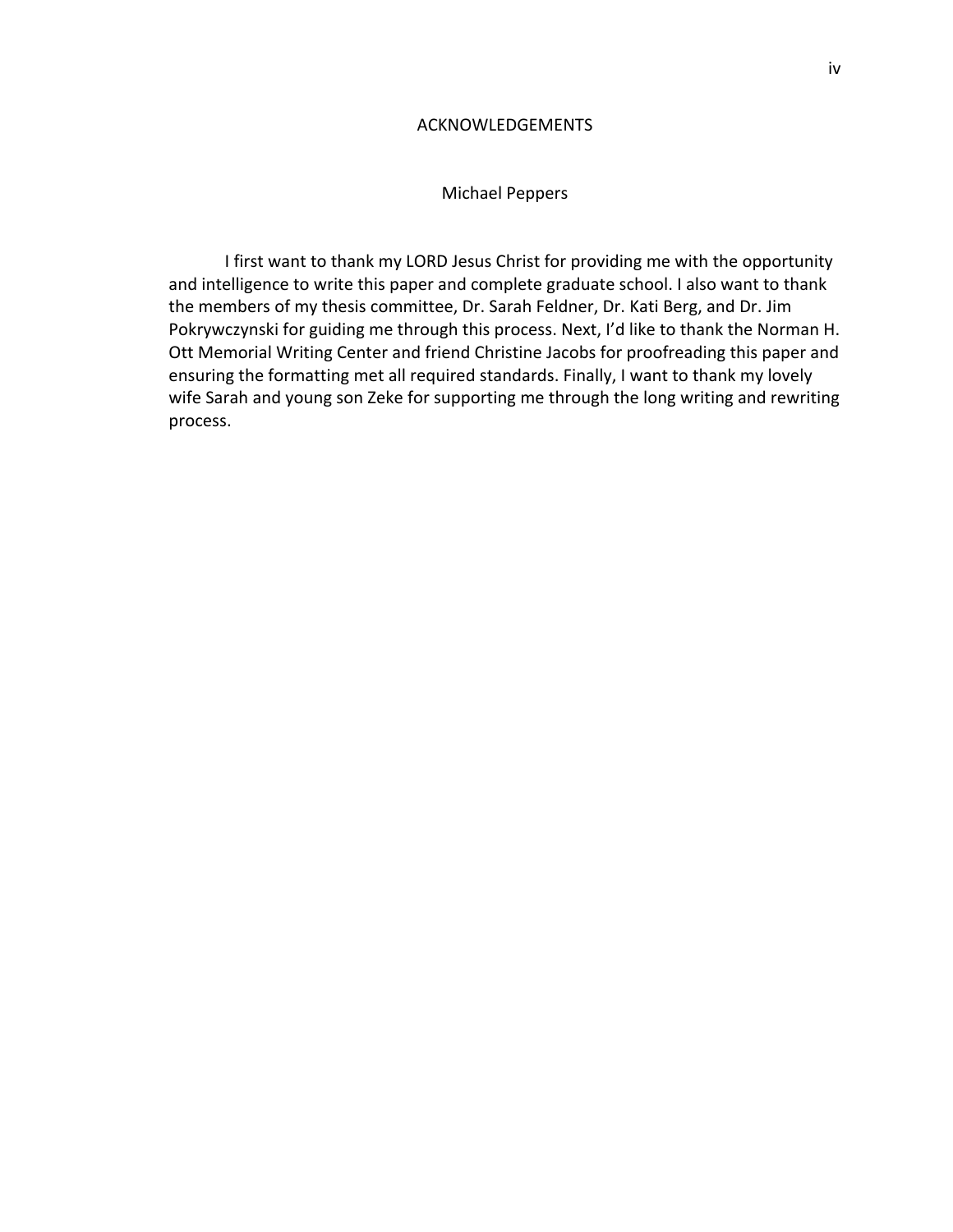# ACKNOWLEDGEMENTS

Michael Peppers

I first want to thank my LORD Jesus Christ for providing me with the opportunity and intelligence to write this paper and complete graduate school. I also want to thank the members of my thesis committee, Dr. Sarah Feldner, Dr. Kati Berg, and Dr. Jim Pokrywczynski for guiding me through this process. Next, I'd like to thank the Norman H. Ott Memorial Writing Center and friend Christine Jacobs for proofreading this paper and ensuring the formatting met all required standards. Finally, I want to thank my lovely wife Sarah and young son Zeke for supporting me through the long writing and rewriting process.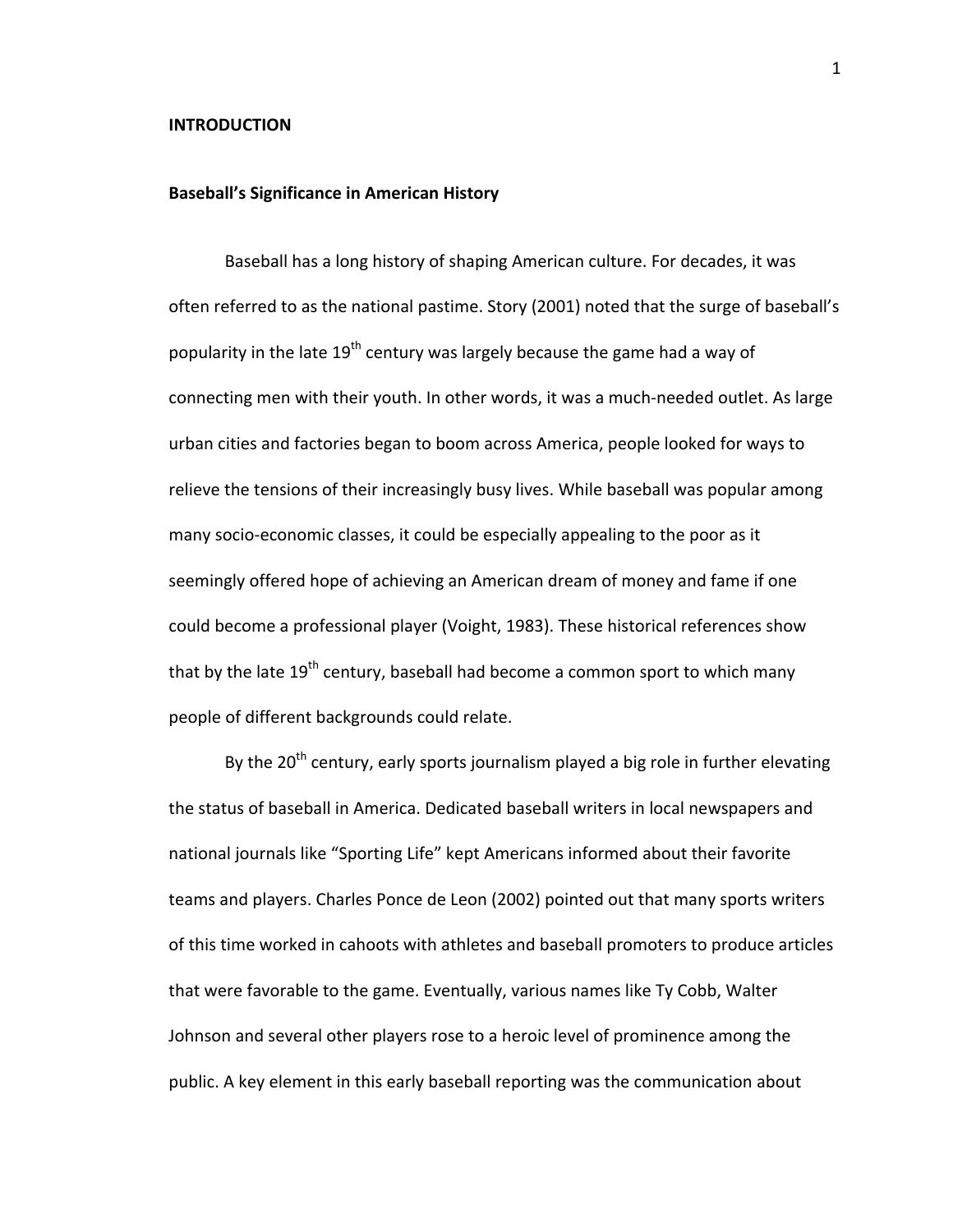# INTRODUCTION

## Baseball's Significance in American History

Baseball has a long history of shaping American culture. For decades, it was often referred to as the national pastime. Story (2001) noted that the surge of baseball's popularity in the late 19th century was largely because the game had a way of connecting men with their youth. In other words, it was a much-needed outlet. As large urban cities and factories began to boom across America, people looked for ways to relieve the tensions of their increasingly busy lives. While baseball was popular among many socio-economic classes, it could be especially appealing to the poor as it seemingly offered hope of achieving an American dream of money and fame if one could become a professional player (Voight, 1983). These historical references show that by the late 19th century, baseball had become a common sport to which many people of different backgrounds could relate.

By the 20th century, early sports journalism played a big role in further elevating the status of baseball in America. Dedicated baseball writers in local newspapers and national journals like "Sporting Life" kept Americans informed about their favorite teams and players. Charles Ponce de Leon (2002) pointed out that many sports writers of this time worked in cahoots with athletes and baseball promoters to produce articles that were favorable to the game. Eventually, various names like Ty Cobb, Walter Johnson and several other players rose to a heroic level of prominence among the public. A key element in this early baseball reporting was the communication about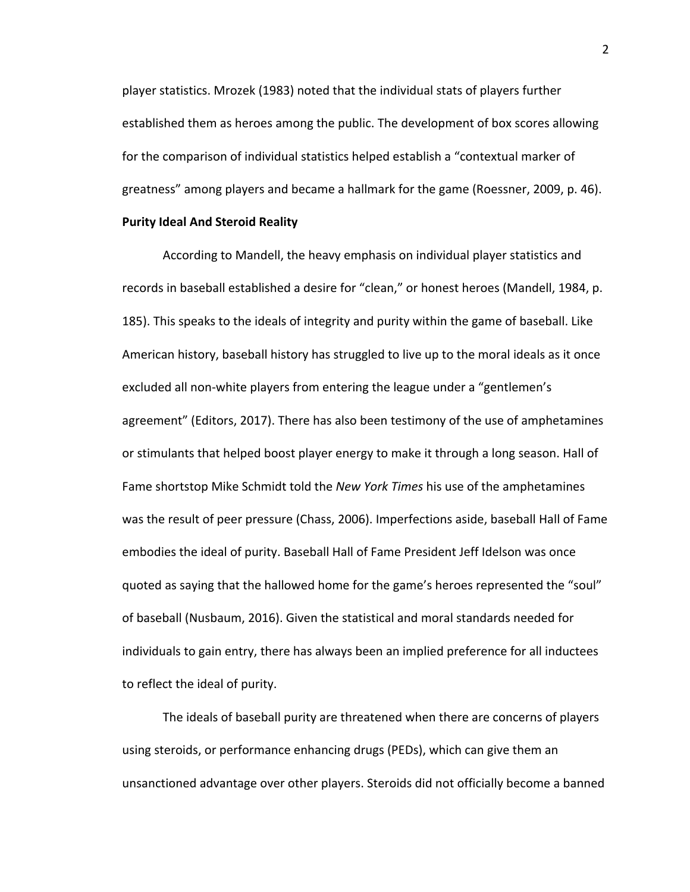player statistics. Mrozek (1983) noted that the individual stats of players further established them as heroes among the public. The development of box scores allowing for the comparison of individual statistics helped establish a "contextual marker of greatness" among players and became a hallmark for the game (Roessner, 2009, p. 46).

**Purity Ideal And Steroid Reality**

According to Mandell, the heavy emphasis on individual player statistics and records in baseball established a desire for "clean," or honest heroes (Mandell, 1984, p. 185). This speaks to the ideals of integrity and purity within the game of baseball. Like American history, baseball history has struggled to live up to the moral ideals as it once excluded all non-white players from entering the league under a "gentlemen's agreement" (Editors, 2017). There has also been testimony of the use of amphetamines or stimulants that helped boost player energy to make it through a long season. Hall of Fame shortstop Mike Schmidt told the *New York Times* his use of the amphetamines was the result of peer pressure (Chass, 2006). Imperfections aside, baseball Hall of Fame embodies the ideal of purity. Baseball Hall of Fame President Jeff Idelson was once quoted as saying that the hallowed home for the game's heroes represented the "soul" of baseball (Nusbaum, 2016). Given the statistical and moral standards needed for individuals to gain entry, there has always been an implied preference for all inductees to reflect the ideal of purity.

The ideals of baseball purity are threatened when there are concerns of players using steroids, or performance enhancing drugs (PEDs), which can give them an unsanctioned advantage over other players. Steroids did not officially become a banned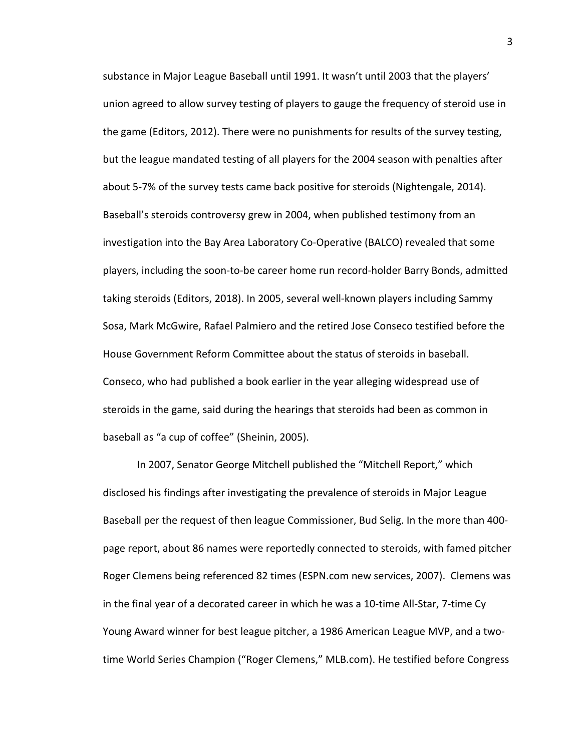substance in Major League Baseball until 1991. It wasn't until 2003 that the players' union agreed to allow survey testing of players to gauge the frequency of steroid use in the game (Editors, 2012). There were no punishments for results of the survey testing, but the league mandated testing of all players for the 2004 season with penalties after about 5-7% of the survey tests came back positive for steroids (Nightengale, 2014). Baseball's steroids controversy grew in 2004, when published testimony from an investigation into the Bay Area Laboratory Co-Operative (BALCO) revealed that some players, including the soon-to-be career home run record-holder Barry Bonds, admitted taking steroids (Editors, 2018). In 2005, several well-known players including Sammy Sosa, Mark McGwire, Rafael Palmiero and the retired Jose Conseco testified before the House Government Reform Committee about the status of steroids in baseball. Conseco, who had published a book earlier in the year alleging widespread use of steroids in the game, said during the hearings that steroids had been as common in baseball as "a cup of coffee" (Sheinin, 2005).

In 2007, Senator George Mitchell published the "Mitchell Report," which disclosed his findings after investigating the prevalence of steroids in Major League Baseball per the request of then league Commissioner, Bud Selig. In the more than 400-page report, about 86 names were reportedly connected to steroids, with famed pitcher Roger Clemens being referenced 82 times (ESPN.com new services, 2007). Clemens was in the final year of a decorated career in which he was a 10-time All-Star, 7-time Cy Young Award winner for best league pitcher, a 1986 American League MVP, and a two-time World Series Champion ("Roger Clemens," MLB.com). He testified before Congress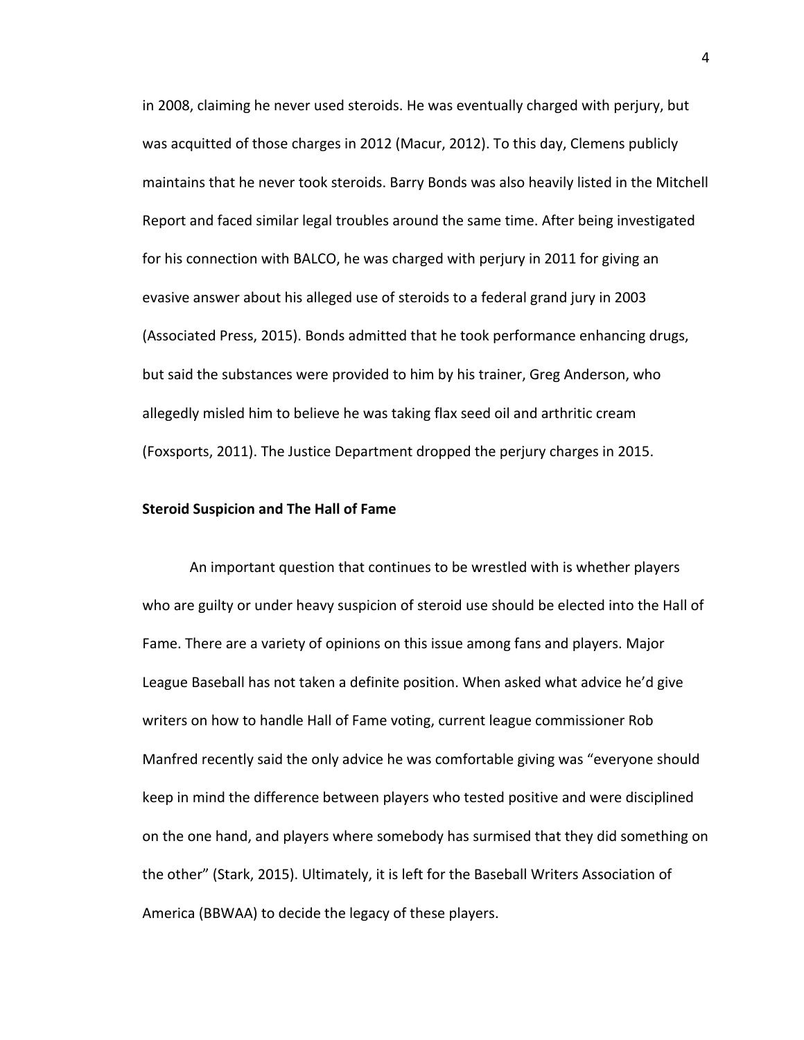in 2008, claiming he never used steroids. He was eventually charged with perjury, but was acquitted of those charges in 2012 (Macur, 2012). To this day, Clemens publicly maintains that he never took steroids. Barry Bonds was also heavily listed in the Mitchell Report and faced similar legal troubles around the same time. After being investigated for his connection with BALCO, he was charged with perjury in 2011 for giving an evasive answer about his alleged use of steroids to a federal grand jury in 2003 (Associated Press, 2015). Bonds admitted that he took performance enhancing drugs, but said the substances were provided to him by his trainer, Greg Anderson, who allegedly misled him to believe he was taking flax seed oil and arthritic cream (Foxsports, 2011). The Justice Department dropped the perjury charges in 2015.

**Steroid Suspicion and The Hall of Fame**

An important question that continues to be wrestled with is whether players who are guilty or under heavy suspicion of steroid use should be elected into the Hall of Fame. There are a variety of opinions on this issue among fans and players. Major League Baseball has not taken a definite position. When asked what advice he'd give writers on how to handle Hall of Fame voting, current league commissioner Rob Manfred recently said the only advice he was comfortable giving was "everyone should keep in mind the difference between players who tested positive and were disciplined on the one hand, and players where somebody has surmised that they did something on the other" (Stark, 2015). Ultimately, it is left for the Baseball Writers Association of America (BBWAA) to decide the legacy of these players.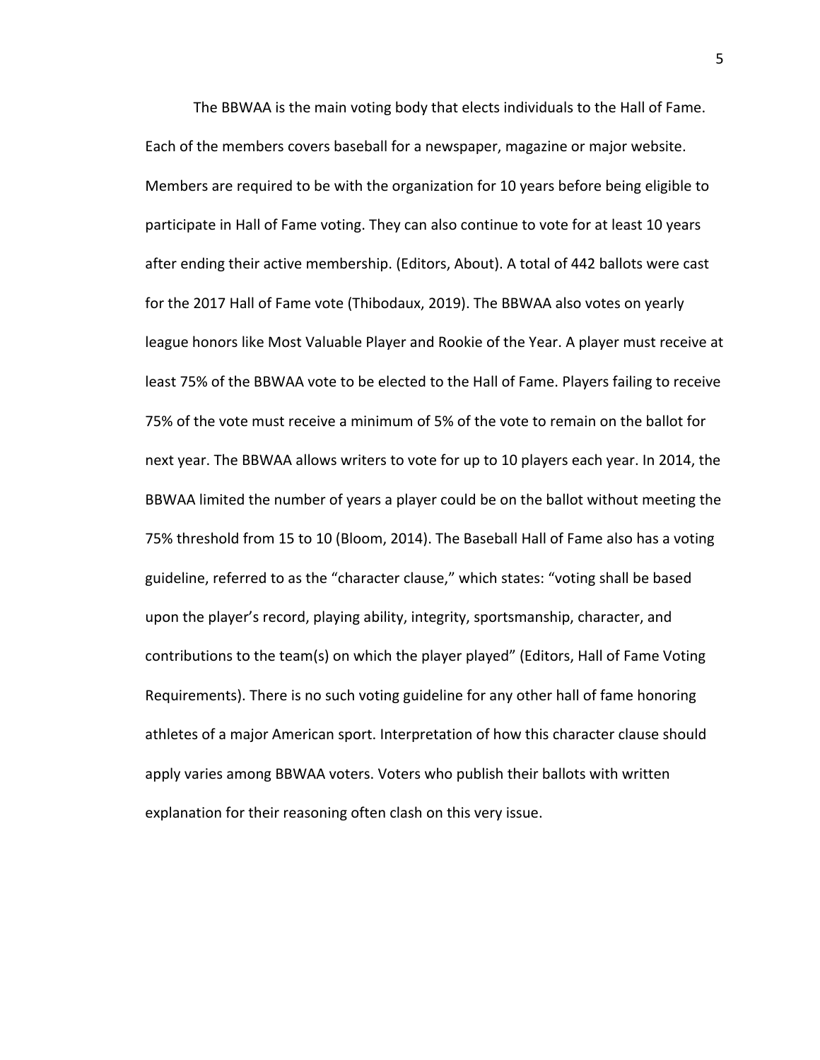The BBWAA is the main voting body that elects individuals to the Hall of Fame. Each of the members covers baseball for a newspaper, magazine or major website. Members are required to be with the organization for 10 years before being eligible to participate in Hall of Fame voting. They can also continue to vote for at least 10 years after ending their active membership. (Editors, About). A total of 442 ballots were cast for the 2017 Hall of Fame vote (Thibodaux, 2019). The BBWAA also votes on yearly league honors like Most Valuable Player and Rookie of the Year. A player must receive at least 75% of the BBWAA vote to be elected to the Hall of Fame. Players failing to receive 75% of the vote must receive a minimum of 5% of the vote to remain on the ballot for next year. The BBWAA allows writers to vote for up to 10 players each year. In 2014, the BBWAA limited the number of years a player could be on the ballot without meeting the 75% threshold from 15 to 10 (Bloom, 2014). The Baseball Hall of Fame also has a voting guideline, referred to as the "character clause," which states: "voting shall be based upon the player's record, playing ability, integrity, sportsmanship, character, and contributions to the team(s) on which the player played" (Editors, Hall of Fame Voting Requirements). There is no such voting guideline for any other hall of fame honoring athletes of a major American sport. Interpretation of how this character clause should apply varies among BBWAA voters. Voters who publish their ballots with written explanation for their reasoning often clash on this very issue.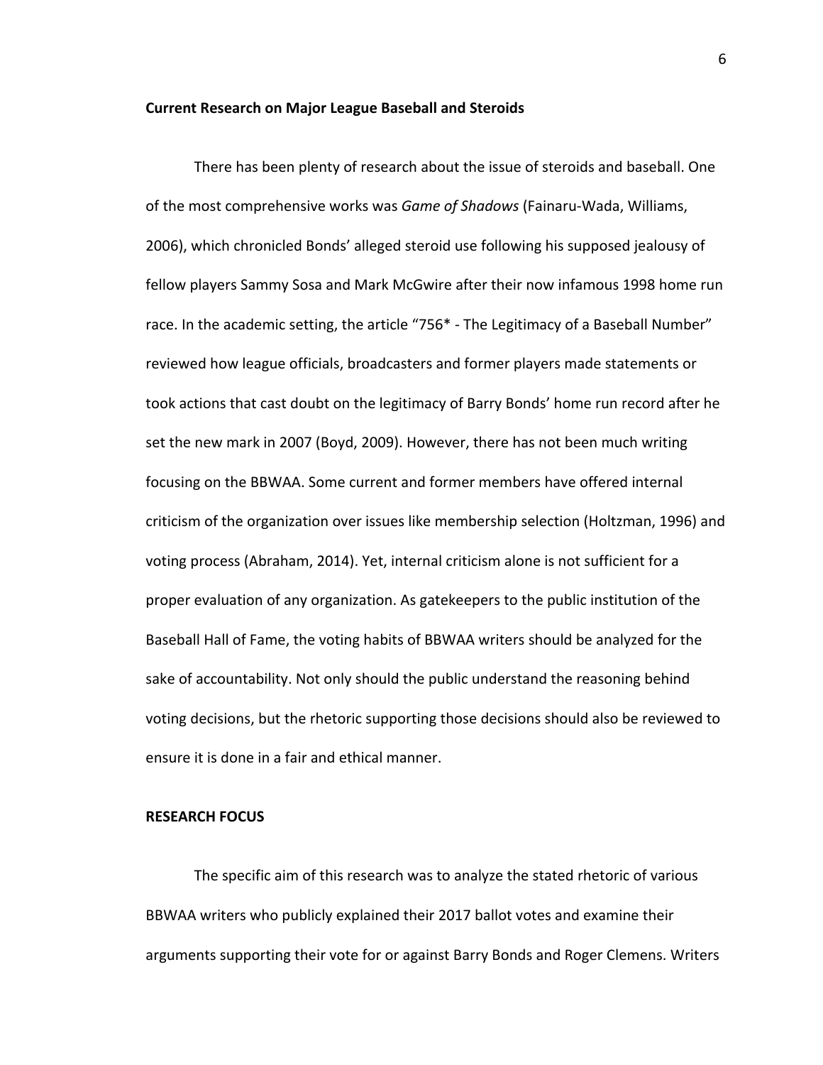## Current Research on Major League Baseball and Steroids

There has been plenty of research about the issue of steroids and baseball. One of the most comprehensive works was *Game of Shadows* (Fainaru-Wada, Williams, 2006), which chronicled Bonds' alleged steroid use following his supposed jealousy of fellow players Sammy Sosa and Mark McGwire after their now infamous 1998 home run race. In the academic setting, the article "756* - The Legitimacy of a Baseball Number" reviewed how league officials, broadcasters and former players made statements or took actions that cast doubt on the legitimacy of Barry Bonds' home run record after he set the new mark in 2007 (Boyd, 2009). However, there has not been much writing focusing on the BBWAA. Some current and former members have offered internal criticism of the organization over issues like membership selection (Holtzman, 1996) and voting process (Abraham, 2014). Yet, internal criticism alone is not sufficient for a proper evaluation of any organization. As gatekeepers to the public institution of the Baseball Hall of Fame, the voting habits of BBWAA writers should be analyzed for the sake of accountability. Not only should the public understand the reasoning behind voting decisions, but the rhetoric supporting those decisions should also be reviewed to ensure it is done in a fair and ethical manner.

## RESEARCH FOCUS

The specific aim of this research was to analyze the stated rhetoric of various BBWAA writers who publicly explained their 2017 ballot votes and examine their arguments supporting their vote for or against Barry Bonds and Roger Clemens. Writers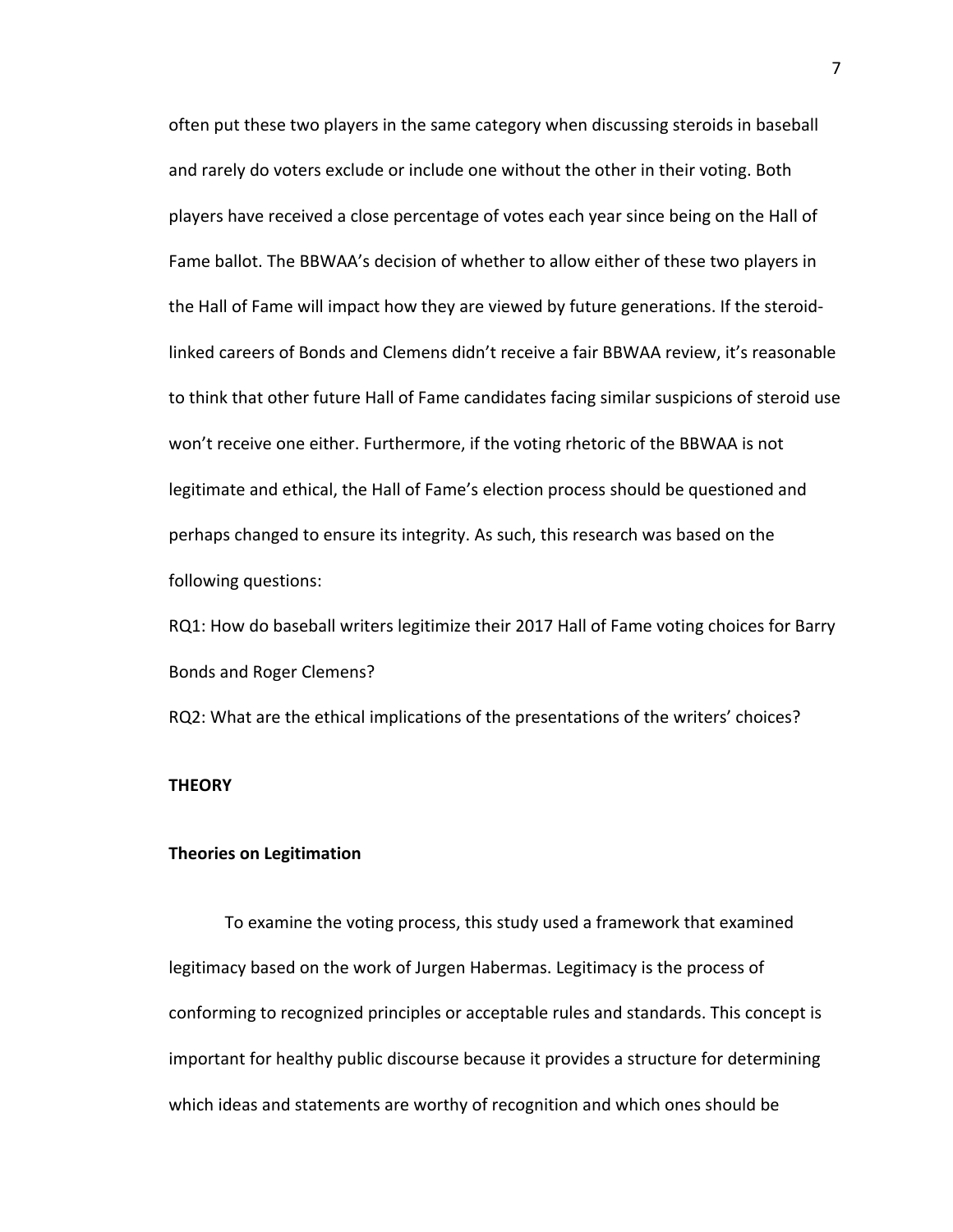often put these two players in the same category when discussing steroids in baseball and rarely do voters exclude or include one without the other in their voting. Both players have received a close percentage of votes each year since being on the Hall of Fame ballot. The BBWAA's decision of whether to allow either of these two players in the Hall of Fame will impact how they are viewed by future generations. If the steroid-linked careers of Bonds and Clemens didn't receive a fair BBWAA review, it's reasonable to think that other future Hall of Fame candidates facing similar suspicions of steroid use won't receive one either. Furthermore, if the voting rhetoric of the BBWAA is not legitimate and ethical, the Hall of Fame's election process should be questioned and perhaps changed to ensure its integrity. As such, this research was based on the following questions:

RQ1: How do baseball writers legitimize their 2017 Hall of Fame voting choices for Barry Bonds and Roger Clemens?

RQ2: What are the ethical implications of the presentations of the writers' choices?

## THEORY

### Theories on Legitimation

To examine the voting process, this study used a framework that examined legitimacy based on the work of Jurgen Habermas. Legitimacy is the process of conforming to recognized principles or acceptable rules and standards. This concept is important for healthy public discourse because it provides a structure for determining which ideas and statements are worthy of recognition and which ones should be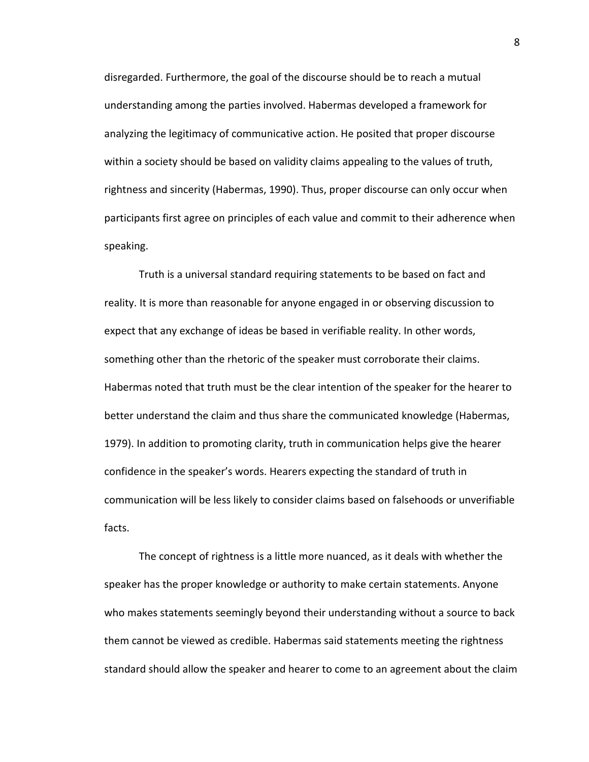disregarded. Furthermore, the goal of the discourse should be to reach a mutual understanding among the parties involved. Habermas developed a framework for analyzing the legitimacy of communicative action. He posited that proper discourse within a society should be based on validity claims appealing to the values of truth, rightness and sincerity (Habermas, 1990). Thus, proper discourse can only occur when participants first agree on principles of each value and commit to their adherence when speaking.

Truth is a universal standard requiring statements to be based on fact and reality. It is more than reasonable for anyone engaged in or observing discussion to expect that any exchange of ideas be based in verifiable reality. In other words, something other than the rhetoric of the speaker must corroborate their claims. Habermas noted that truth must be the clear intention of the speaker for the hearer to better understand the claim and thus share the communicated knowledge (Habermas, 1979). In addition to promoting clarity, truth in communication helps give the hearer confidence in the speaker's words. Hearers expecting the standard of truth in communication will be less likely to consider claims based on falsehoods or unverifiable facts.

The concept of rightness is a little more nuanced, as it deals with whether the speaker has the proper knowledge or authority to make certain statements. Anyone who makes statements seemingly beyond their understanding without a source to back them cannot be viewed as credible. Habermas said statements meeting the rightness standard should allow the speaker and hearer to come to an agreement about the claim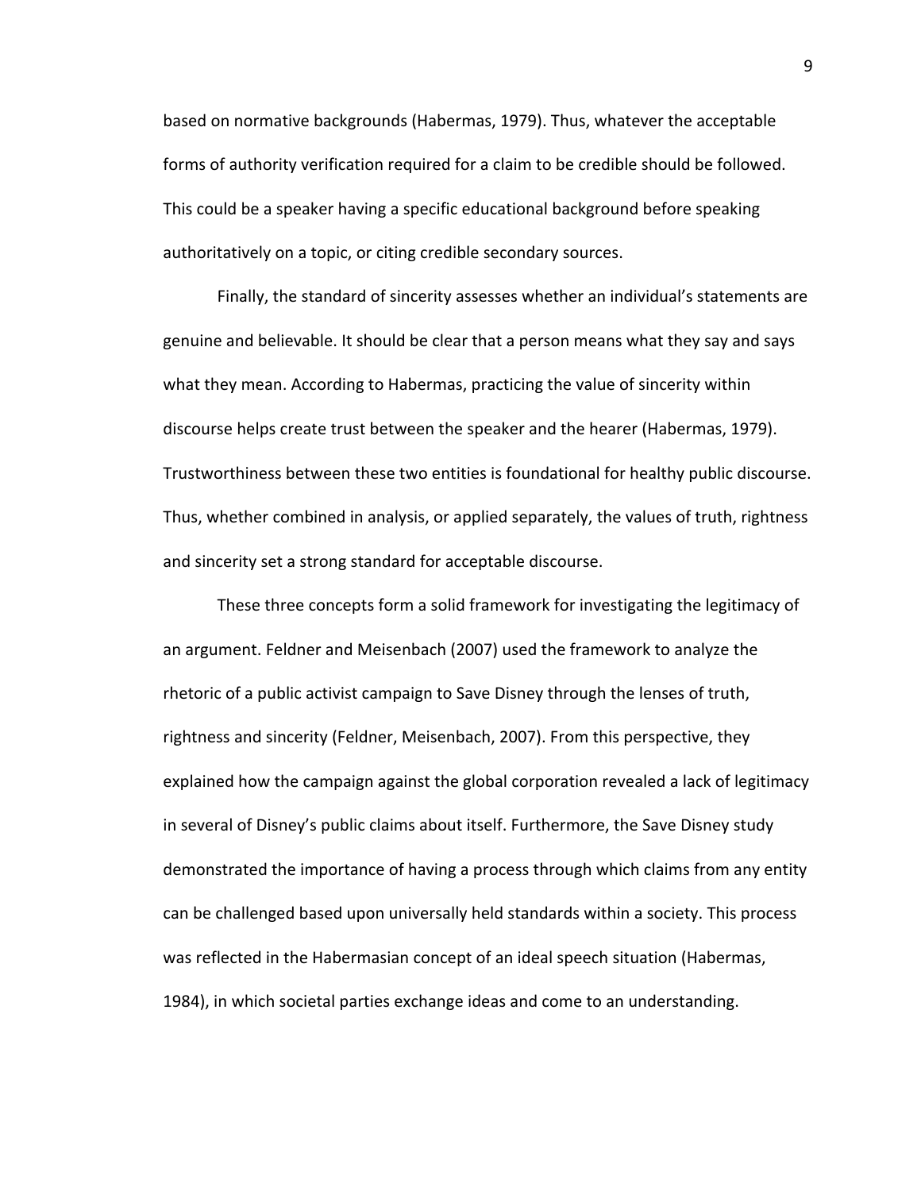based on normative backgrounds (Habermas, 1979). Thus, whatever the acceptable forms of authority verification required for a claim to be credible should be followed. This could be a speaker having a specific educational background before speaking authoritatively on a topic, or citing credible secondary sources.

Finally, the standard of sincerity assesses whether an individual's statements are genuine and believable. It should be clear that a person means what they say and says what they mean. According to Habermas, practicing the value of sincerity within discourse helps create trust between the speaker and the hearer (Habermas, 1979). Trustworthiness between these two entities is foundational for healthy public discourse. Thus, whether combined in analysis, or applied separately, the values of truth, rightness and sincerity set a strong standard for acceptable discourse.

These three concepts form a solid framework for investigating the legitimacy of an argument. Feldner and Meisenbach (2007) used the framework to analyze the rhetoric of a public activist campaign to Save Disney through the lenses of truth, rightness and sincerity (Feldner, Meisenbach, 2007). From this perspective, they explained how the campaign against the global corporation revealed a lack of legitimacy in several of Disney's public claims about itself. Furthermore, the Save Disney study demonstrated the importance of having a process through which claims from any entity can be challenged based upon universally held standards within a society. This process was reflected in the Habermasian concept of an ideal speech situation (Habermas, 1984), in which societal parties exchange ideas and come to an understanding.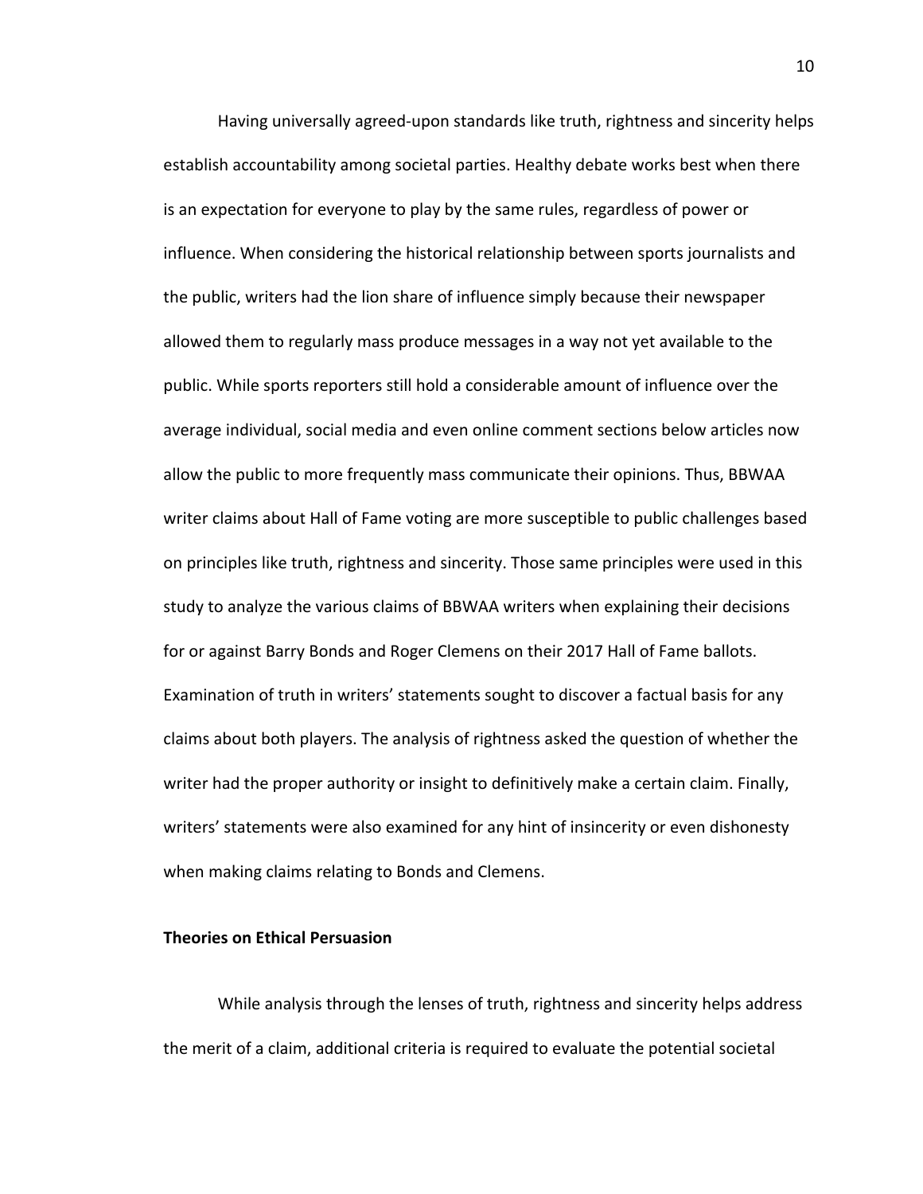Having universally agreed-upon standards like truth, rightness and sincerity helps establish accountability among societal parties. Healthy debate works best when there is an expectation for everyone to play by the same rules, regardless of power or influence. When considering the historical relationship between sports journalists and the public, writers had the lion share of influence simply because their newspaper allowed them to regularly mass produce messages in a way not yet available to the public. While sports reporters still hold a considerable amount of influence over the average individual, social media and even online comment sections below articles now allow the public to more frequently mass communicate their opinions. Thus, BBWAA writer claims about Hall of Fame voting are more susceptible to public challenges based on principles like truth, rightness and sincerity. Those same principles were used in this study to analyze the various claims of BBWAA writers when explaining their decisions for or against Barry Bonds and Roger Clemens on their 2017 Hall of Fame ballots. Examination of truth in writers' statements sought to discover a factual basis for any claims about both players. The analysis of rightness asked the question of whether the writer had the proper authority or insight to definitively make a certain claim. Finally, writers' statements were also examined for any hint of insincerity or even dishonesty when making claims relating to Bonds and Clemens.

**Theories on Ethical Persuasion**

While analysis through the lenses of truth, rightness and sincerity helps address the merit of a claim, additional criteria is required to evaluate the potential societal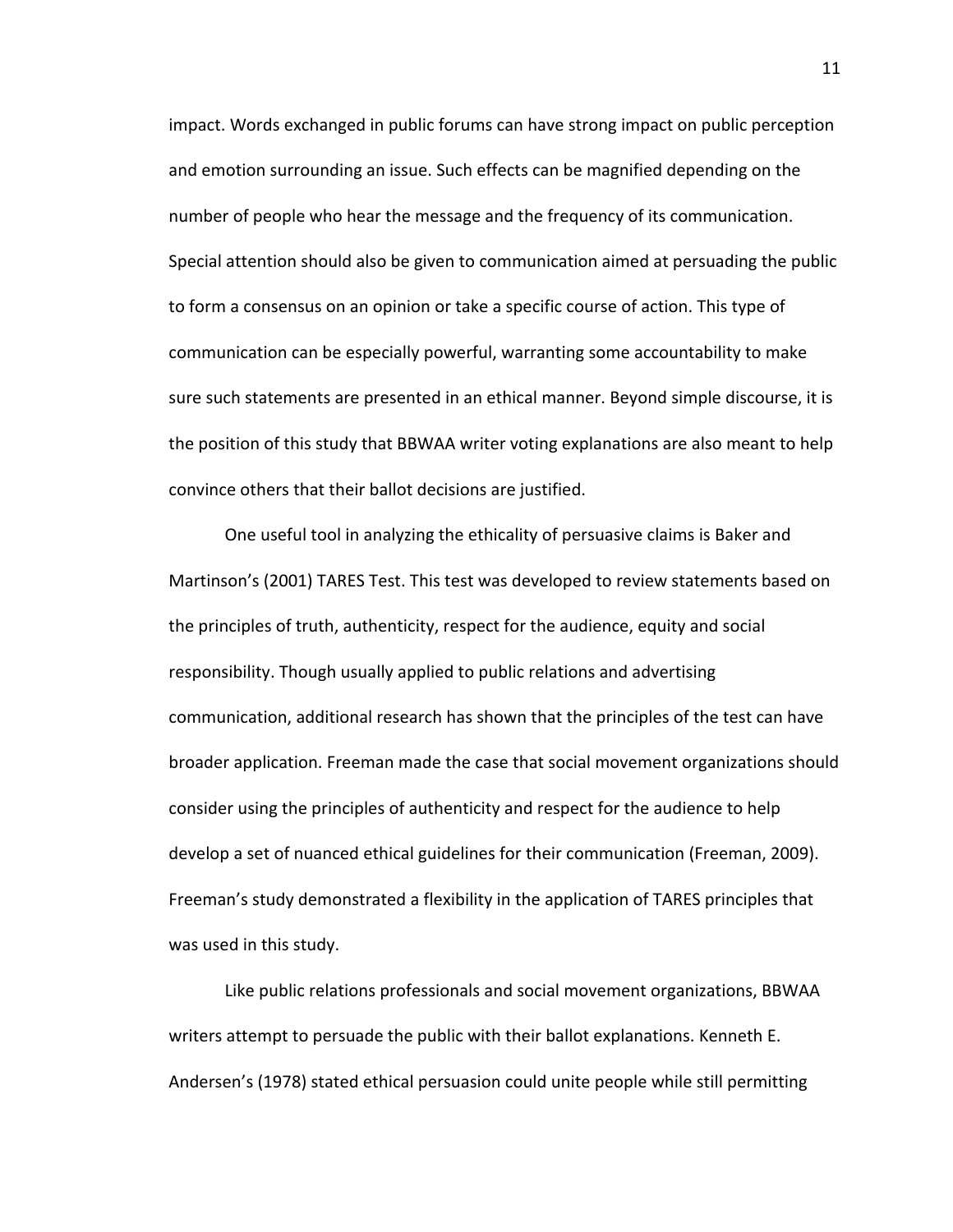impact. Words exchanged in public forums can have strong impact on public perception and emotion surrounding an issue. Such effects can be magnified depending on the number of people who hear the message and the frequency of its communication. Special attention should also be given to communication aimed at persuading the public to form a consensus on an opinion or take a specific course of action. This type of communication can be especially powerful, warranting some accountability to make sure such statements are presented in an ethical manner. Beyond simple discourse, it is the position of this study that BBWAA writer voting explanations are also meant to help convince others that their ballot decisions are justified.

One useful tool in analyzing the ethicality of persuasive claims is Baker and Martinson's (2001) TARES Test. This test was developed to review statements based on the principles of truth, authenticity, respect for the audience, equity and social responsibility. Though usually applied to public relations and advertising communication, additional research has shown that the principles of the test can have broader application. Freeman made the case that social movement organizations should consider using the principles of authenticity and respect for the audience to help develop a set of nuanced ethical guidelines for their communication (Freeman, 2009). Freeman's study demonstrated a flexibility in the application of TARES principles that was used in this study.

Like public relations professionals and social movement organizations, BBWAA writers attempt to persuade the public with their ballot explanations. Kenneth E. Andersen's (1978) stated ethical persuasion could unite people while still permitting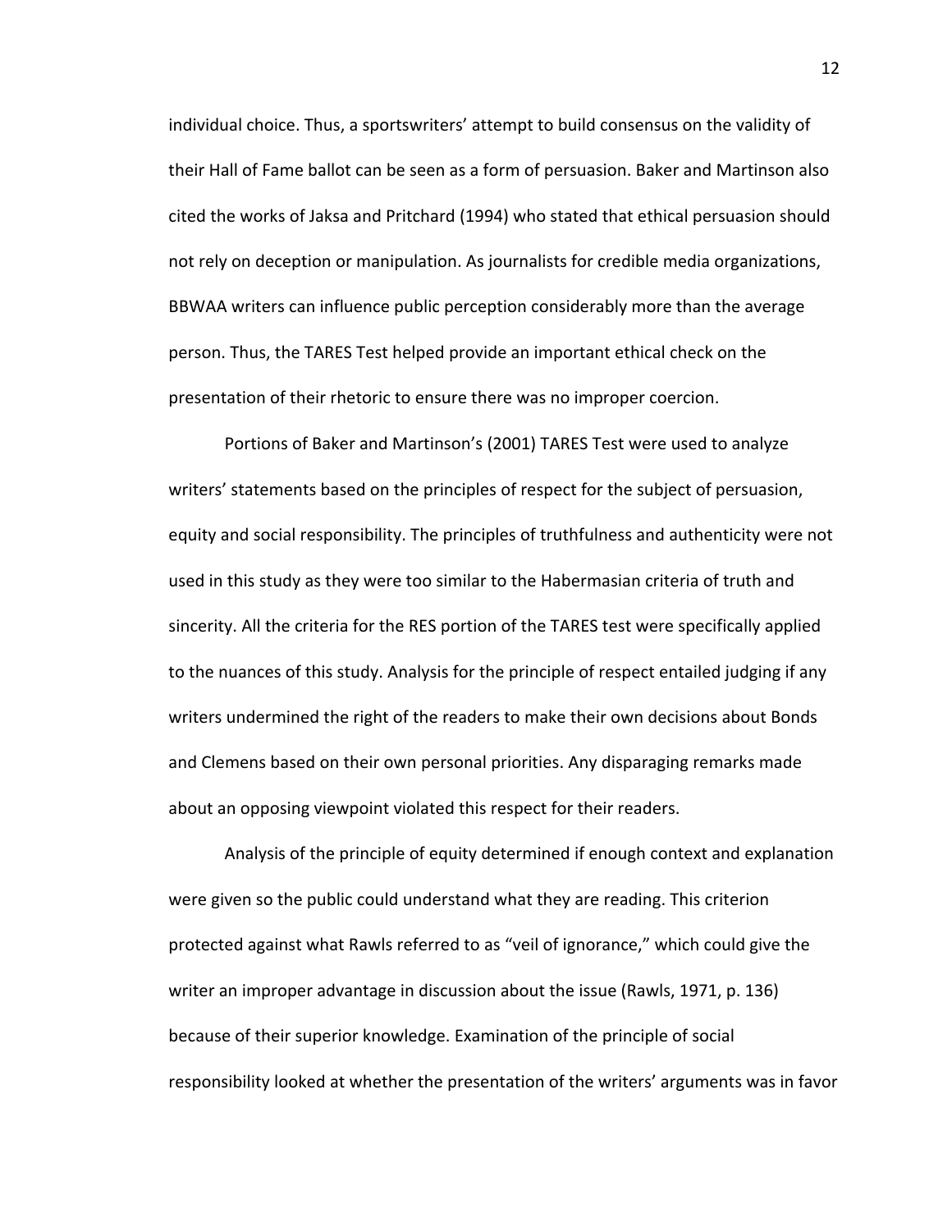individual choice. Thus, a sportswriters' attempt to build consensus on the validity of their Hall of Fame ballot can be seen as a form of persuasion. Baker and Martinson also cited the works of Jaksa and Pritchard (1994) who stated that ethical persuasion should not rely on deception or manipulation. As journalists for credible media organizations, BBWAA writers can influence public perception considerably more than the average person. Thus, the TARES Test helped provide an important ethical check on the presentation of their rhetoric to ensure there was no improper coercion.

Portions of Baker and Martinson's (2001) TARES Test were used to analyze writers' statements based on the principles of respect for the subject of persuasion, equity and social responsibility. The principles of truthfulness and authenticity were not used in this study as they were too similar to the Habermasian criteria of truth and sincerity. All the criteria for the RES portion of the TARES test were specifically applied to the nuances of this study. Analysis for the principle of respect entailed judging if any writers undermined the right of the readers to make their own decisions about Bonds and Clemens based on their own personal priorities. Any disparaging remarks made about an opposing viewpoint violated this respect for their readers.

Analysis of the principle of equity determined if enough context and explanation were given so the public could understand what they are reading. This criterion protected against what Rawls referred to as "veil of ignorance," which could give the writer an improper advantage in discussion about the issue (Rawls, 1971, p. 136) because of their superior knowledge. Examination of the principle of social responsibility looked at whether the presentation of the writers' arguments was in favor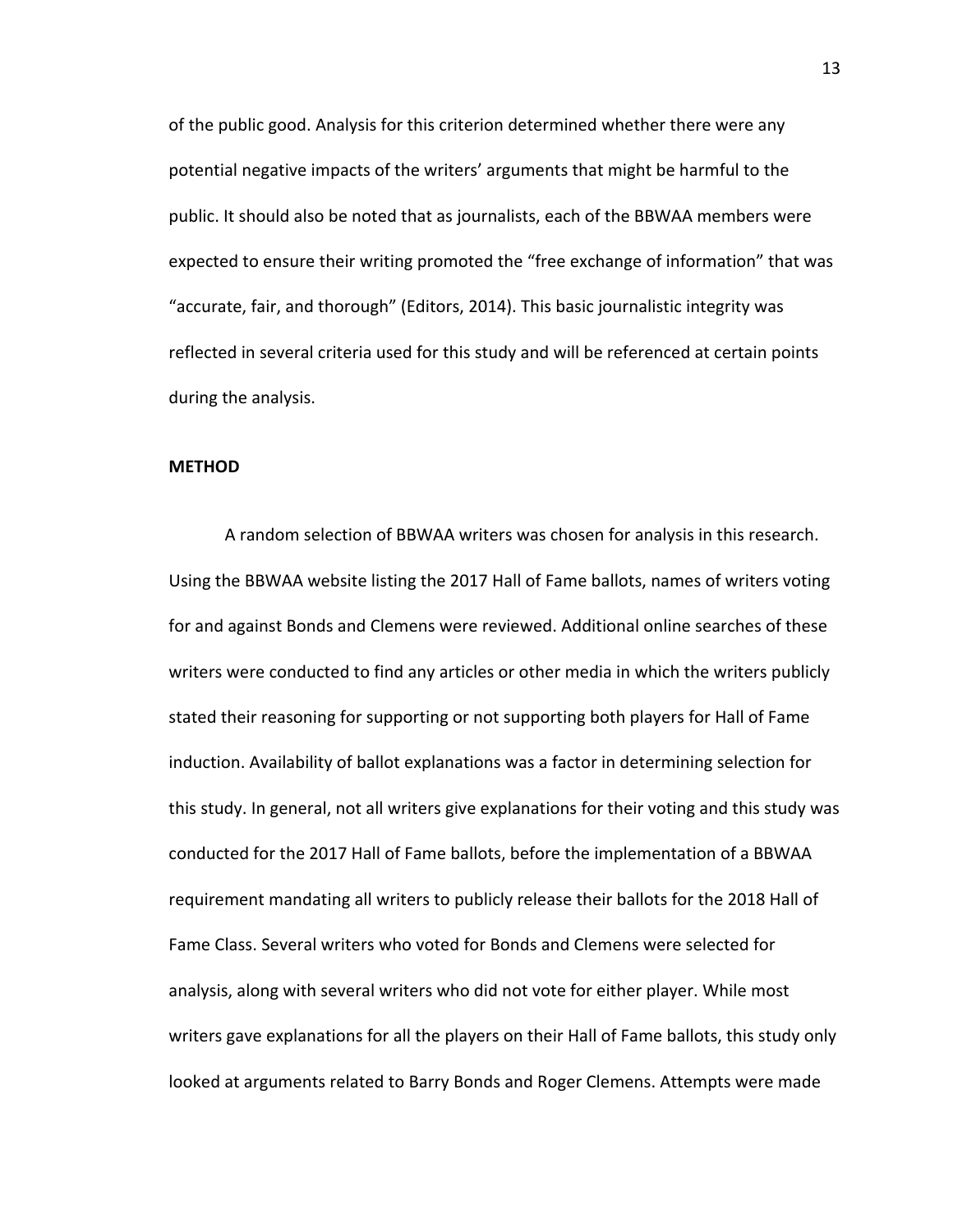of the public good. Analysis for this criterion determined whether there were any potential negative impacts of the writers' arguments that might be harmful to the public. It should also be noted that as journalists, each of the BBWAA members were expected to ensure their writing promoted the "free exchange of information" that was "accurate, fair, and thorough" (Editors, 2014). This basic journalistic integrity was reflected in several criteria used for this study and will be referenced at certain points during the analysis.

## METHOD

A random selection of BBWAA writers was chosen for analysis in this research. Using the BBWAA website listing the 2017 Hall of Fame ballots, names of writers voting for and against Bonds and Clemens were reviewed. Additional online searches of these writers were conducted to find any articles or other media in which the writers publicly stated their reasoning for supporting or not supporting both players for Hall of Fame induction. Availability of ballot explanations was a factor in determining selection for this study. In general, not all writers give explanations for their voting and this study was conducted for the 2017 Hall of Fame ballots, before the implementation of a BBWAA requirement mandating all writers to publicly release their ballots for the 2018 Hall of Fame Class. Several writers who voted for Bonds and Clemens were selected for analysis, along with several writers who did not vote for either player. While most writers gave explanations for all the players on their Hall of Fame ballots, this study only looked at arguments related to Barry Bonds and Roger Clemens. Attempts were made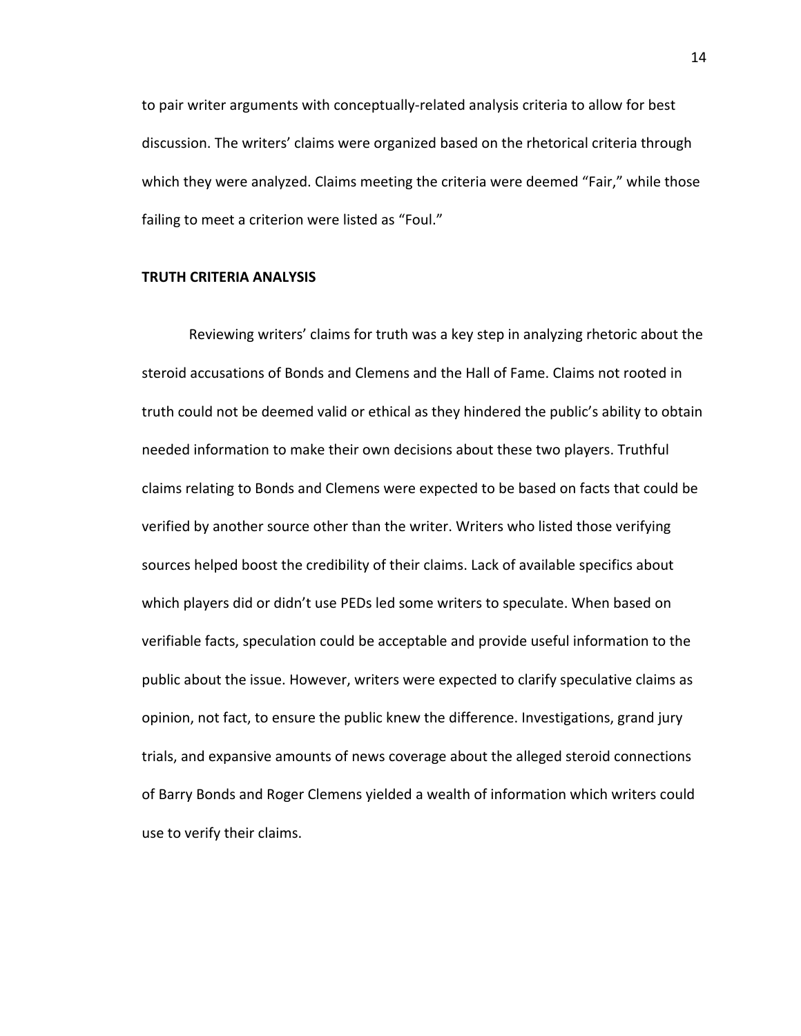to pair writer arguments with conceptually-related analysis criteria to allow for best discussion. The writers' claims were organized based on the rhetorical criteria through which they were analyzed. Claims meeting the criteria were deemed "Fair," while those failing to meet a criterion were listed as "Foul."

## TRUTH CRITERIA ANALYSIS

Reviewing writers' claims for truth was a key step in analyzing rhetoric about the steroid accusations of Bonds and Clemens and the Hall of Fame. Claims not rooted in truth could not be deemed valid or ethical as they hindered the public's ability to obtain needed information to make their own decisions about these two players. Truthful claims relating to Bonds and Clemens were expected to be based on facts that could be verified by another source other than the writer. Writers who listed those verifying sources helped boost the credibility of their claims. Lack of available specifics about which players did or didn't use PEDs led some writers to speculate. When based on verifiable facts, speculation could be acceptable and provide useful information to the public about the issue. However, writers were expected to clarify speculative claims as opinion, not fact, to ensure the public knew the difference. Investigations, grand jury trials, and expansive amounts of news coverage about the alleged steroid connections of Barry Bonds and Roger Clemens yielded a wealth of information which writers could use to verify their claims.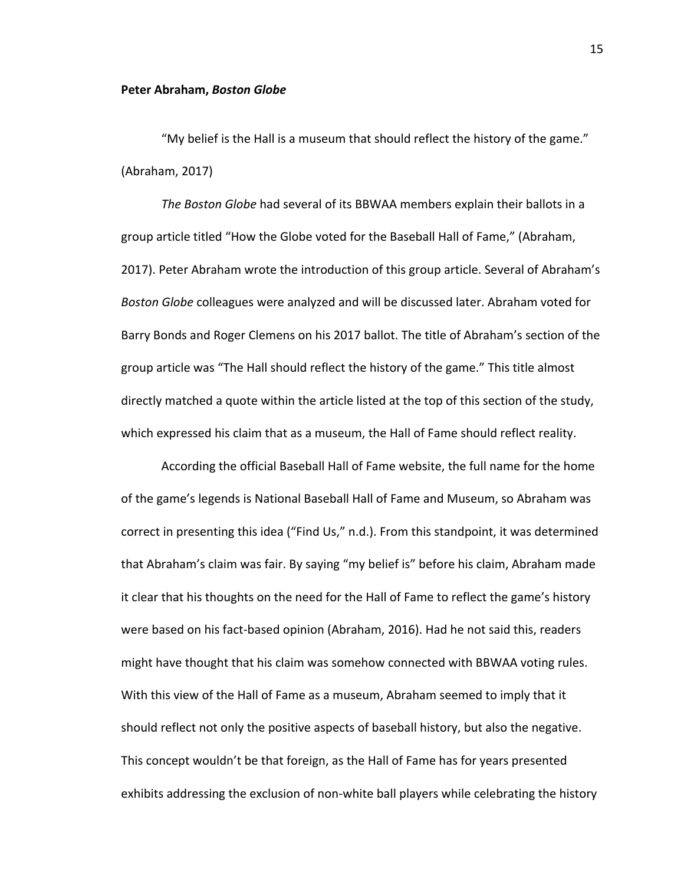**Peter Abraham, *Boston Globe***

"My belief is the Hall is a museum that should reflect the history of the game." (Abraham, 2017)

*The Boston Globe* had several of its BBWAA members explain their ballots in a group article titled "How the Globe voted for the Baseball Hall of Fame," (Abraham, 2017). Peter Abraham wrote the introduction of this group article. Several of Abraham's *Boston Globe* colleagues were analyzed and will be discussed later. Abraham voted for Barry Bonds and Roger Clemens on his 2017 ballot. The title of Abraham's section of the group article was "The Hall should reflect the history of the game." This title almost directly matched a quote within the article listed at the top of this section of the study, which expressed his claim that as a museum, the Hall of Fame should reflect reality.

According the official Baseball Hall of Fame website, the full name for the home of the game's legends is National Baseball Hall of Fame and Museum, so Abraham was correct in presenting this idea ("Find Us," n.d.). From this standpoint, it was determined that Abraham's claim was fair. By saying "my belief is" before his claim, Abraham made it clear that his thoughts on the need for the Hall of Fame to reflect the game's history were based on his fact-based opinion (Abraham, 2016). Had he not said this, readers might have thought that his claim was somehow connected with BBWAA voting rules. With this view of the Hall of Fame as a museum, Abraham seemed to imply that it should reflect not only the positive aspects of baseball history, but also the negative. This concept wouldn't be that foreign, as the Hall of Fame has for years presented exhibits addressing the exclusion of non-white ball players while celebrating the history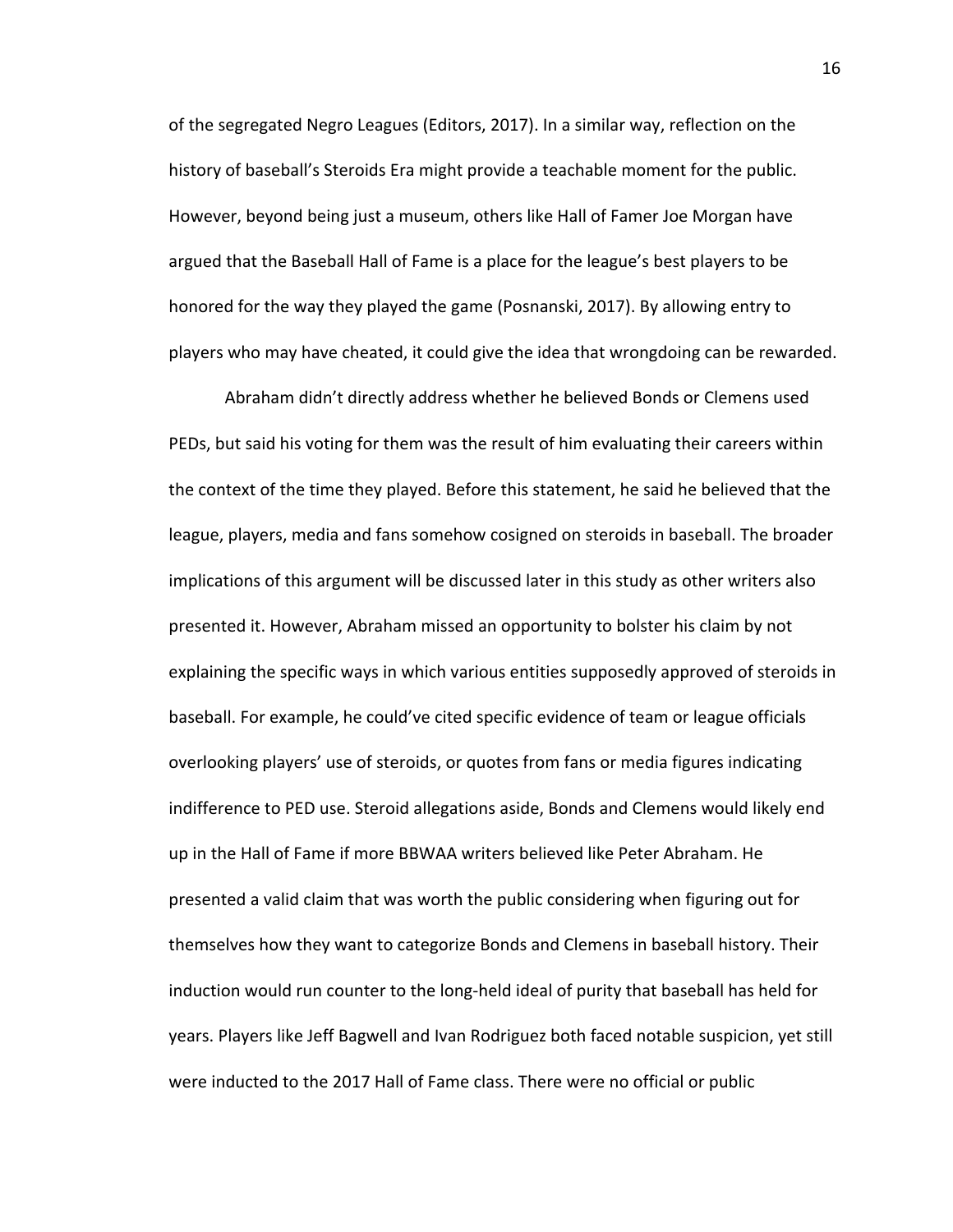of the segregated Negro Leagues (Editors, 2017). In a similar way, reflection on the history of baseball's Steroids Era might provide a teachable moment for the public. However, beyond being just a museum, others like Hall of Famer Joe Morgan have argued that the Baseball Hall of Fame is a place for the league's best players to be honored for the way they played the game (Posnanski, 2017). By allowing entry to players who may have cheated, it could give the idea that wrongdoing can be rewarded.

Abraham didn't directly address whether he believed Bonds or Clemens used PEDs, but said his voting for them was the result of him evaluating their careers within the context of the time they played. Before this statement, he said he believed that the league, players, media and fans somehow cosigned on steroids in baseball. The broader implications of this argument will be discussed later in this study as other writers also presented it. However, Abraham missed an opportunity to bolster his claim by not explaining the specific ways in which various entities supposedly approved of steroids in baseball. For example, he could've cited specific evidence of team or league officials overlooking players' use of steroids, or quotes from fans or media figures indicating indifference to PED use. Steroid allegations aside, Bonds and Clemens would likely end up in the Hall of Fame if more BBWAA writers believed like Peter Abraham. He presented a valid claim that was worth the public considering when figuring out for themselves how they want to categorize Bonds and Clemens in baseball history. Their induction would run counter to the long-held ideal of purity that baseball has held for years. Players like Jeff Bagwell and Ivan Rodriguez both faced notable suspicion, yet still were inducted to the 2017 Hall of Fame class. There were no official or public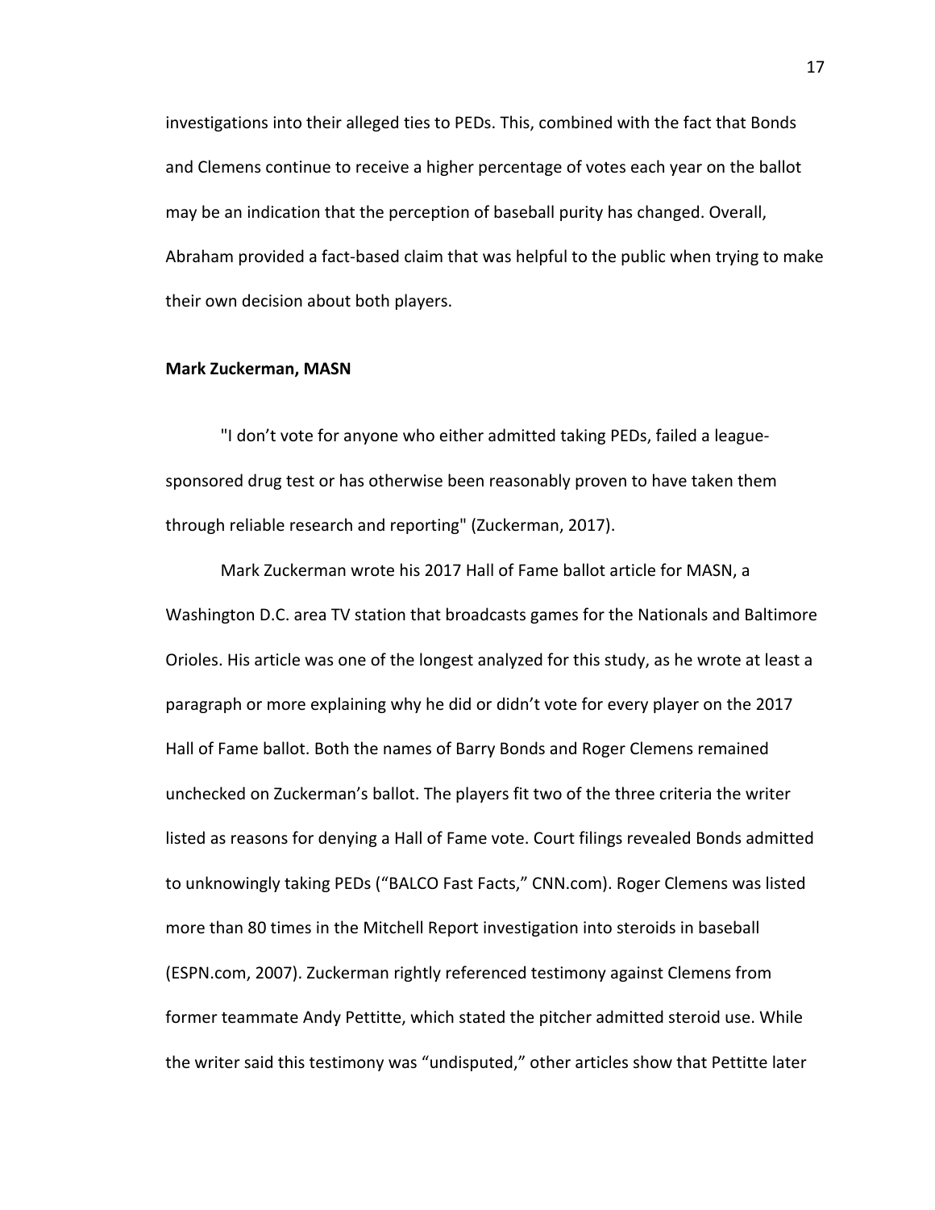investigations into their alleged ties to PEDs. This, combined with the fact that Bonds and Clemens continue to receive a higher percentage of votes each year on the ballot may be an indication that the perception of baseball purity has changed. Overall, Abraham provided a fact-based claim that was helpful to the public when trying to make their own decision about both players.

**Mark Zuckerman, MASN**

"I don't vote for anyone who either admitted taking PEDs, failed a league-sponsored drug test or has otherwise been reasonably proven to have taken them through reliable research and reporting" (Zuckerman, 2017).

Mark Zuckerman wrote his 2017 Hall of Fame ballot article for MASN, a Washington D.C. area TV station that broadcasts games for the Nationals and Baltimore Orioles. His article was one of the longest analyzed for this study, as he wrote at least a paragraph or more explaining why he did or didn't vote for every player on the 2017 Hall of Fame ballot. Both the names of Barry Bonds and Roger Clemens remained unchecked on Zuckerman's ballot. The players fit two of the three criteria the writer listed as reasons for denying a Hall of Fame vote. Court filings revealed Bonds admitted to unknowingly taking PEDs ("BALCO Fast Facts," CNN.com). Roger Clemens was listed more than 80 times in the Mitchell Report investigation into steroids in baseball (ESPN.com, 2007). Zuckerman rightly referenced testimony against Clemens from former teammate Andy Pettitte, which stated the pitcher admitted steroid use. While the writer said this testimony was "undisputed," other articles show that Pettitte later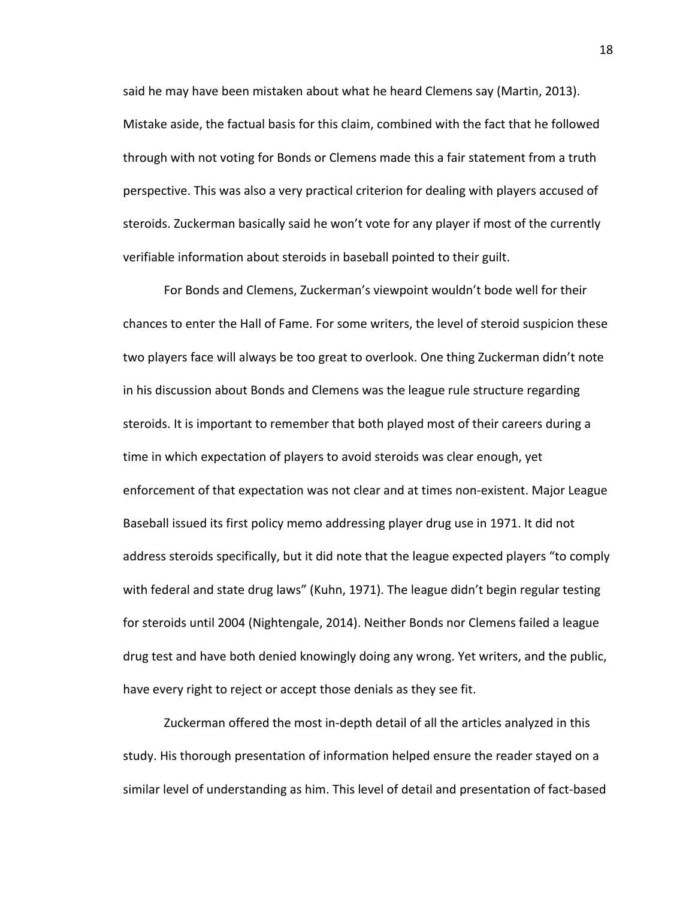said he may have been mistaken about what he heard Clemens say (Martin, 2013). Mistake aside, the factual basis for this claim, combined with the fact that he followed through with not voting for Bonds or Clemens made this a fair statement from a truth perspective. This was also a very practical criterion for dealing with players accused of steroids. Zuckerman basically said he won't vote for any player if most of the currently verifiable information about steroids in baseball pointed to their guilt.

For Bonds and Clemens, Zuckerman's viewpoint wouldn't bode well for their chances to enter the Hall of Fame. For some writers, the level of steroid suspicion these two players face will always be too great to overlook. One thing Zuckerman didn't note in his discussion about Bonds and Clemens was the league rule structure regarding steroids. It is important to remember that both played most of their careers during a time in which expectation of players to avoid steroids was clear enough, yet enforcement of that expectation was not clear and at times non-existent. Major League Baseball issued its first policy memo addressing player drug use in 1971. It did not address steroids specifically, but it did note that the league expected players "to comply with federal and state drug laws" (Kuhn, 1971). The league didn't begin regular testing for steroids until 2004 (Nightengale, 2014). Neither Bonds nor Clemens failed a league drug test and have both denied knowingly doing any wrong. Yet writers, and the public, have every right to reject or accept those denials as they see fit.

Zuckerman offered the most in-depth detail of all the articles analyzed in this study. His thorough presentation of information helped ensure the reader stayed on a similar level of understanding as him. This level of detail and presentation of fact-based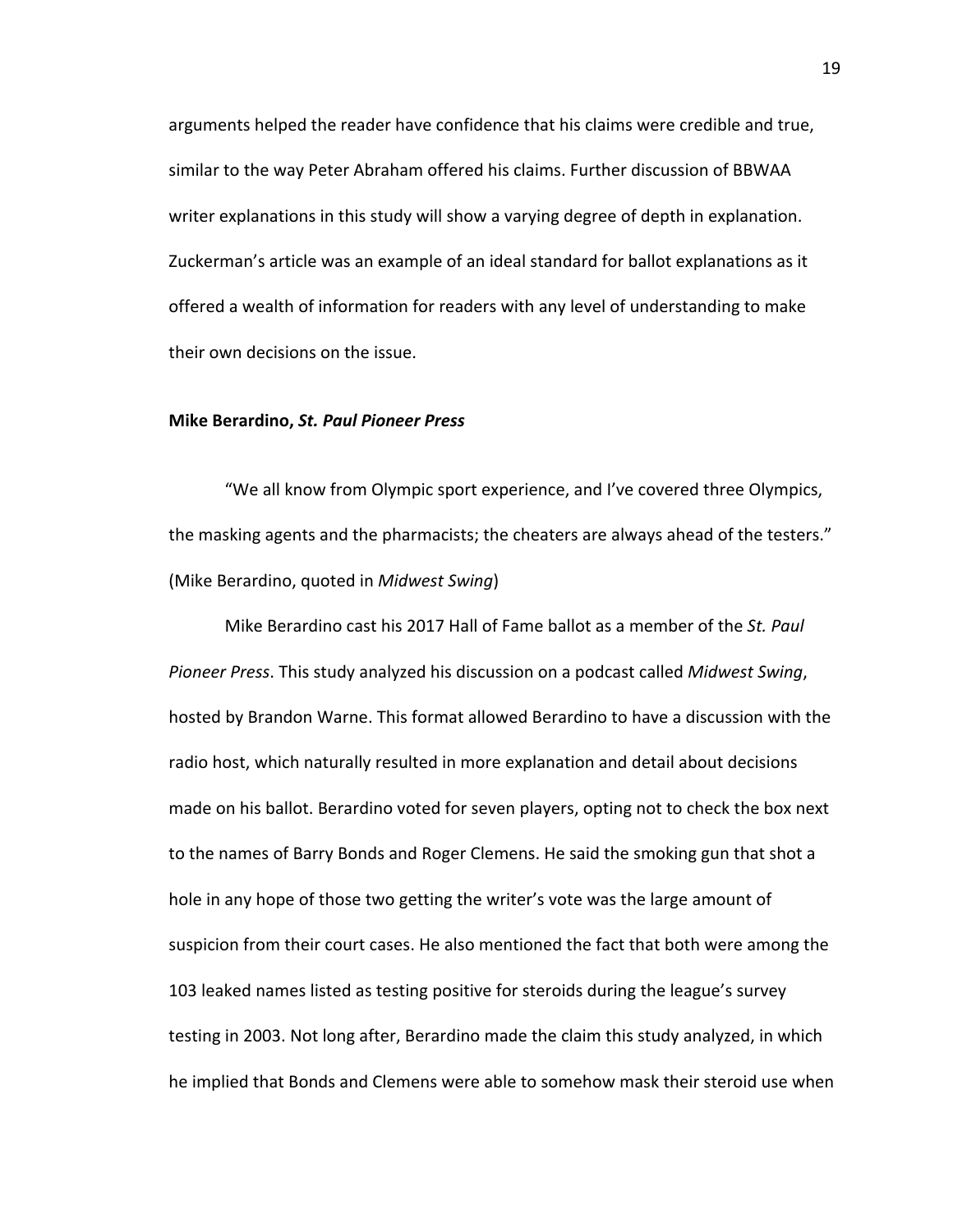arguments helped the reader have confidence that his claims were credible and true, similar to the way Peter Abraham offered his claims. Further discussion of BBWAA writer explanations in this study will show a varying degree of depth in explanation. Zuckerman's article was an example of an ideal standard for ballot explanations as it offered a wealth of information for readers with any level of understanding to make their own decisions on the issue.

### Mike Berardino, *St. Paul Pioneer Press*

"We all know from Olympic sport experience, and I've covered three Olympics, the masking agents and the pharmacists; the cheaters are always ahead of the testers." (Mike Berardino, quoted in *Midwest Swing*)

Mike Berardino cast his 2017 Hall of Fame ballot as a member of the *St. Paul Pioneer Press*. This study analyzed his discussion on a podcast called *Midwest Swing*, hosted by Brandon Warne. This format allowed Berardino to have a discussion with the radio host, which naturally resulted in more explanation and detail about decisions made on his ballot. Berardino voted for seven players, opting not to check the box next to the names of Barry Bonds and Roger Clemens. He said the smoking gun that shot a hole in any hope of those two getting the writer's vote was the large amount of suspicion from their court cases. He also mentioned the fact that both were among the 103 leaked names listed as testing positive for steroids during the league's survey testing in 2003. Not long after, Berardino made the claim this study analyzed, in which he implied that Bonds and Clemens were able to somehow mask their steroid use when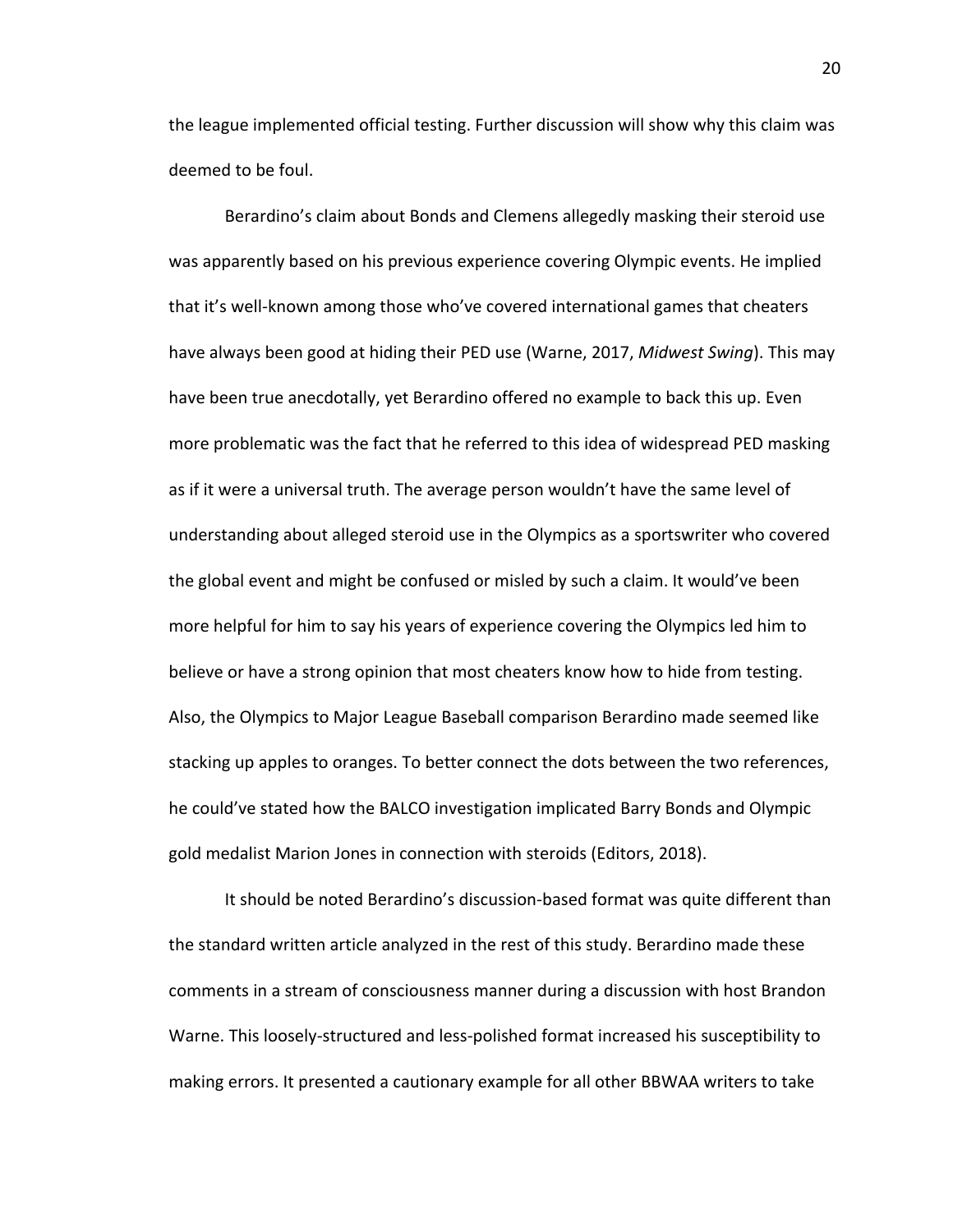the league implemented official testing. Further discussion will show why this claim was deemed to be foul.

Berardino's claim about Bonds and Clemens allegedly masking their steroid use was apparently based on his previous experience covering Olympic events. He implied that it's well-known among those who've covered international games that cheaters have always been good at hiding their PED use (Warne, 2017, *Midwest Swing*). This may have been true anecdotally, yet Berardino offered no example to back this up. Even more problematic was the fact that he referred to this idea of widespread PED masking as if it were a universal truth. The average person wouldn't have the same level of understanding about alleged steroid use in the Olympics as a sportswriter who covered the global event and might be confused or misled by such a claim. It would've been more helpful for him to say his years of experience covering the Olympics led him to believe or have a strong opinion that most cheaters know how to hide from testing. Also, the Olympics to Major League Baseball comparison Berardino made seemed like stacking up apples to oranges. To better connect the dots between the two references, he could've stated how the BALCO investigation implicated Barry Bonds and Olympic gold medalist Marion Jones in connection with steroids (Editors, 2018).

It should be noted Berardino's discussion-based format was quite different than the standard written article analyzed in the rest of this study. Berardino made these comments in a stream of consciousness manner during a discussion with host Brandon Warne. This loosely-structured and less-polished format increased his susceptibility to making errors. It presented a cautionary example for all other BBWAA writers to take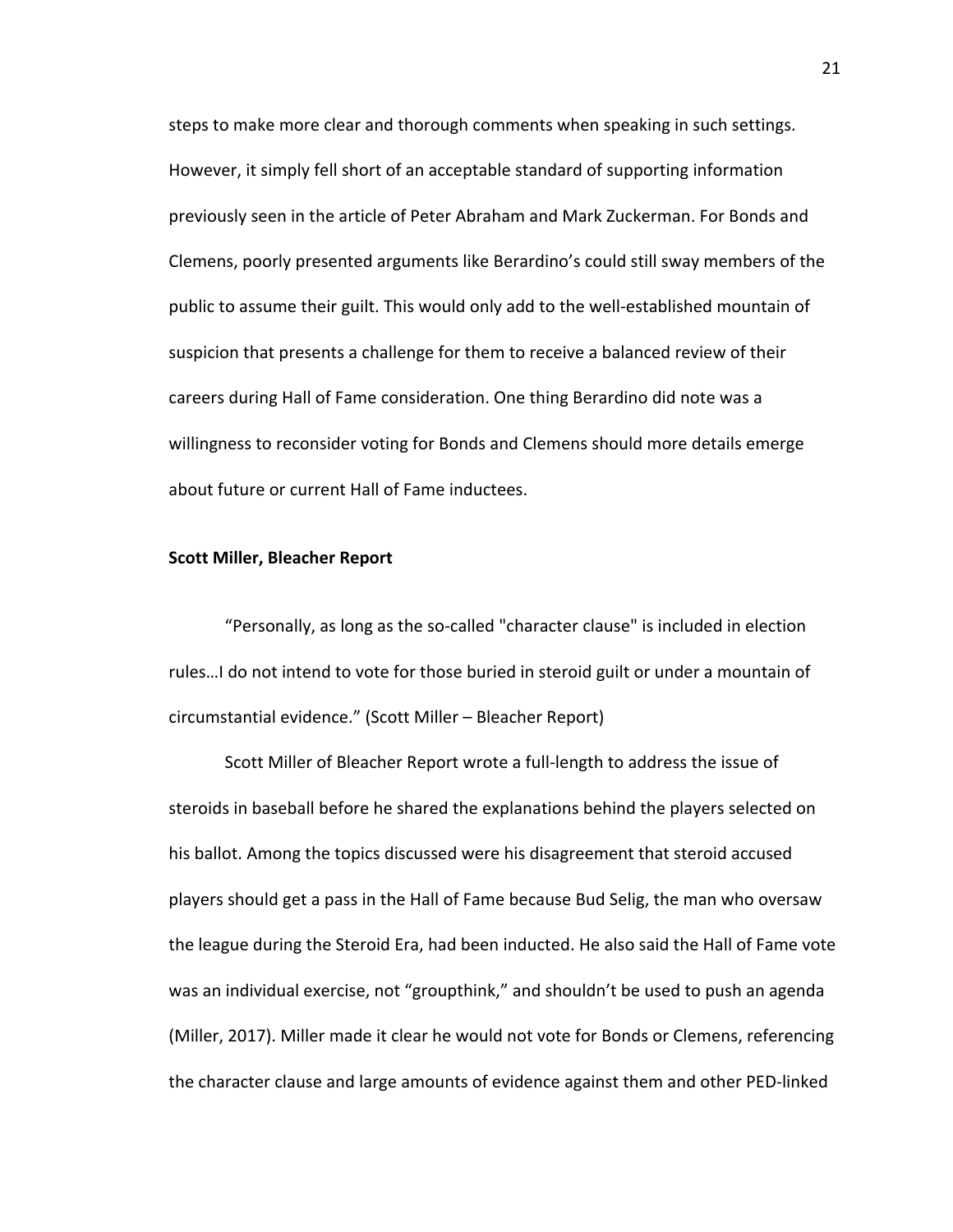steps to make more clear and thorough comments when speaking in such settings. However, it simply fell short of an acceptable standard of supporting information previously seen in the article of Peter Abraham and Mark Zuckerman. For Bonds and Clemens, poorly presented arguments like Berardino's could still sway members of the public to assume their guilt. This would only add to the well-established mountain of suspicion that presents a challenge for them to receive a balanced review of their careers during Hall of Fame consideration. One thing Berardino did note was a willingness to reconsider voting for Bonds and Clemens should more details emerge about future or current Hall of Fame inductees.

**Scott Miller, Bleacher Report**

"Personally, as long as the so-called "character clause" is included in election rules…I do not intend to vote for those buried in steroid guilt or under a mountain of circumstantial evidence." (Scott Miller – Bleacher Report)

Scott Miller of Bleacher Report wrote a full-length to address the issue of steroids in baseball before he shared the explanations behind the players selected on his ballot. Among the topics discussed were his disagreement that steroid accused players should get a pass in the Hall of Fame because Bud Selig, the man who oversaw the league during the Steroid Era, had been inducted. He also said the Hall of Fame vote was an individual exercise, not "groupthink," and shouldn't be used to push an agenda (Miller, 2017). Miller made it clear he would not vote for Bonds or Clemens, referencing the character clause and large amounts of evidence against them and other PED-linked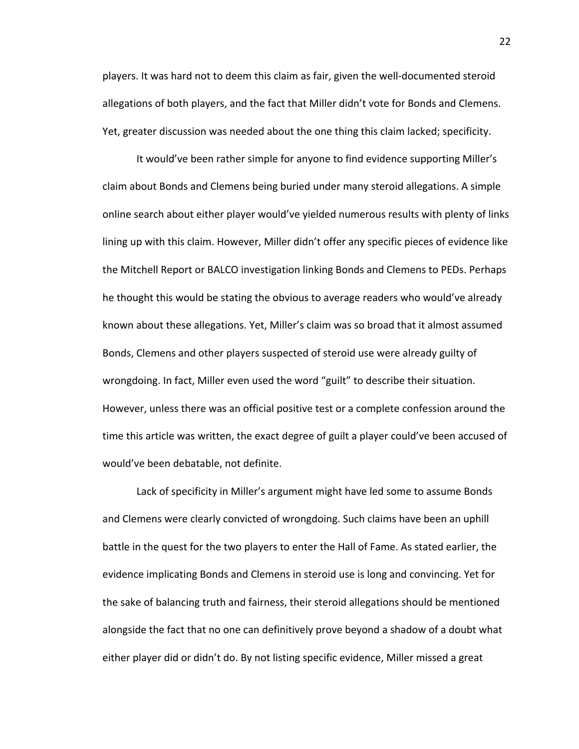players. It was hard not to deem this claim as fair, given the well-documented steroid allegations of both players, and the fact that Miller didn't vote for Bonds and Clemens. Yet, greater discussion was needed about the one thing this claim lacked; specificity.

It would've been rather simple for anyone to find evidence supporting Miller's claim about Bonds and Clemens being buried under many steroid allegations. A simple online search about either player would've yielded numerous results with plenty of links lining up with this claim. However, Miller didn't offer any specific pieces of evidence like the Mitchell Report or BALCO investigation linking Bonds and Clemens to PEDs. Perhaps he thought this would be stating the obvious to average readers who would've already known about these allegations. Yet, Miller's claim was so broad that it almost assumed Bonds, Clemens and other players suspected of steroid use were already guilty of wrongdoing. In fact, Miller even used the word "guilt" to describe their situation. However, unless there was an official positive test or a complete confession around the time this article was written, the exact degree of guilt a player could've been accused of would've been debatable, not definite.

Lack of specificity in Miller's argument might have led some to assume Bonds and Clemens were clearly convicted of wrongdoing. Such claims have been an uphill battle in the quest for the two players to enter the Hall of Fame. As stated earlier, the evidence implicating Bonds and Clemens in steroid use is long and convincing. Yet for the sake of balancing truth and fairness, their steroid allegations should be mentioned alongside the fact that no one can definitively prove beyond a shadow of a doubt what either player did or didn't do. By not listing specific evidence, Miller missed a great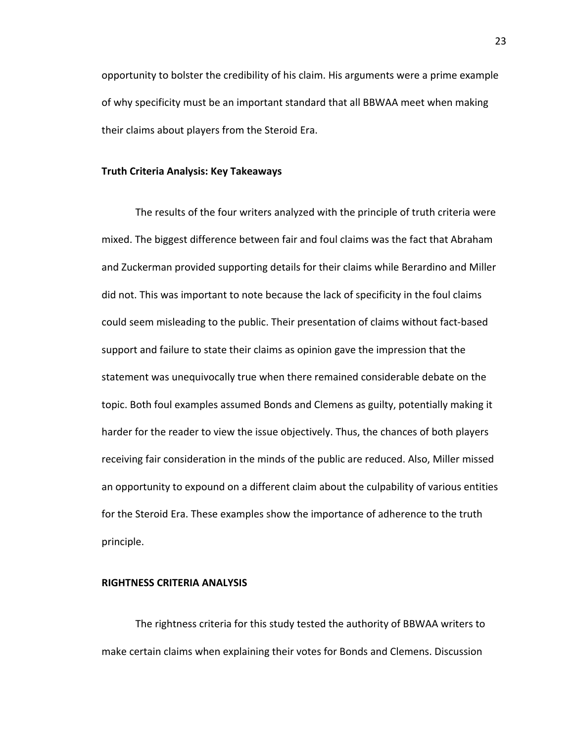opportunity to bolster the credibility of his claim. His arguments were a prime example of why specificity must be an important standard that all BBWAA meet when making their claims about players from the Steroid Era.

### Truth Criteria Analysis: Key Takeaways

The results of the four writers analyzed with the principle of truth criteria were mixed. The biggest difference between fair and foul claims was the fact that Abraham and Zuckerman provided supporting details for their claims while Berardino and Miller did not. This was important to note because the lack of specificity in the foul claims could seem misleading to the public. Their presentation of claims without fact-based support and failure to state their claims as opinion gave the impression that the statement was unequivocally true when there remained considerable debate on the topic. Both foul examples assumed Bonds and Clemens as guilty, potentially making it harder for the reader to view the issue objectively. Thus, the chances of both players receiving fair consideration in the minds of the public are reduced. Also, Miller missed an opportunity to expound on a different claim about the culpability of various entities for the Steroid Era. These examples show the importance of adherence to the truth principle.

## RIGHTNESS CRITERIA ANALYSIS

The rightness criteria for this study tested the authority of BBWAA writers to make certain claims when explaining their votes for Bonds and Clemens. Discussion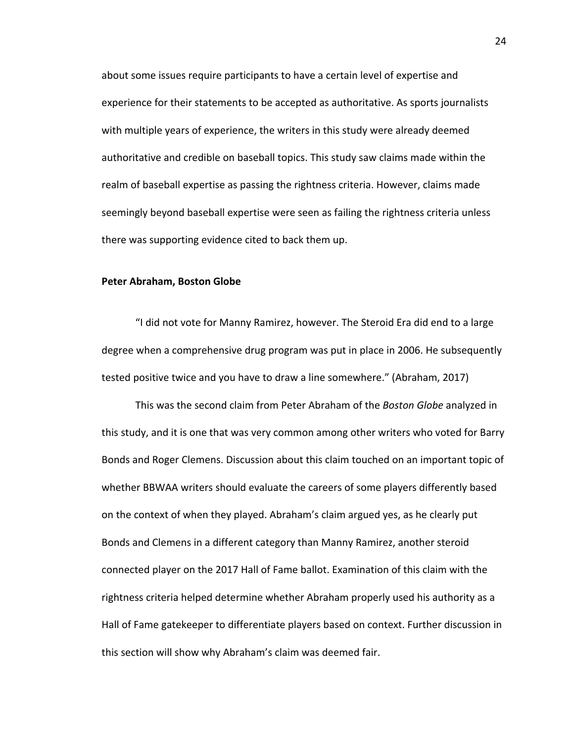about some issues require participants to have a certain level of expertise and experience for their statements to be accepted as authoritative. As sports journalists with multiple years of experience, the writers in this study were already deemed authoritative and credible on baseball topics. This study saw claims made within the realm of baseball expertise as passing the rightness criteria. However, claims made seemingly beyond baseball expertise were seen as failing the rightness criteria unless there was supporting evidence cited to back them up.

**Peter Abraham, Boston Globe**

"I did not vote for Manny Ramirez, however. The Steroid Era did end to a large degree when a comprehensive drug program was put in place in 2006. He subsequently tested positive twice and you have to draw a line somewhere." (Abraham, 2017)

This was the second claim from Peter Abraham of the *Boston Globe* analyzed in this study, and it is one that was very common among other writers who voted for Barry Bonds and Roger Clemens. Discussion about this claim touched on an important topic of whether BBWAA writers should evaluate the careers of some players differently based on the context of when they played. Abraham's claim argued yes, as he clearly put Bonds and Clemens in a different category than Manny Ramirez, another steroid connected player on the 2017 Hall of Fame ballot. Examination of this claim with the rightness criteria helped determine whether Abraham properly used his authority as a Hall of Fame gatekeeper to differentiate players based on context. Further discussion in this section will show why Abraham's claim was deemed fair.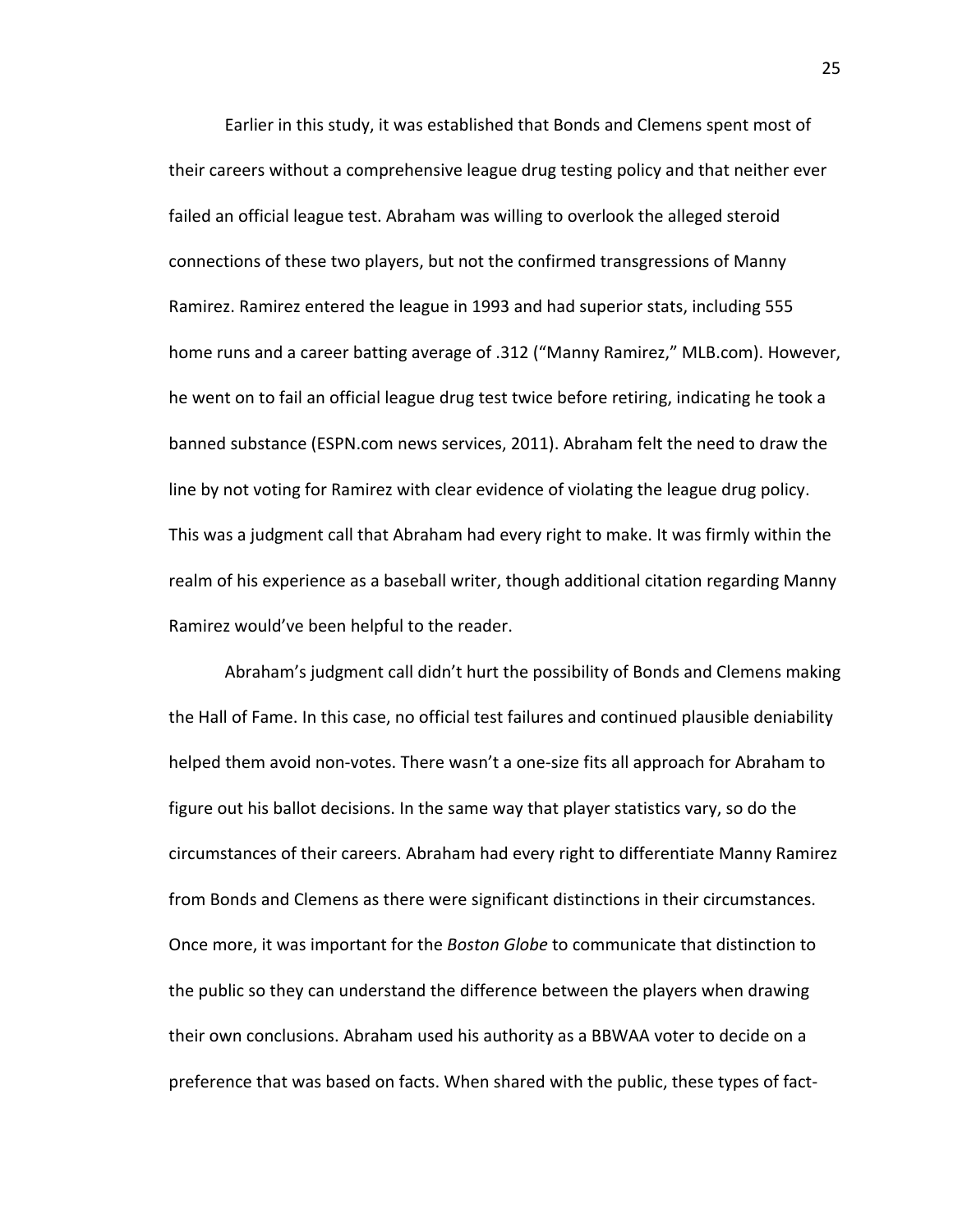Earlier in this study, it was established that Bonds and Clemens spent most of their careers without a comprehensive league drug testing policy and that neither ever failed an official league test. Abraham was willing to overlook the alleged steroid connections of these two players, but not the confirmed transgressions of Manny Ramirez. Ramirez entered the league in 1993 and had superior stats, including 555 home runs and a career batting average of .312 ("Manny Ramirez," MLB.com). However, he went on to fail an official league drug test twice before retiring, indicating he took a banned substance (ESPN.com news services, 2011). Abraham felt the need to draw the line by not voting for Ramirez with clear evidence of violating the league drug policy. This was a judgment call that Abraham had every right to make. It was firmly within the realm of his experience as a baseball writer, though additional citation regarding Manny Ramirez would've been helpful to the reader.

Abraham's judgment call didn't hurt the possibility of Bonds and Clemens making the Hall of Fame. In this case, no official test failures and continued plausible deniability helped them avoid non-votes. There wasn't a one-size fits all approach for Abraham to figure out his ballot decisions. In the same way that player statistics vary, so do the circumstances of their careers. Abraham had every right to differentiate Manny Ramirez from Bonds and Clemens as there were significant distinctions in their circumstances. Once more, it was important for the *Boston Globe* to communicate that distinction to the public so they can understand the difference between the players when drawing their own conclusions. Abraham used his authority as a BBWAA voter to decide on a preference that was based on facts. When shared with the public, these types of fact-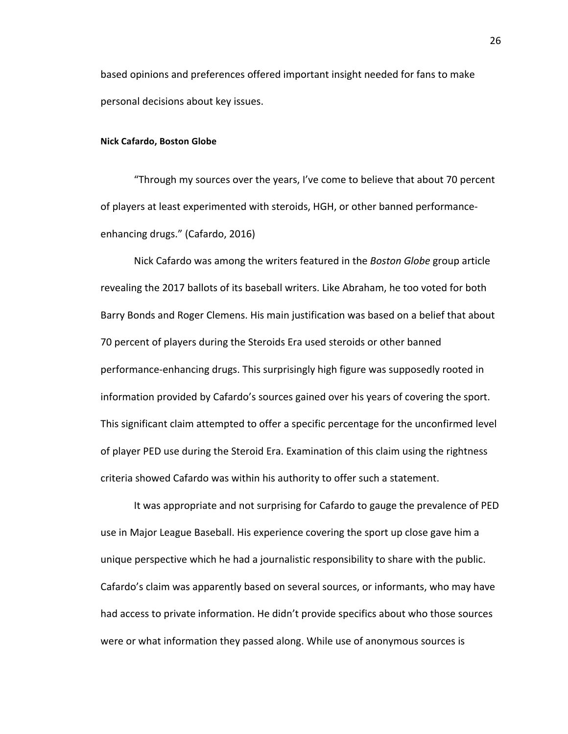based opinions and preferences offered important insight needed for fans to make personal decisions about key issues.

**Nick Cafardo, Boston Globe**

"Through my sources over the years, I've come to believe that about 70 percent of players at least experimented with steroids, HGH, or other banned performance-enhancing drugs." (Cafardo, 2016)

Nick Cafardo was among the writers featured in the *Boston Globe* group article revealing the 2017 ballots of its baseball writers. Like Abraham, he too voted for both Barry Bonds and Roger Clemens. His main justification was based on a belief that about 70 percent of players during the Steroids Era used steroids or other banned performance-enhancing drugs. This surprisingly high figure was supposedly rooted in information provided by Cafardo's sources gained over his years of covering the sport. This significant claim attempted to offer a specific percentage for the unconfirmed level of player PED use during the Steroid Era. Examination of this claim using the rightness criteria showed Cafardo was within his authority to offer such a statement.

It was appropriate and not surprising for Cafardo to gauge the prevalence of PED use in Major League Baseball. His experience covering the sport up close gave him a unique perspective which he had a journalistic responsibility to share with the public. Cafardo's claim was apparently based on several sources, or informants, who may have had access to private information. He didn't provide specifics about who those sources were or what information they passed along. While use of anonymous sources is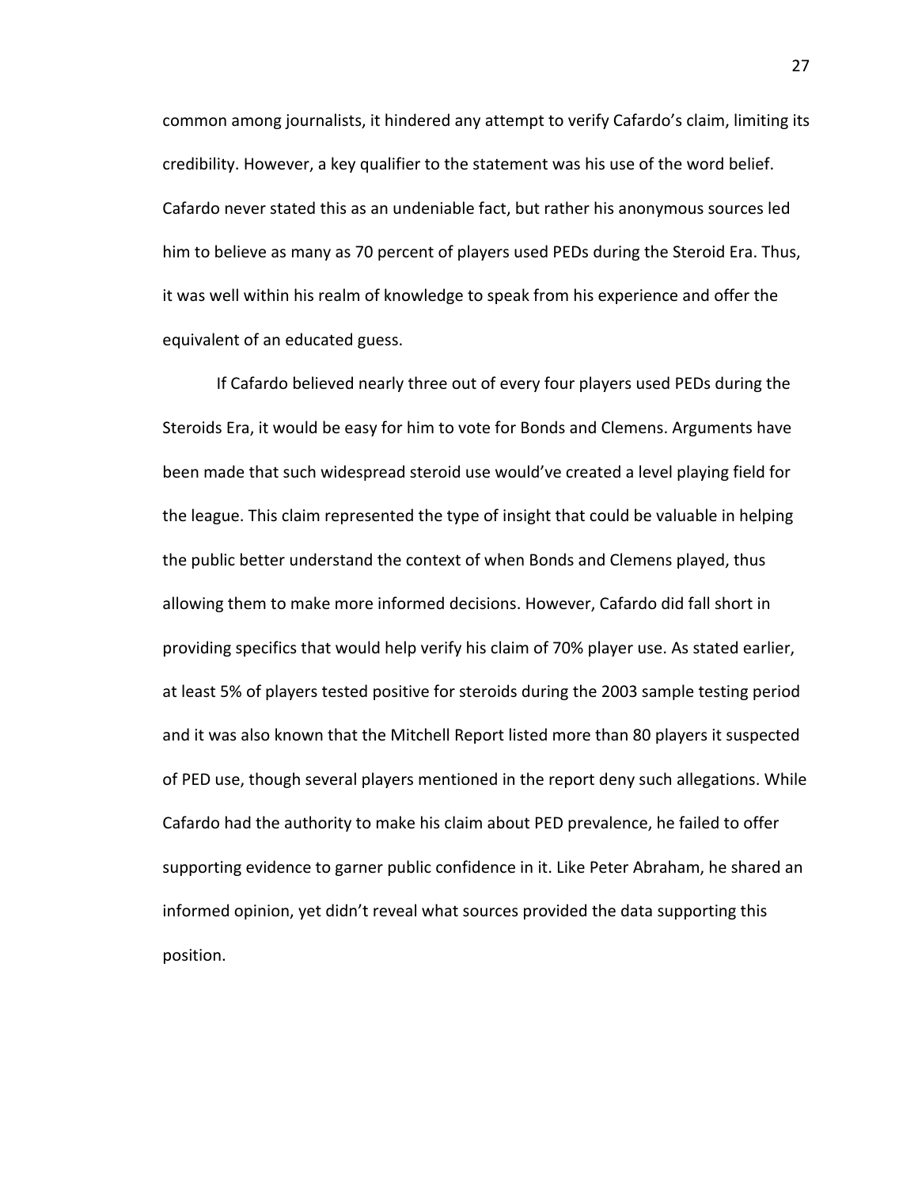common among journalists, it hindered any attempt to verify Cafardo's claim, limiting its credibility. However, a key qualifier to the statement was his use of the word belief. Cafardo never stated this as an undeniable fact, but rather his anonymous sources led him to believe as many as 70 percent of players used PEDs during the Steroid Era. Thus, it was well within his realm of knowledge to speak from his experience and offer the equivalent of an educated guess.

If Cafardo believed nearly three out of every four players used PEDs during the Steroids Era, it would be easy for him to vote for Bonds and Clemens. Arguments have been made that such widespread steroid use would've created a level playing field for the league. This claim represented the type of insight that could be valuable in helping the public better understand the context of when Bonds and Clemens played, thus allowing them to make more informed decisions. However, Cafardo did fall short in providing specifics that would help verify his claim of 70% player use. As stated earlier, at least 5% of players tested positive for steroids during the 2003 sample testing period and it was also known that the Mitchell Report listed more than 80 players it suspected of PED use, though several players mentioned in the report deny such allegations. While Cafardo had the authority to make his claim about PED prevalence, he failed to offer supporting evidence to garner public confidence in it. Like Peter Abraham, he shared an informed opinion, yet didn't reveal what sources provided the data supporting this position.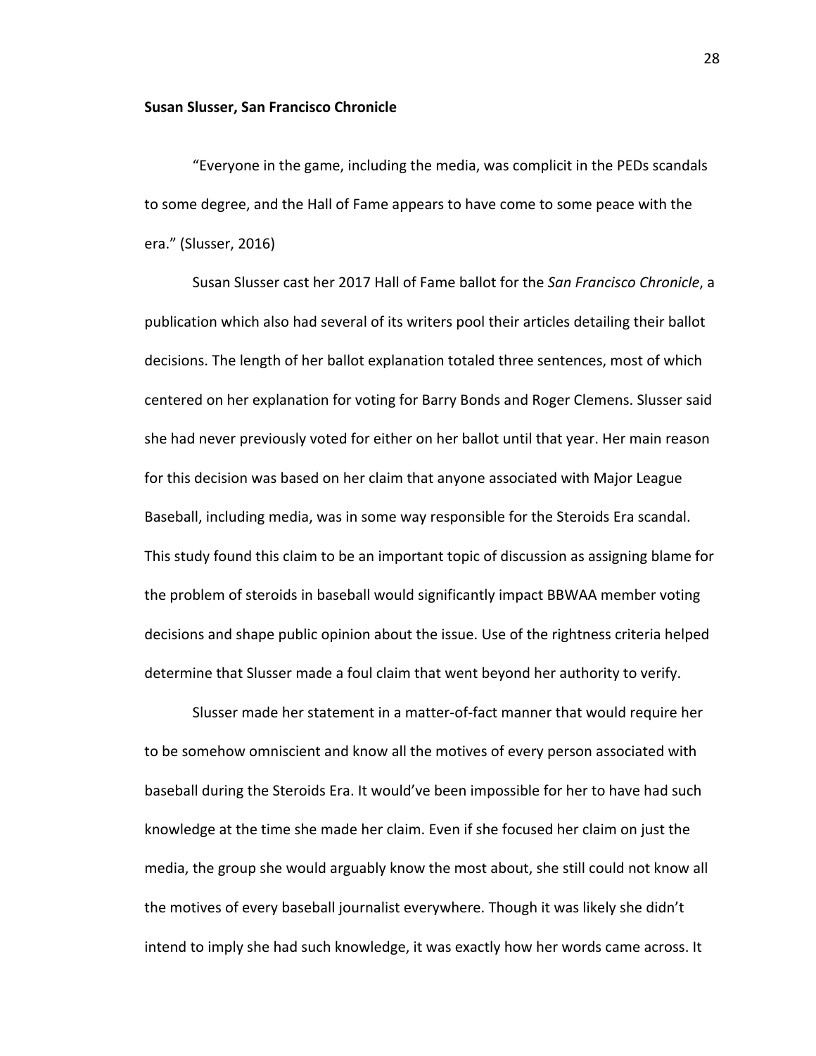**Susan Slusser, San Francisco Chronicle**

"Everyone in the game, including the media, was complicit in the PEDs scandals to some degree, and the Hall of Fame appears to have come to some peace with the era." (Slusser, 2016)

Susan Slusser cast her 2017 Hall of Fame ballot for the *San Francisco Chronicle*, a publication which also had several of its writers pool their articles detailing their ballot decisions. The length of her ballot explanation totaled three sentences, most of which centered on her explanation for voting for Barry Bonds and Roger Clemens. Slusser said she had never previously voted for either on her ballot until that year. Her main reason for this decision was based on her claim that anyone associated with Major League Baseball, including media, was in some way responsible for the Steroids Era scandal. This study found this claim to be an important topic of discussion as assigning blame for the problem of steroids in baseball would significantly impact BBWAA member voting decisions and shape public opinion about the issue. Use of the rightness criteria helped determine that Slusser made a foul claim that went beyond her authority to verify.

Slusser made her statement in a matter-of-fact manner that would require her to be somehow omniscient and know all the motives of every person associated with baseball during the Steroids Era. It would've been impossible for her to have had such knowledge at the time she made her claim. Even if she focused her claim on just the media, the group she would arguably know the most about, she still could not know all the motives of every baseball journalist everywhere. Though it was likely she didn't intend to imply she had such knowledge, it was exactly how her words came across. It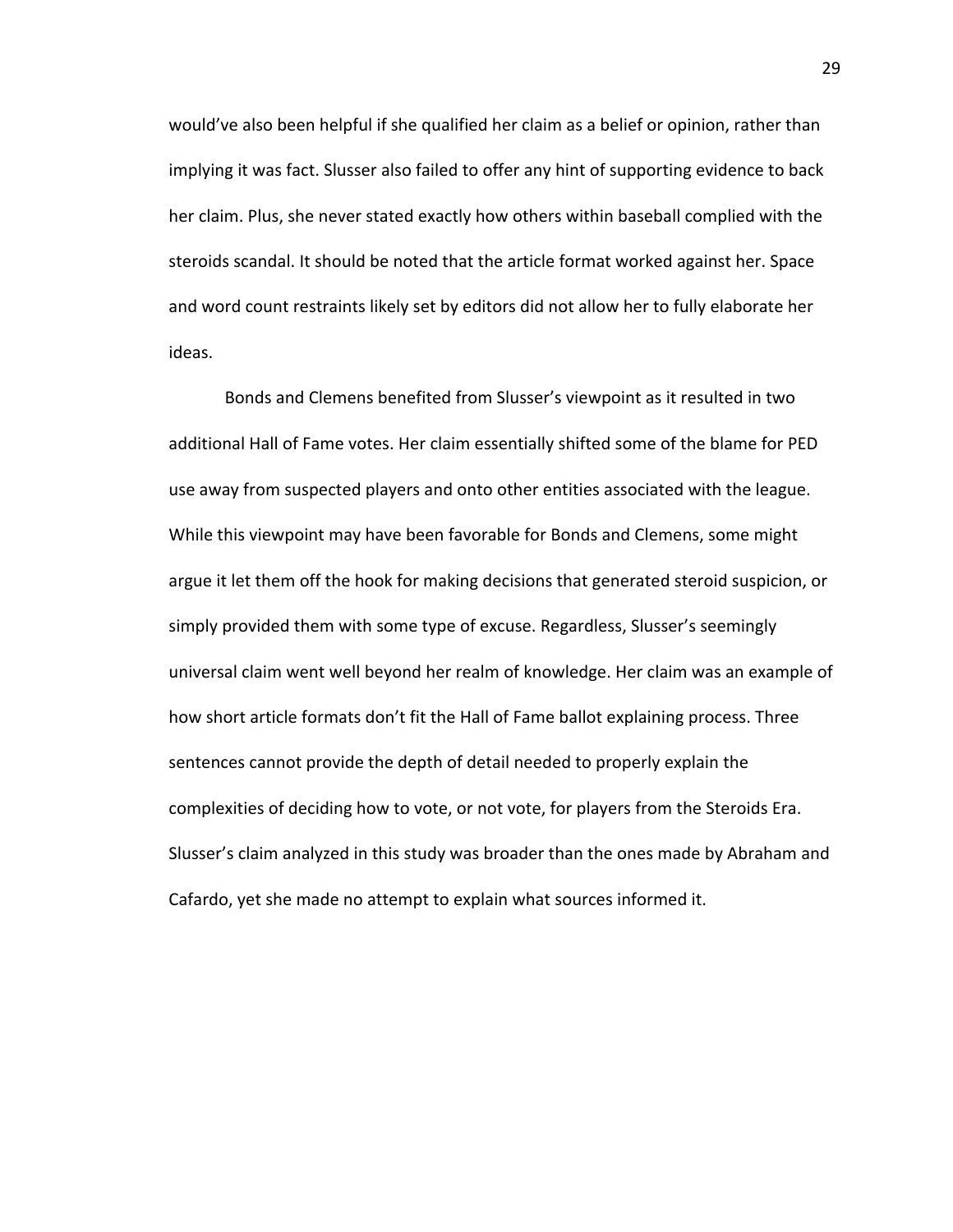would've also been helpful if she qualified her claim as a belief or opinion, rather than implying it was fact. Slusser also failed to offer any hint of supporting evidence to back her claim. Plus, she never stated exactly how others within baseball complied with the steroids scandal. It should be noted that the article format worked against her. Space and word count restraints likely set by editors did not allow her to fully elaborate her ideas.

Bonds and Clemens benefited from Slusser's viewpoint as it resulted in two additional Hall of Fame votes. Her claim essentially shifted some of the blame for PED use away from suspected players and onto other entities associated with the league. While this viewpoint may have been favorable for Bonds and Clemens, some might argue it let them off the hook for making decisions that generated steroid suspicion, or simply provided them with some type of excuse. Regardless, Slusser's seemingly universal claim went well beyond her realm of knowledge. Her claim was an example of how short article formats don't fit the Hall of Fame ballot explaining process. Three sentences cannot provide the depth of detail needed to properly explain the complexities of deciding how to vote, or not vote, for players from the Steroids Era. Slusser's claim analyzed in this study was broader than the ones made by Abraham and Cafardo, yet she made no attempt to explain what sources informed it.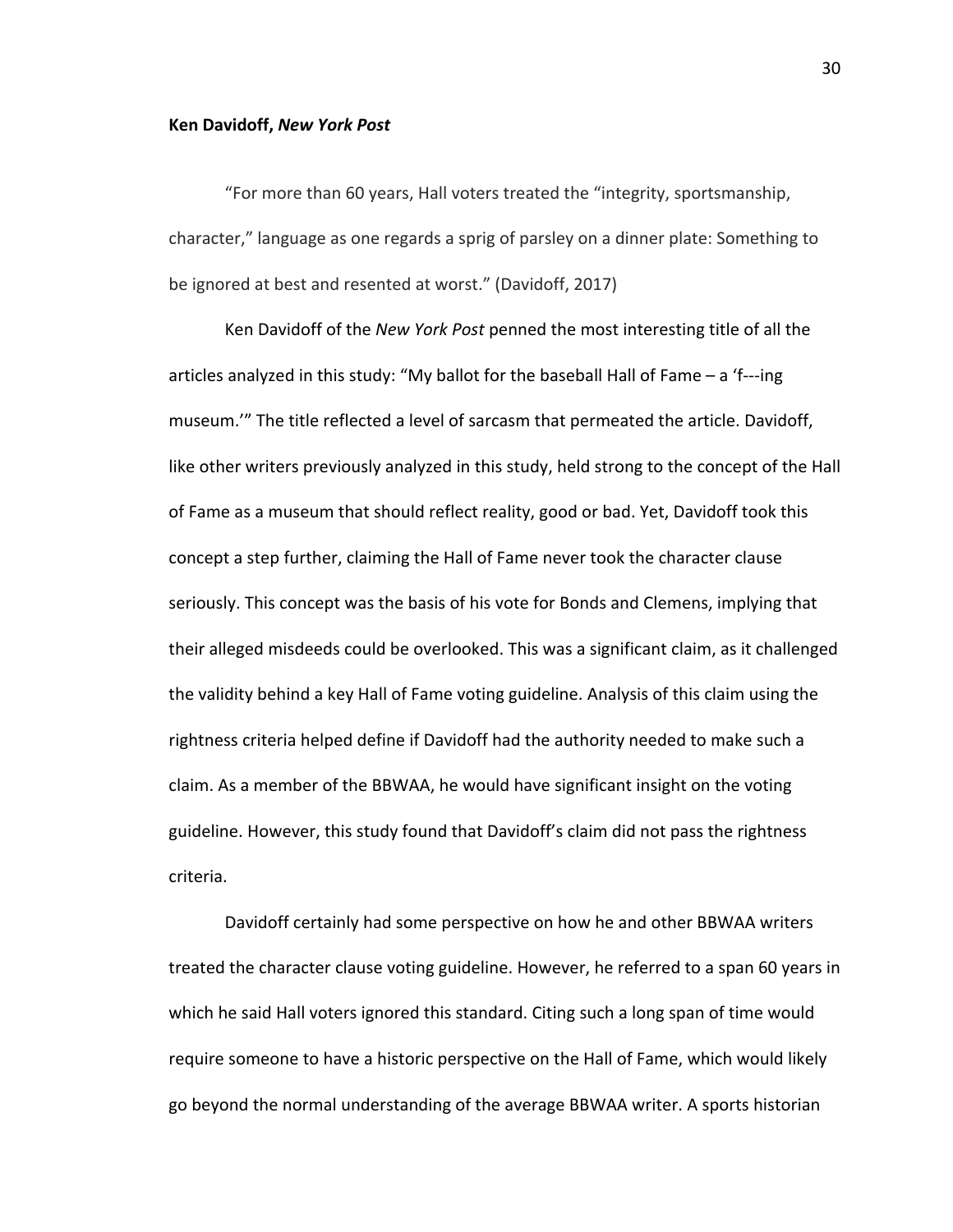**Ken Davidoff, *New York Post***

"For more than 60 years, Hall voters treated the "integrity, sportsmanship, character," language as one regards a sprig of parsley on a dinner plate: Something to be ignored at best and resented at worst." (Davidoff, 2017)

Ken Davidoff of the *New York Post* penned the most interesting title of all the articles analyzed in this study: "My ballot for the baseball Hall of Fame – a 'f---ing museum.'" The title reflected a level of sarcasm that permeated the article. Davidoff, like other writers previously analyzed in this study, held strong to the concept of the Hall of Fame as a museum that should reflect reality, good or bad. Yet, Davidoff took this concept a step further, claiming the Hall of Fame never took the character clause seriously. This concept was the basis of his vote for Bonds and Clemens, implying that their alleged misdeeds could be overlooked. This was a significant claim, as it challenged the validity behind a key Hall of Fame voting guideline. Analysis of this claim using the rightness criteria helped define if Davidoff had the authority needed to make such a claim. As a member of the BBWAA, he would have significant insight on the voting guideline. However, this study found that Davidoff's claim did not pass the rightness criteria.

Davidoff certainly had some perspective on how he and other BBWAA writers treated the character clause voting guideline. However, he referred to a span 60 years in which he said Hall voters ignored this standard. Citing such a long span of time would require someone to have a historic perspective on the Hall of Fame, which would likely go beyond the normal understanding of the average BBWAA writer. A sports historian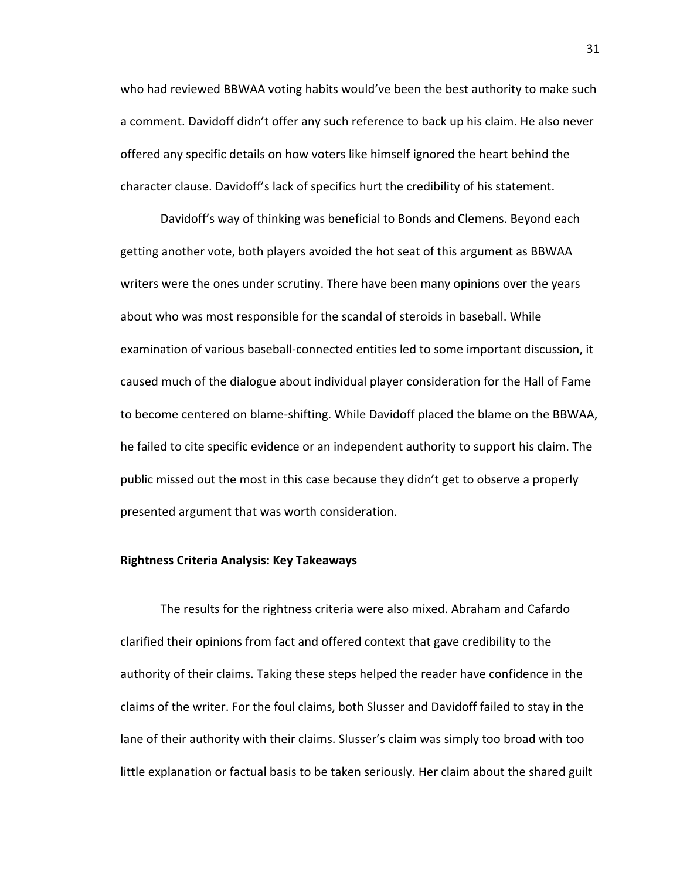who had reviewed BBWAA voting habits would've been the best authority to make such a comment. Davidoff didn't offer any such reference to back up his claim. He also never offered any specific details on how voters like himself ignored the heart behind the character clause. Davidoff's lack of specifics hurt the credibility of his statement.

Davidoff's way of thinking was beneficial to Bonds and Clemens. Beyond each getting another vote, both players avoided the hot seat of this argument as BBWAA writers were the ones under scrutiny. There have been many opinions over the years about who was most responsible for the scandal of steroids in baseball. While examination of various baseball-connected entities led to some important discussion, it caused much of the dialogue about individual player consideration for the Hall of Fame to become centered on blame-shifting. While Davidoff placed the blame on the BBWAA, he failed to cite specific evidence or an independent authority to support his claim. The public missed out the most in this case because they didn't get to observe a properly presented argument that was worth consideration.

**Rightness Criteria Analysis: Key Takeaways**

The results for the rightness criteria were also mixed. Abraham and Cafardo clarified their opinions from fact and offered context that gave credibility to the authority of their claims. Taking these steps helped the reader have confidence in the claims of the writer. For the foul claims, both Slusser and Davidoff failed to stay in the lane of their authority with their claims. Slusser's claim was simply too broad with too little explanation or factual basis to be taken seriously. Her claim about the shared guilt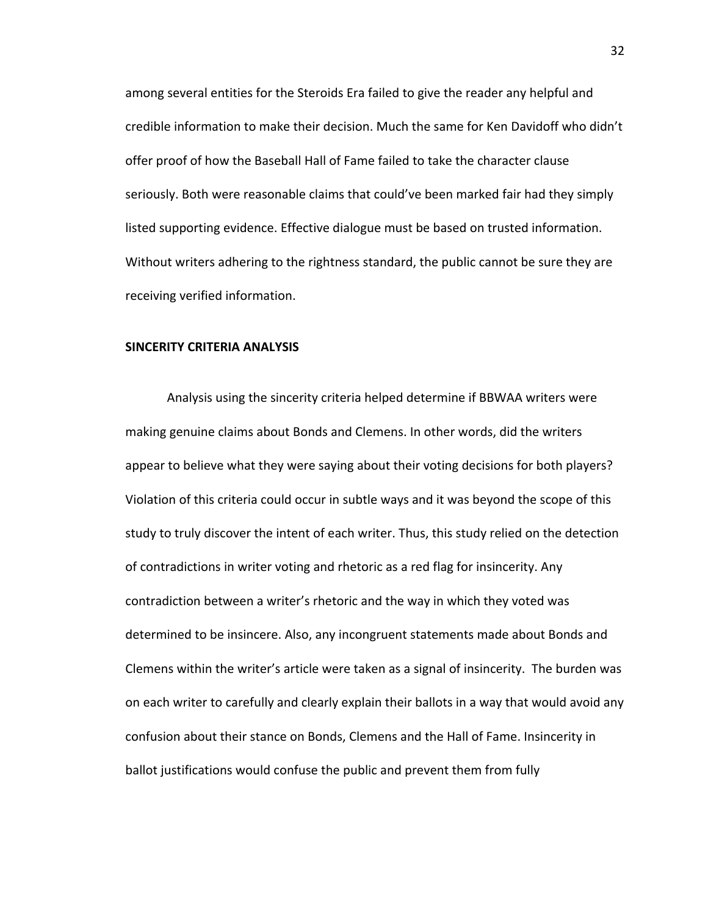among several entities for the Steroids Era failed to give the reader any helpful and credible information to make their decision. Much the same for Ken Davidoff who didn't offer proof of how the Baseball Hall of Fame failed to take the character clause seriously. Both were reasonable claims that could've been marked fair had they simply listed supporting evidence. Effective dialogue must be based on trusted information. Without writers adhering to the rightness standard, the public cannot be sure they are receiving verified information.

**SINCERITY CRITERIA ANALYSIS**

Analysis using the sincerity criteria helped determine if BBWAA writers were making genuine claims about Bonds and Clemens. In other words, did the writers appear to believe what they were saying about their voting decisions for both players? Violation of this criteria could occur in subtle ways and it was beyond the scope of this study to truly discover the intent of each writer. Thus, this study relied on the detection of contradictions in writer voting and rhetoric as a red flag for insincerity. Any contradiction between a writer's rhetoric and the way in which they voted was determined to be insincere. Also, any incongruent statements made about Bonds and Clemens within the writer's article were taken as a signal of insincerity. The burden was on each writer to carefully and clearly explain their ballots in a way that would avoid any confusion about their stance on Bonds, Clemens and the Hall of Fame. Insincerity in ballot justifications would confuse the public and prevent them from fully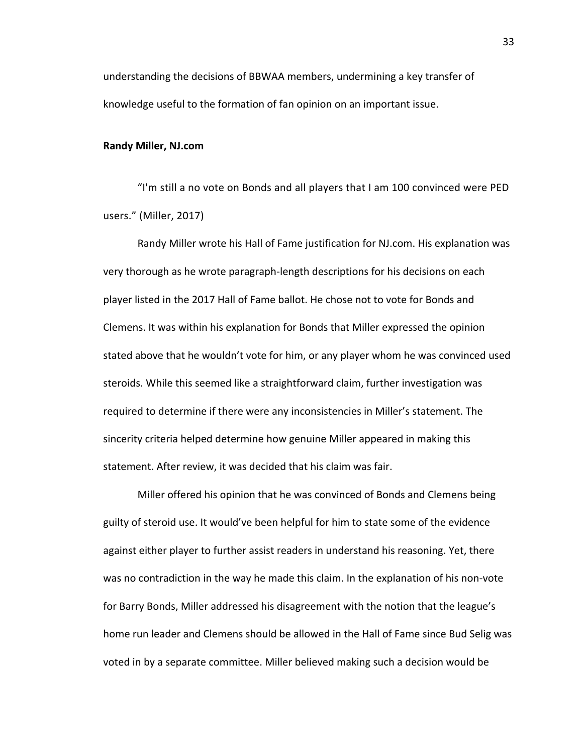understanding the decisions of BBWAA members, undermining a key transfer of knowledge useful to the formation of fan opinion on an important issue.

**Randy Miller, NJ.com**

"I'm still a no vote on Bonds and all players that I am 100 convinced were PED users." (Miller, 2017)

Randy Miller wrote his Hall of Fame justification for NJ.com. His explanation was very thorough as he wrote paragraph-length descriptions for his decisions on each player listed in the 2017 Hall of Fame ballot. He chose not to vote for Bonds and Clemens. It was within his explanation for Bonds that Miller expressed the opinion stated above that he wouldn't vote for him, or any player whom he was convinced used steroids. While this seemed like a straightforward claim, further investigation was required to determine if there were any inconsistencies in Miller's statement. The sincerity criteria helped determine how genuine Miller appeared in making this statement. After review, it was decided that his claim was fair.

Miller offered his opinion that he was convinced of Bonds and Clemens being guilty of steroid use. It would've been helpful for him to state some of the evidence against either player to further assist readers in understand his reasoning. Yet, there was no contradiction in the way he made this claim. In the explanation of his non-vote for Barry Bonds, Miller addressed his disagreement with the notion that the league's home run leader and Clemens should be allowed in the Hall of Fame since Bud Selig was voted in by a separate committee. Miller believed making such a decision would be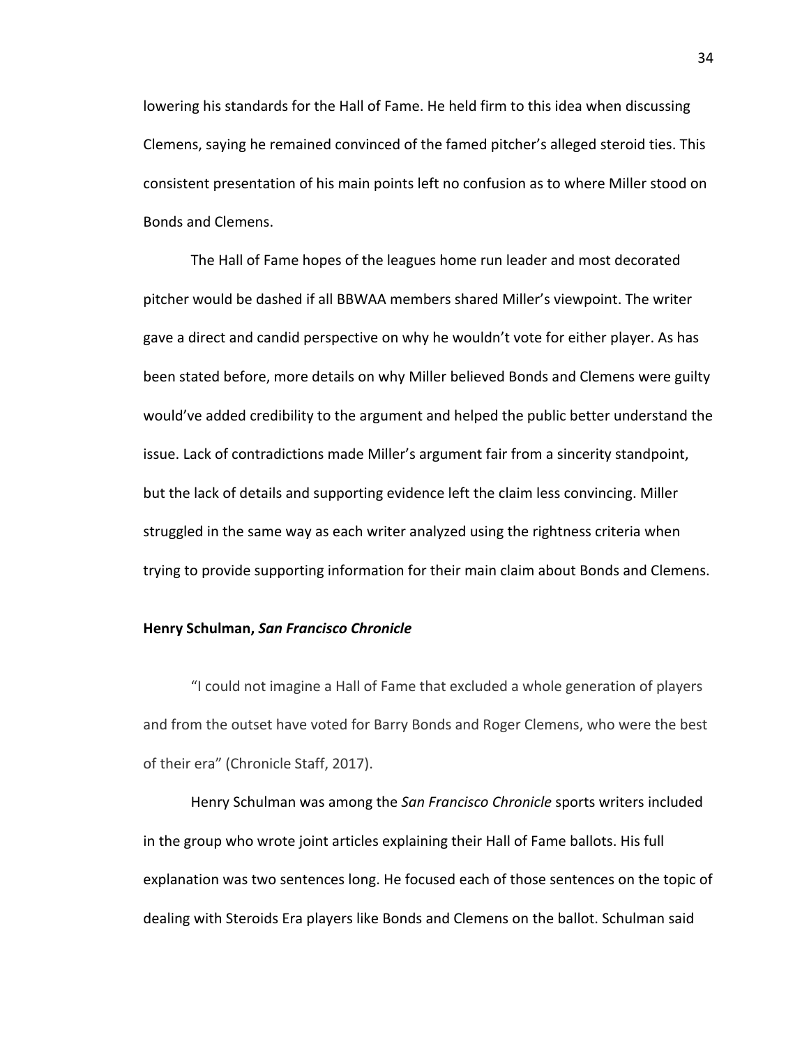lowering his standards for the Hall of Fame. He held firm to this idea when discussing Clemens, saying he remained convinced of the famed pitcher's alleged steroid ties. This consistent presentation of his main points left no confusion as to where Miller stood on Bonds and Clemens.

The Hall of Fame hopes of the leagues home run leader and most decorated pitcher would be dashed if all BBWAA members shared Miller's viewpoint. The writer gave a direct and candid perspective on why he wouldn't vote for either player. As has been stated before, more details on why Miller believed Bonds and Clemens were guilty would've added credibility to the argument and helped the public better understand the issue. Lack of contradictions made Miller's argument fair from a sincerity standpoint, but the lack of details and supporting evidence left the claim less convincing. Miller struggled in the same way as each writer analyzed using the rightness criteria when trying to provide supporting information for their main claim about Bonds and Clemens.

**Henry Schulman, *San Francisco Chronicle***

"I could not imagine a Hall of Fame that excluded a whole generation of players and from the outset have voted for Barry Bonds and Roger Clemens, who were the best of their era" (Chronicle Staff, 2017).

Henry Schulman was among the *San Francisco Chronicle* sports writers included in the group who wrote joint articles explaining their Hall of Fame ballots. His full explanation was two sentences long. He focused each of those sentences on the topic of dealing with Steroids Era players like Bonds and Clemens on the ballot. Schulman said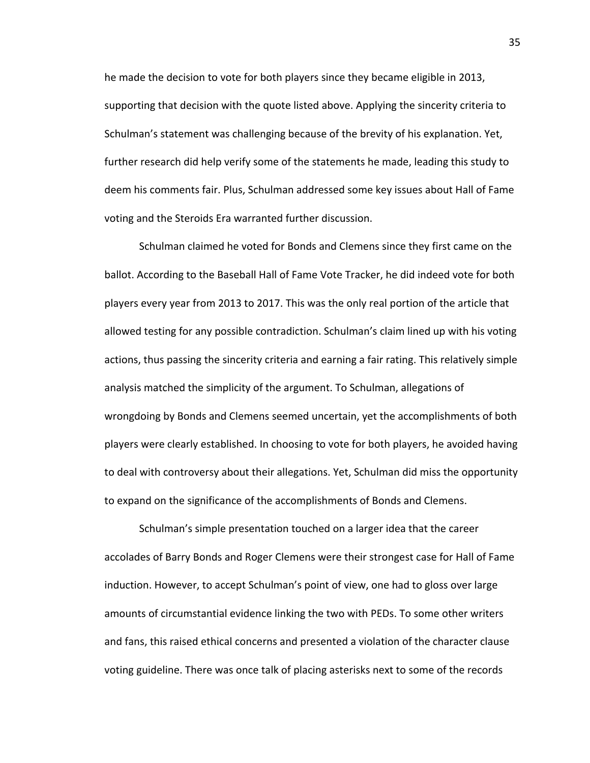he made the decision to vote for both players since they became eligible in 2013, supporting that decision with the quote listed above. Applying the sincerity criteria to Schulman's statement was challenging because of the brevity of his explanation. Yet, further research did help verify some of the statements he made, leading this study to deem his comments fair. Plus, Schulman addressed some key issues about Hall of Fame voting and the Steroids Era warranted further discussion.

Schulman claimed he voted for Bonds and Clemens since they first came on the ballot. According to the Baseball Hall of Fame Vote Tracker, he did indeed vote for both players every year from 2013 to 2017. This was the only real portion of the article that allowed testing for any possible contradiction. Schulman's claim lined up with his voting actions, thus passing the sincerity criteria and earning a fair rating. This relatively simple analysis matched the simplicity of the argument. To Schulman, allegations of wrongdoing by Bonds and Clemens seemed uncertain, yet the accomplishments of both players were clearly established. In choosing to vote for both players, he avoided having to deal with controversy about their allegations. Yet, Schulman did miss the opportunity to expand on the significance of the accomplishments of Bonds and Clemens.

Schulman's simple presentation touched on a larger idea that the career accolades of Barry Bonds and Roger Clemens were their strongest case for Hall of Fame induction. However, to accept Schulman's point of view, one had to gloss over large amounts of circumstantial evidence linking the two with PEDs. To some other writers and fans, this raised ethical concerns and presented a violation of the character clause voting guideline. There was once talk of placing asterisks next to some of the records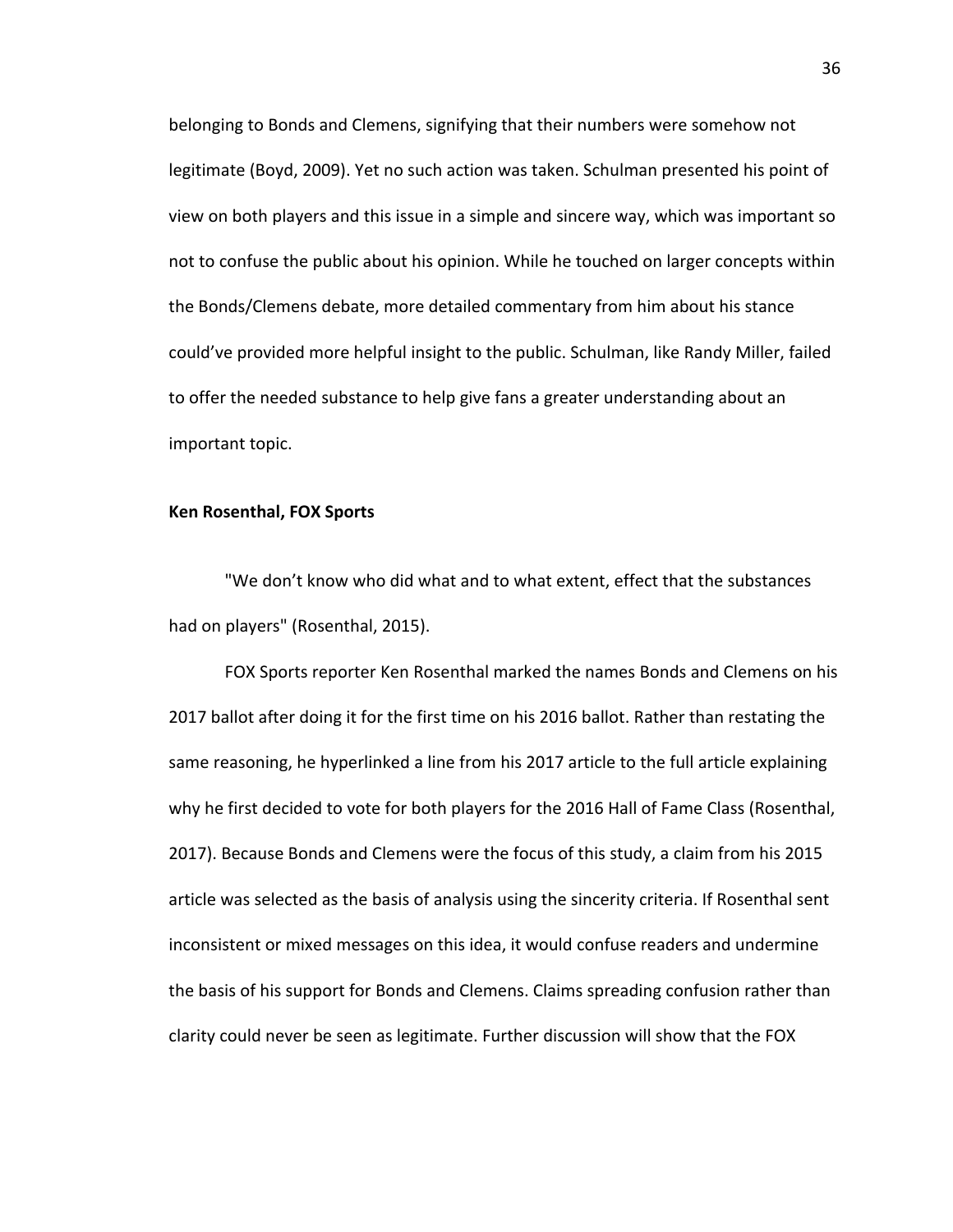belonging to Bonds and Clemens, signifying that their numbers were somehow not legitimate (Boyd, 2009). Yet no such action was taken. Schulman presented his point of view on both players and this issue in a simple and sincere way, which was important so not to confuse the public about his opinion. While he touched on larger concepts within the Bonds/Clemens debate, more detailed commentary from him about his stance could've provided more helpful insight to the public. Schulman, like Randy Miller, failed to offer the needed substance to help give fans a greater understanding about an important topic.

**Ken Rosenthal, FOX Sports**

"We don't know who did what and to what extent, effect that the substances had on players" (Rosenthal, 2015).

FOX Sports reporter Ken Rosenthal marked the names Bonds and Clemens on his 2017 ballot after doing it for the first time on his 2016 ballot. Rather than restating the same reasoning, he hyperlinked a line from his 2017 article to the full article explaining why he first decided to vote for both players for the 2016 Hall of Fame Class (Rosenthal, 2017). Because Bonds and Clemens were the focus of this study, a claim from his 2015 article was selected as the basis of analysis using the sincerity criteria. If Rosenthal sent inconsistent or mixed messages on this idea, it would confuse readers and undermine the basis of his support for Bonds and Clemens. Claims spreading confusion rather than clarity could never be seen as legitimate. Further discussion will show that the FOX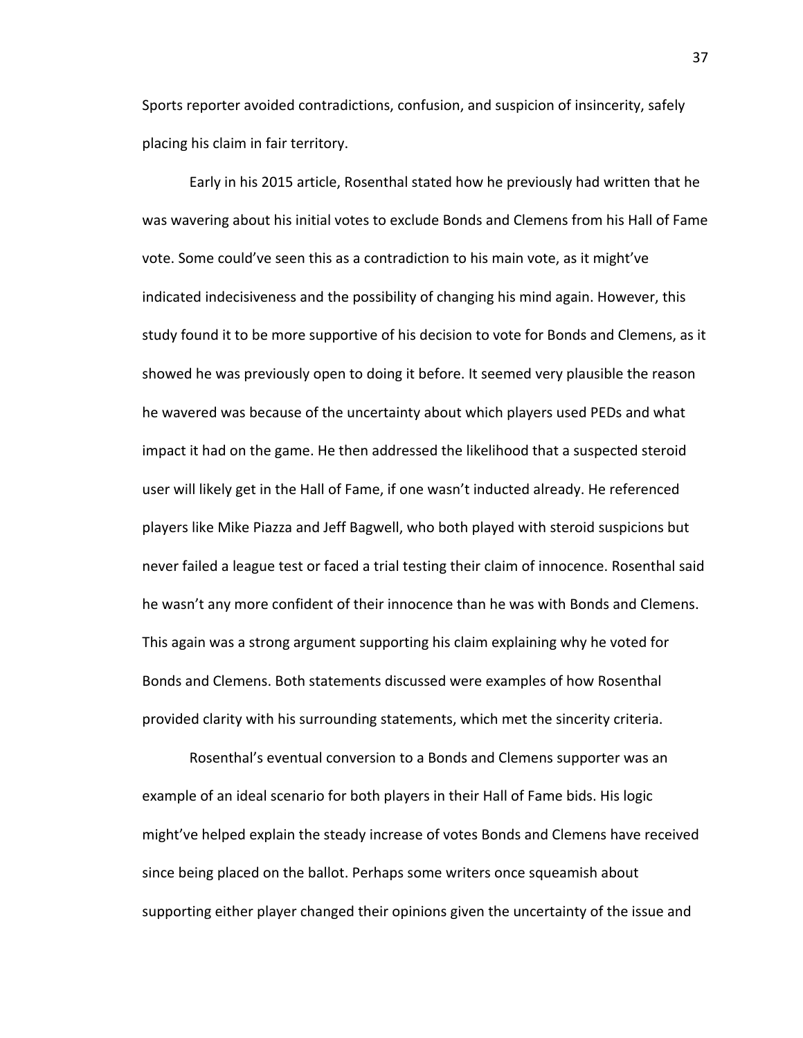Sports reporter avoided contradictions, confusion, and suspicion of insincerity, safely placing his claim in fair territory.

Early in his 2015 article, Rosenthal stated how he previously had written that he was wavering about his initial votes to exclude Bonds and Clemens from his Hall of Fame vote. Some could've seen this as a contradiction to his main vote, as it might've indicated indecisiveness and the possibility of changing his mind again. However, this study found it to be more supportive of his decision to vote for Bonds and Clemens, as it showed he was previously open to doing it before. It seemed very plausible the reason he wavered was because of the uncertainty about which players used PEDs and what impact it had on the game. He then addressed the likelihood that a suspected steroid user will likely get in the Hall of Fame, if one wasn't inducted already. He referenced players like Mike Piazza and Jeff Bagwell, who both played with steroid suspicions but never failed a league test or faced a trial testing their claim of innocence. Rosenthal said he wasn't any more confident of their innocence than he was with Bonds and Clemens. This again was a strong argument supporting his claim explaining why he voted for Bonds and Clemens. Both statements discussed were examples of how Rosenthal provided clarity with his surrounding statements, which met the sincerity criteria.

Rosenthal's eventual conversion to a Bonds and Clemens supporter was an example of an ideal scenario for both players in their Hall of Fame bids. His logic might've helped explain the steady increase of votes Bonds and Clemens have received since being placed on the ballot. Perhaps some writers once squeamish about supporting either player changed their opinions given the uncertainty of the issue and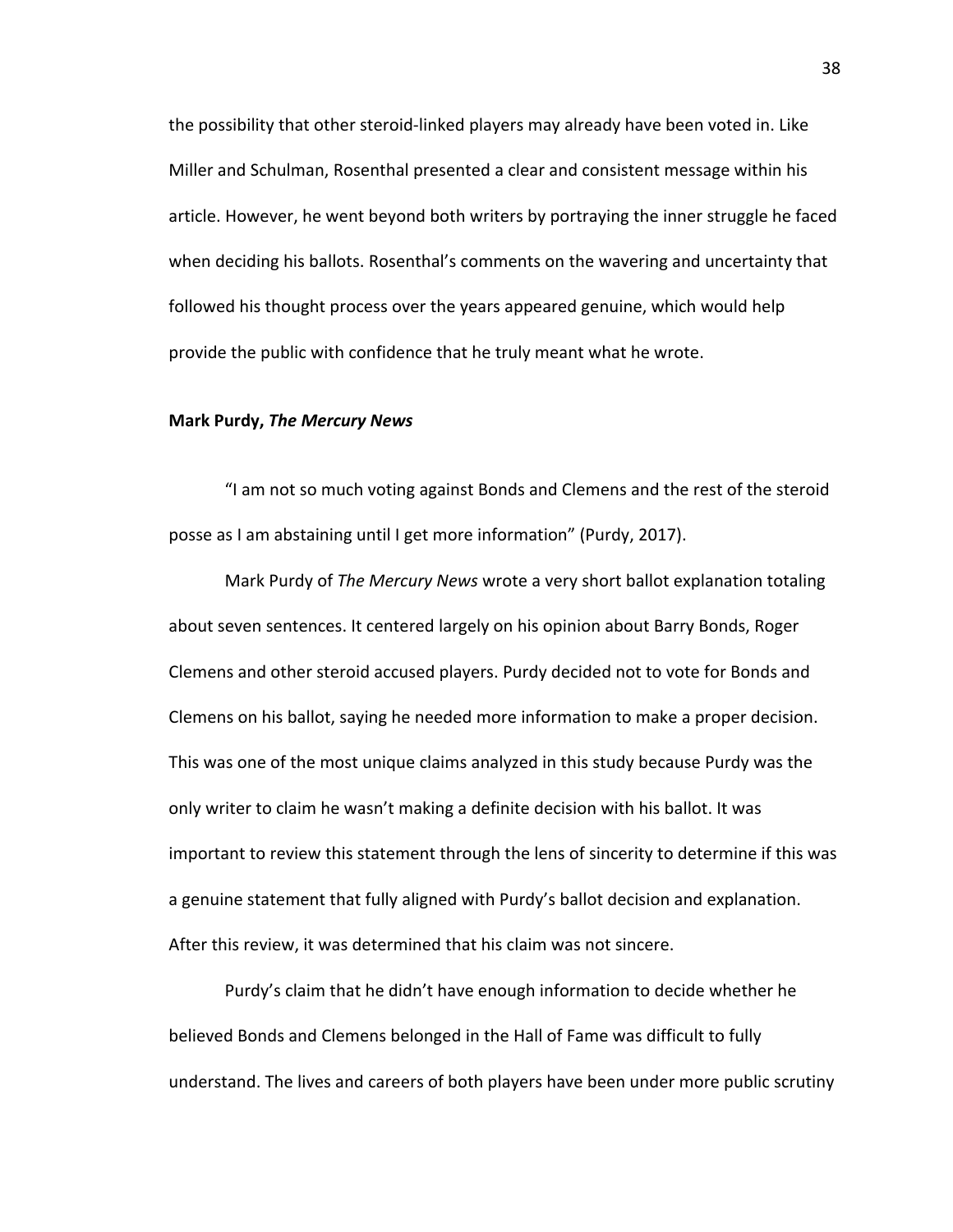the possibility that other steroid-linked players may already have been voted in. Like Miller and Schulman, Rosenthal presented a clear and consistent message within his article. However, he went beyond both writers by portraying the inner struggle he faced when deciding his ballots. Rosenthal's comments on the wavering and uncertainty that followed his thought process over the years appeared genuine, which would help provide the public with confidence that he truly meant what he wrote.

### Mark Purdy, *The Mercury News*

"I am not so much voting against Bonds and Clemens and the rest of the steroid posse as I am abstaining until I get more information" (Purdy, 2017).

Mark Purdy of *The Mercury News* wrote a very short ballot explanation totaling about seven sentences. It centered largely on his opinion about Barry Bonds, Roger Clemens and other steroid accused players. Purdy decided not to vote for Bonds and Clemens on his ballot, saying he needed more information to make a proper decision. This was one of the most unique claims analyzed in this study because Purdy was the only writer to claim he wasn't making a definite decision with his ballot. It was important to review this statement through the lens of sincerity to determine if this was a genuine statement that fully aligned with Purdy's ballot decision and explanation. After this review, it was determined that his claim was not sincere.

Purdy's claim that he didn't have enough information to decide whether he believed Bonds and Clemens belonged in the Hall of Fame was difficult to fully understand. The lives and careers of both players have been under more public scrutiny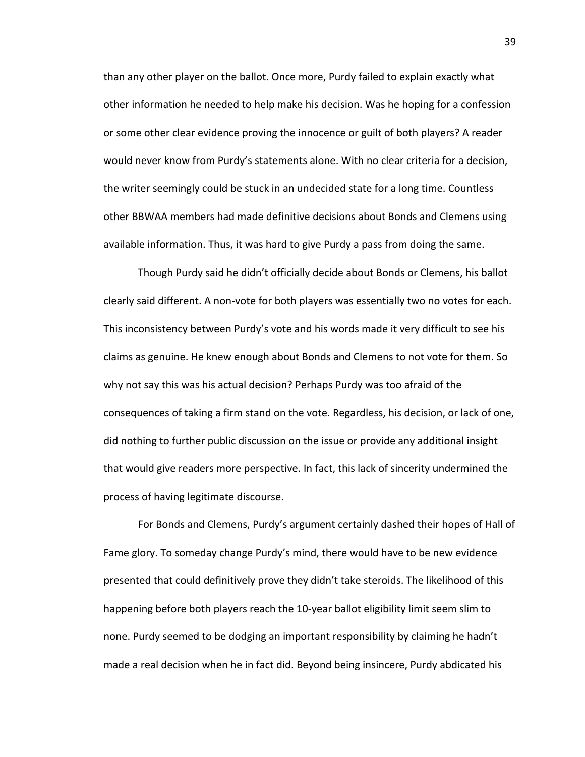than any other player on the ballot. Once more, Purdy failed to explain exactly what other information he needed to help make his decision. Was he hoping for a confession or some other clear evidence proving the innocence or guilt of both players? A reader would never know from Purdy's statements alone. With no clear criteria for a decision, the writer seemingly could be stuck in an undecided state for a long time. Countless other BBWAA members had made definitive decisions about Bonds and Clemens using available information. Thus, it was hard to give Purdy a pass from doing the same.

Though Purdy said he didn't officially decide about Bonds or Clemens, his ballot clearly said different. A non-vote for both players was essentially two no votes for each. This inconsistency between Purdy's vote and his words made it very difficult to see his claims as genuine. He knew enough about Bonds and Clemens to not vote for them. So why not say this was his actual decision? Perhaps Purdy was too afraid of the consequences of taking a firm stand on the vote. Regardless, his decision, or lack of one, did nothing to further public discussion on the issue or provide any additional insight that would give readers more perspective. In fact, this lack of sincerity undermined the process of having legitimate discourse.

For Bonds and Clemens, Purdy's argument certainly dashed their hopes of Hall of Fame glory. To someday change Purdy's mind, there would have to be new evidence presented that could definitively prove they didn't take steroids. The likelihood of this happening before both players reach the 10-year ballot eligibility limit seem slim to none. Purdy seemed to be dodging an important responsibility by claiming he hadn't made a real decision when he in fact did. Beyond being insincere, Purdy abdicated his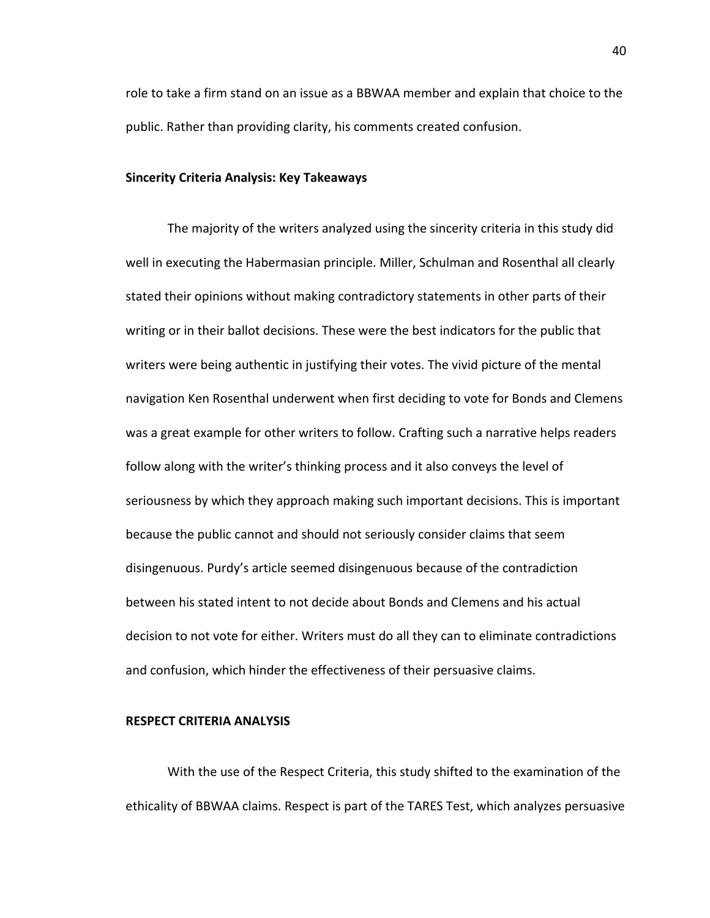role to take a firm stand on an issue as a BBWAA member and explain that choice to the public. Rather than providing clarity, his comments created confusion.

**Sincerity Criteria Analysis: Key Takeaways**

The majority of the writers analyzed using the sincerity criteria in this study did well in executing the Habermasian principle. Miller, Schulman and Rosenthal all clearly stated their opinions without making contradictory statements in other parts of their writing or in their ballot decisions. These were the best indicators for the public that writers were being authentic in justifying their votes. The vivid picture of the mental navigation Ken Rosenthal underwent when first deciding to vote for Bonds and Clemens was a great example for other writers to follow. Crafting such a narrative helps readers follow along with the writer's thinking process and it also conveys the level of seriousness by which they approach making such important decisions. This is important because the public cannot and should not seriously consider claims that seem disingenuous. Purdy's article seemed disingenuous because of the contradiction between his stated intent to not decide about Bonds and Clemens and his actual decision to not vote for either. Writers must do all they can to eliminate contradictions and confusion, which hinder the effectiveness of their persuasive claims.

**RESPECT CRITERIA ANALYSIS**

With the use of the Respect Criteria, this study shifted to the examination of the ethicality of BBWAA claims. Respect is part of the TARES Test, which analyzes persuasive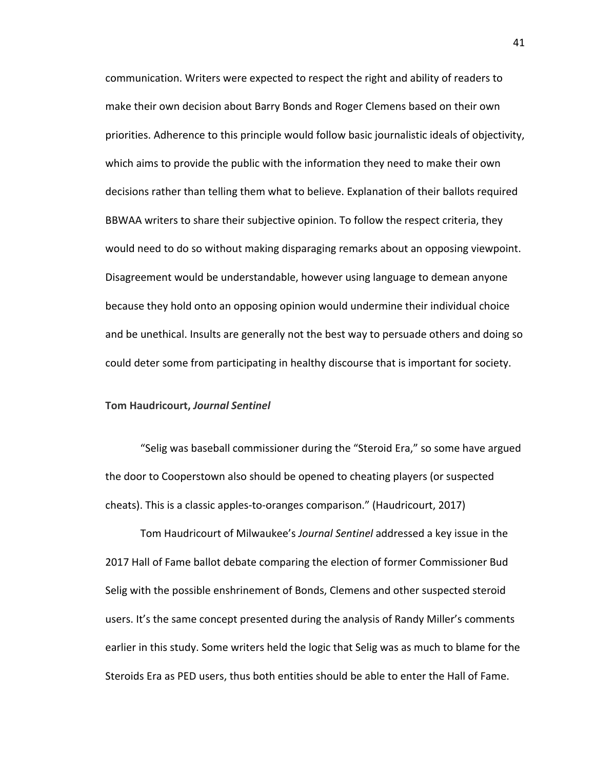communication. Writers were expected to respect the right and ability of readers to make their own decision about Barry Bonds and Roger Clemens based on their own priorities. Adherence to this principle would follow basic journalistic ideals of objectivity, which aims to provide the public with the information they need to make their own decisions rather than telling them what to believe. Explanation of their ballots required BBWAA writers to share their subjective opinion. To follow the respect criteria, they would need to do so without making disparaging remarks about an opposing viewpoint. Disagreement would be understandable, however using language to demean anyone because they hold onto an opposing opinion would undermine their individual choice and be unethical. Insults are generally not the best way to persuade others and doing so could deter some from participating in healthy discourse that is important for society.

**Tom Haudricourt, *Journal Sentinel***

"Selig was baseball commissioner during the "Steroid Era," so some have argued the door to Cooperstown also should be opened to cheating players (or suspected cheats). This is a classic apples-to-oranges comparison." (Haudricourt, 2017)

Tom Haudricourt of Milwaukee's *Journal Sentinel* addressed a key issue in the 2017 Hall of Fame ballot debate comparing the election of former Commissioner Bud Selig with the possible enshrinement of Bonds, Clemens and other suspected steroid users. It's the same concept presented during the analysis of Randy Miller's comments earlier in this study. Some writers held the logic that Selig was as much to blame for the Steroids Era as PED users, thus both entities should be able to enter the Hall of Fame.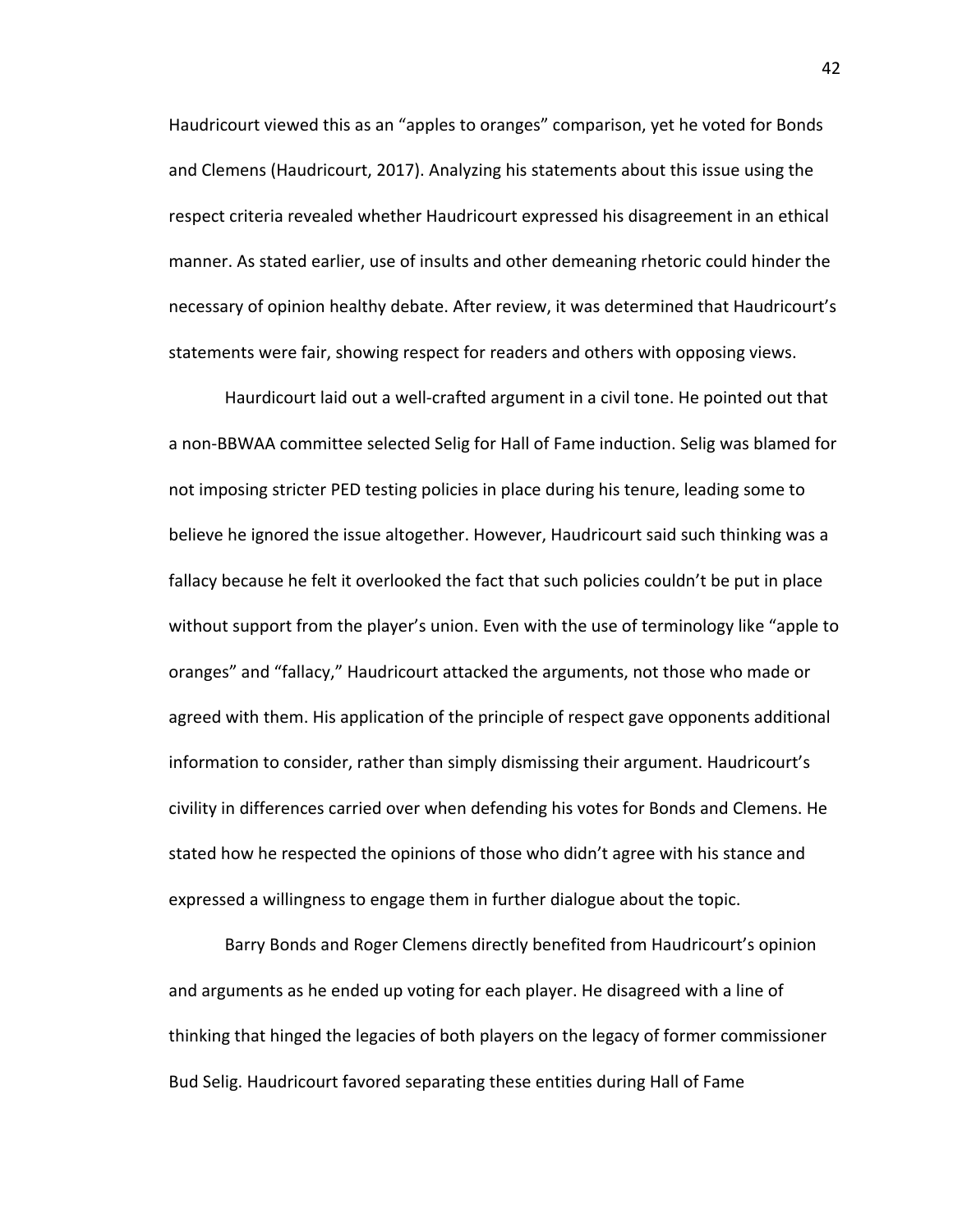Haudricourt viewed this as an "apples to oranges" comparison, yet he voted for Bonds and Clemens (Haudricourt, 2017). Analyzing his statements about this issue using the respect criteria revealed whether Haudricourt expressed his disagreement in an ethical manner. As stated earlier, use of insults and other demeaning rhetoric could hinder the necessary of opinion healthy debate. After review, it was determined that Haudricourt's statements were fair, showing respect for readers and others with opposing views.

Haurdicourt laid out a well-crafted argument in a civil tone. He pointed out that a non-BBWAA committee selected Selig for Hall of Fame induction. Selig was blamed for not imposing stricter PED testing policies in place during his tenure, leading some to believe he ignored the issue altogether. However, Haudricourt said such thinking was a fallacy because he felt it overlooked the fact that such policies couldn't be put in place without support from the player's union. Even with the use of terminology like "apple to oranges" and "fallacy," Haudricourt attacked the arguments, not those who made or agreed with them. His application of the principle of respect gave opponents additional information to consider, rather than simply dismissing their argument. Haudricourt's civility in differences carried over when defending his votes for Bonds and Clemens. He stated how he respected the opinions of those who didn't agree with his stance and expressed a willingness to engage them in further dialogue about the topic.

Barry Bonds and Roger Clemens directly benefited from Haudricourt's opinion and arguments as he ended up voting for each player. He disagreed with a line of thinking that hinged the legacies of both players on the legacy of former commissioner Bud Selig. Haudricourt favored separating these entities during Hall of Fame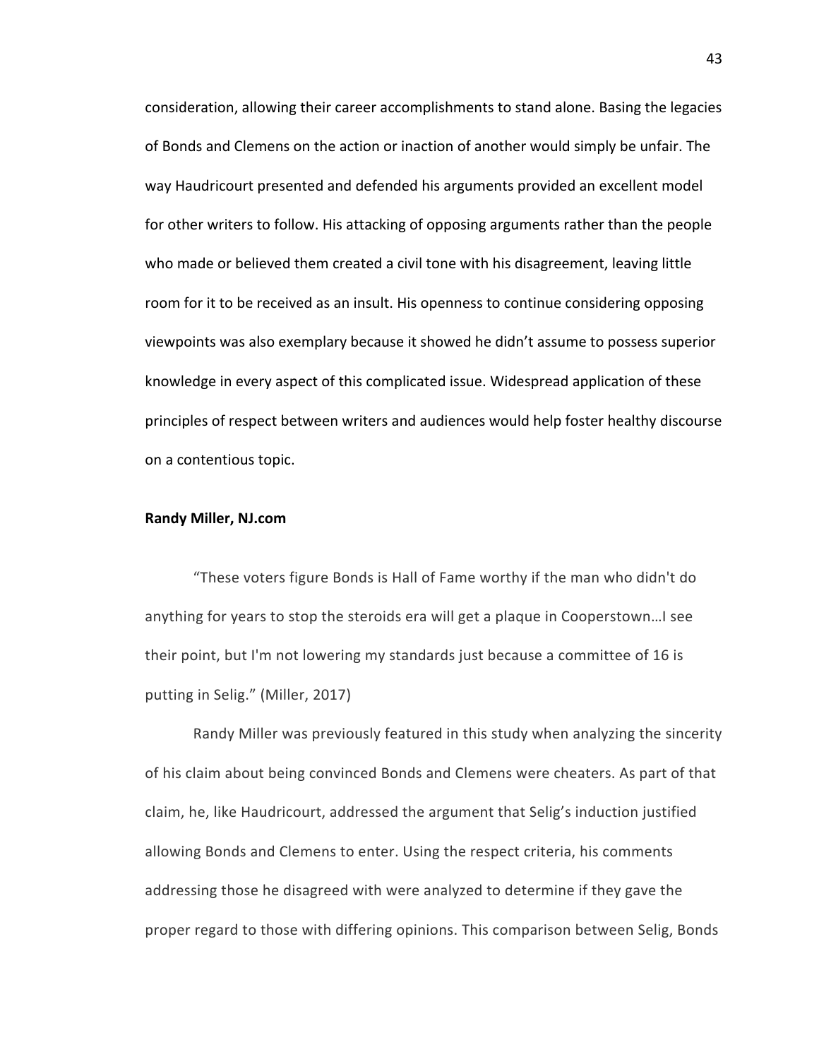consideration, allowing their career accomplishments to stand alone. Basing the legacies of Bonds and Clemens on the action or inaction of another would simply be unfair. The way Haudricourt presented and defended his arguments provided an excellent model for other writers to follow. His attacking of opposing arguments rather than the people who made or believed them created a civil tone with his disagreement, leaving little room for it to be received as an insult. His openness to continue considering opposing viewpoints was also exemplary because it showed he didn't assume to possess superior knowledge in every aspect of this complicated issue. Widespread application of these principles of respect between writers and audiences would help foster healthy discourse on a contentious topic.

**Randy Miller, NJ.com**

"These voters figure Bonds is Hall of Fame worthy if the man who didn't do anything for years to stop the steroids era will get a plaque in Cooperstown…I see their point, but I'm not lowering my standards just because a committee of 16 is putting in Selig." (Miller, 2017)

Randy Miller was previously featured in this study when analyzing the sincerity of his claim about being convinced Bonds and Clemens were cheaters. As part of that claim, he, like Haudricourt, addressed the argument that Selig's induction justified allowing Bonds and Clemens to enter. Using the respect criteria, his comments addressing those he disagreed with were analyzed to determine if they gave the proper regard to those with differing opinions. This comparison between Selig, Bonds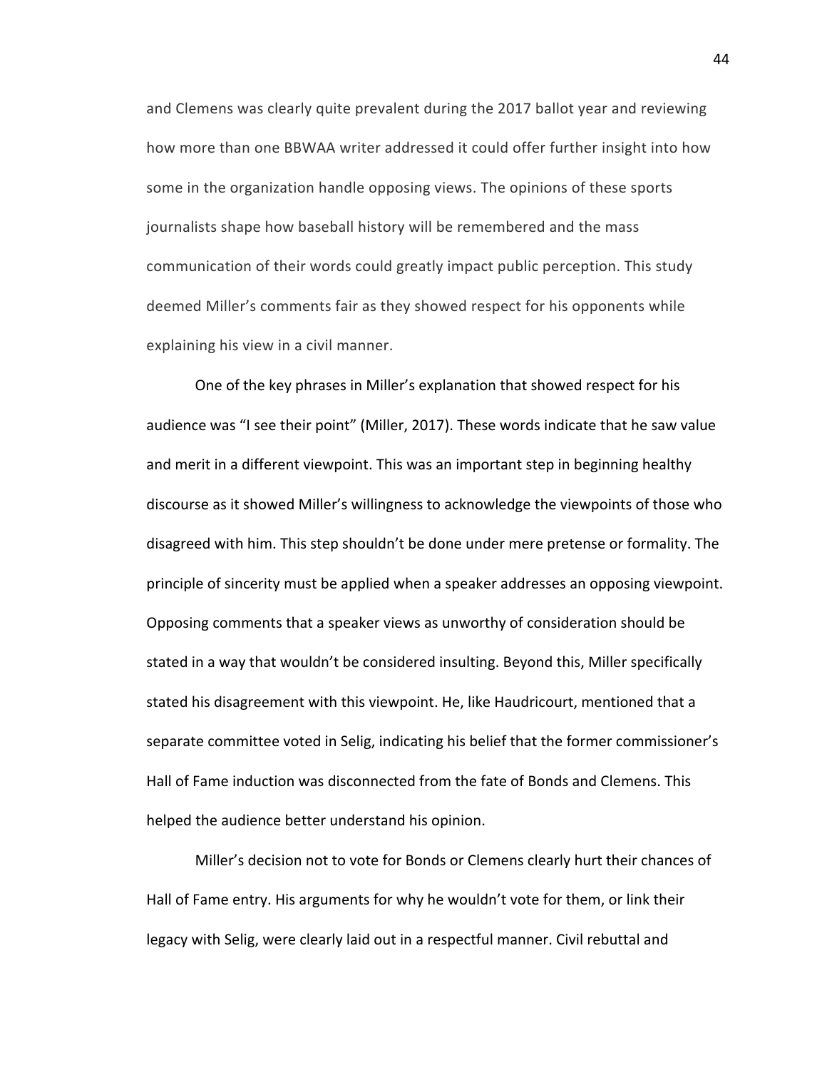and Clemens was clearly quite prevalent during the 2017 ballot year and reviewing how more than one BBWAA writer addressed it could offer further insight into how some in the organization handle opposing views. The opinions of these sports journalists shape how baseball history will be remembered and the mass communication of their words could greatly impact public perception. This study deemed Miller's comments fair as they showed respect for his opponents while explaining his view in a civil manner.

One of the key phrases in Miller's explanation that showed respect for his audience was "I see their point" (Miller, 2017). These words indicate that he saw value and merit in a different viewpoint. This was an important step in beginning healthy discourse as it showed Miller's willingness to acknowledge the viewpoints of those who disagreed with him. This step shouldn't be done under mere pretense or formality. The principle of sincerity must be applied when a speaker addresses an opposing viewpoint. Opposing comments that a speaker views as unworthy of consideration should be stated in a way that wouldn't be considered insulting. Beyond this, Miller specifically stated his disagreement with this viewpoint. He, like Haudricourt, mentioned that a separate committee voted in Selig, indicating his belief that the former commissioner's Hall of Fame induction was disconnected from the fate of Bonds and Clemens. This helped the audience better understand his opinion.

Miller's decision not to vote for Bonds or Clemens clearly hurt their chances of Hall of Fame entry. His arguments for why he wouldn't vote for them, or link their legacy with Selig, were clearly laid out in a respectful manner. Civil rebuttal and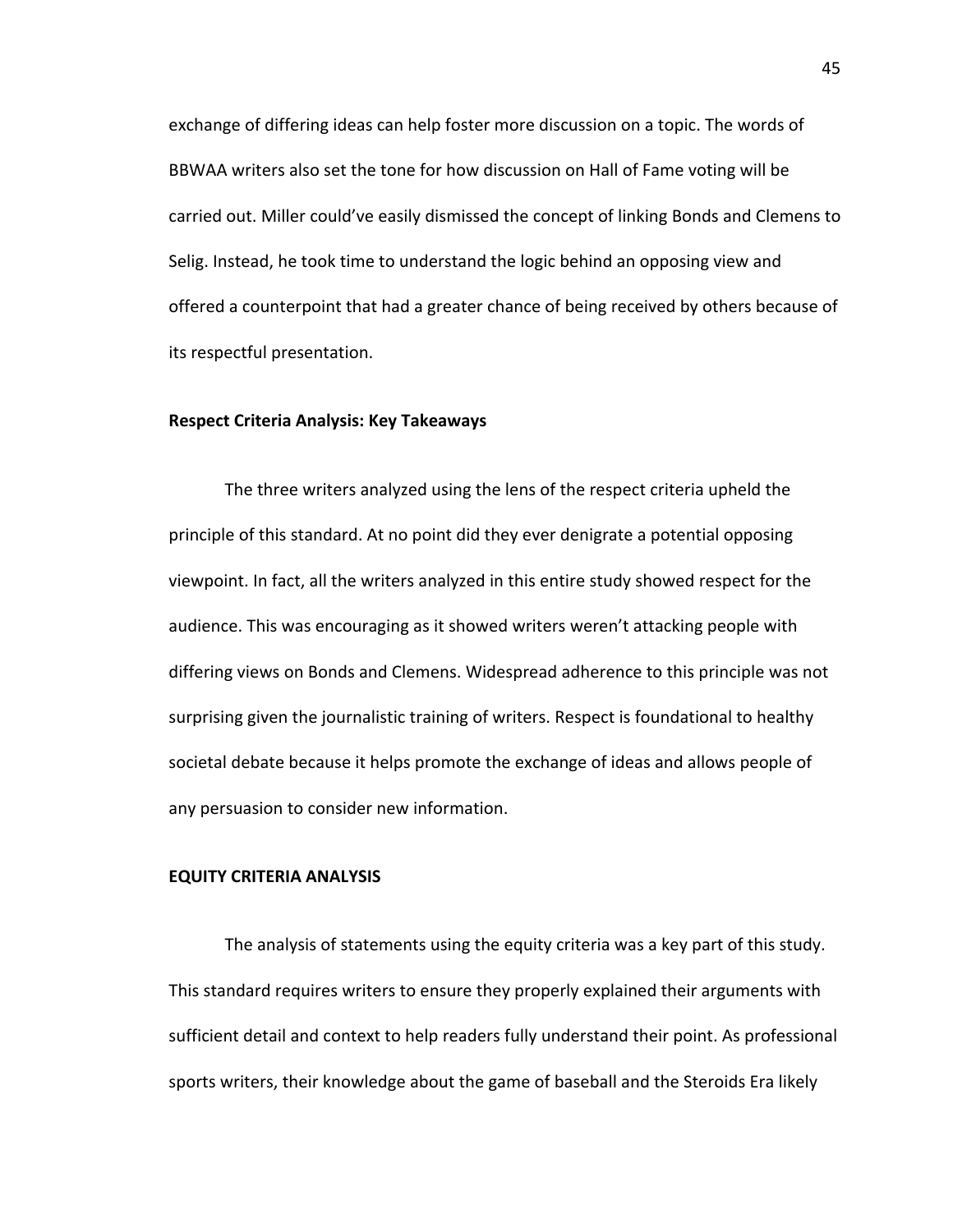exchange of differing ideas can help foster more discussion on a topic. The words of BBWAA writers also set the tone for how discussion on Hall of Fame voting will be carried out. Miller could've easily dismissed the concept of linking Bonds and Clemens to Selig. Instead, he took time to understand the logic behind an opposing view and offered a counterpoint that had a greater chance of being received by others because of its respectful presentation.

### Respect Criteria Analysis: Key Takeaways

The three writers analyzed using the lens of the respect criteria upheld the principle of this standard. At no point did they ever denigrate a potential opposing viewpoint. In fact, all the writers analyzed in this entire study showed respect for the audience. This was encouraging as it showed writers weren't attacking people with differing views on Bonds and Clemens. Widespread adherence to this principle was not surprising given the journalistic training of writers. Respect is foundational to healthy societal debate because it helps promote the exchange of ideas and allows people of any persuasion to consider new information.

## EQUITY CRITERIA ANALYSIS

The analysis of statements using the equity criteria was a key part of this study. This standard requires writers to ensure they properly explained their arguments with sufficient detail and context to help readers fully understand their point. As professional sports writers, their knowledge about the game of baseball and the Steroids Era likely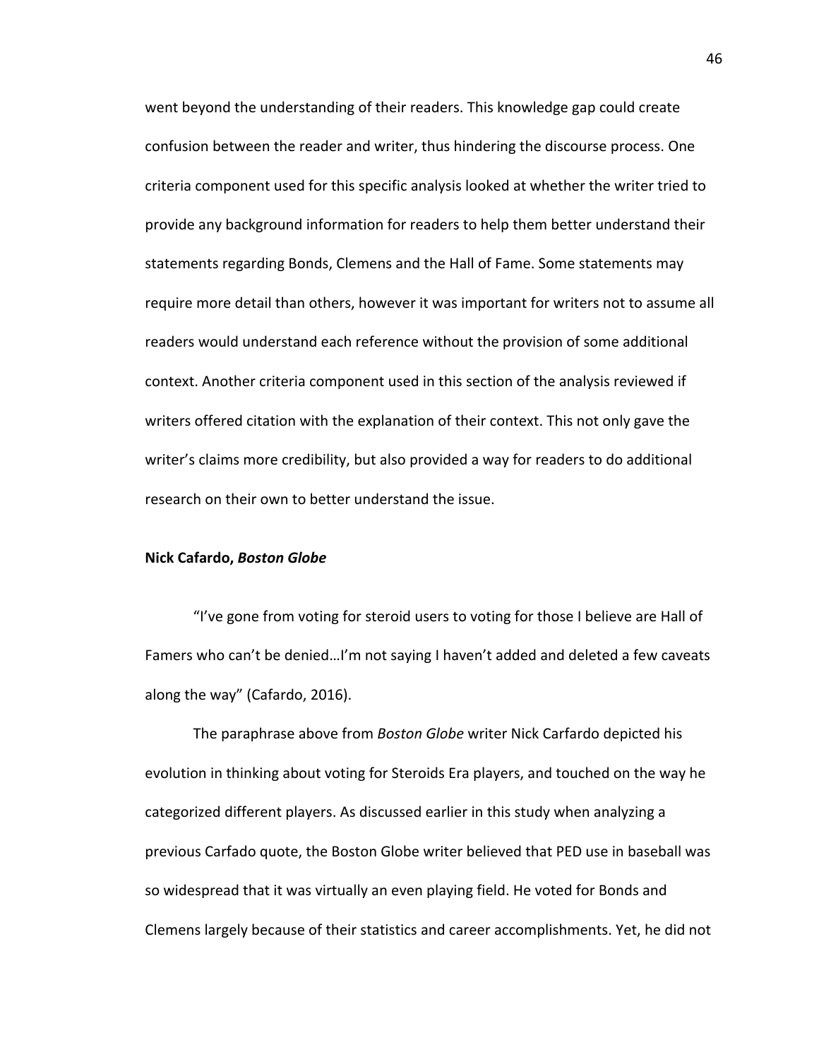went beyond the understanding of their readers. This knowledge gap could create confusion between the reader and writer, thus hindering the discourse process. One criteria component used for this specific analysis looked at whether the writer tried to provide any background information for readers to help them better understand their statements regarding Bonds, Clemens and the Hall of Fame. Some statements may require more detail than others, however it was important for writers not to assume all readers would understand each reference without the provision of some additional context. Another criteria component used in this section of the analysis reviewed if writers offered citation with the explanation of their context. This not only gave the writer's claims more credibility, but also provided a way for readers to do additional research on their own to better understand the issue.

**Nick Cafardo, *Boston Globe***

"I've gone from voting for steroid users to voting for those I believe are Hall of Famers who can't be denied…I'm not saying I haven't added and deleted a few caveats along the way" (Cafardo, 2016).

The paraphrase above from *Boston Globe* writer Nick Carfardo depicted his evolution in thinking about voting for Steroids Era players, and touched on the way he categorized different players. As discussed earlier in this study when analyzing a previous Carfado quote, the Boston Globe writer believed that PED use in baseball was so widespread that it was virtually an even playing field. He voted for Bonds and Clemens largely because of their statistics and career accomplishments. Yet, he did not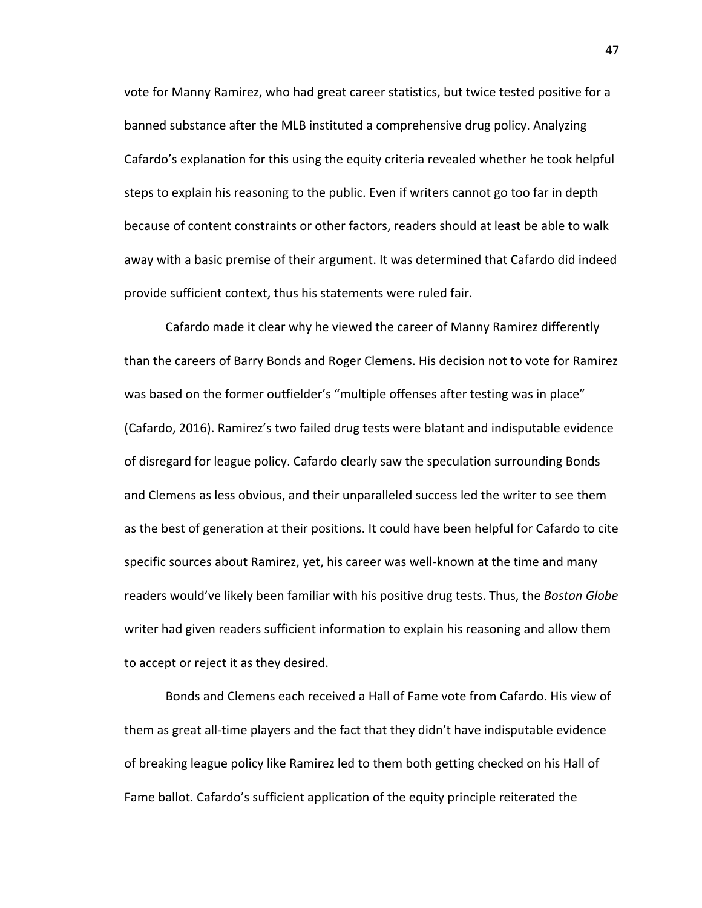vote for Manny Ramirez, who had great career statistics, but twice tested positive for a banned substance after the MLB instituted a comprehensive drug policy. Analyzing Cafardo's explanation for this using the equity criteria revealed whether he took helpful steps to explain his reasoning to the public. Even if writers cannot go too far in depth because of content constraints or other factors, readers should at least be able to walk away with a basic premise of their argument. It was determined that Cafardo did indeed provide sufficient context, thus his statements were ruled fair.

Cafardo made it clear why he viewed the career of Manny Ramirez differently than the careers of Barry Bonds and Roger Clemens. His decision not to vote for Ramirez was based on the former outfielder's "multiple offenses after testing was in place" (Cafardo, 2016). Ramirez's two failed drug tests were blatant and indisputable evidence of disregard for league policy. Cafardo clearly saw the speculation surrounding Bonds and Clemens as less obvious, and their unparalleled success led the writer to see them as the best of generation at their positions. It could have been helpful for Cafardo to cite specific sources about Ramirez, yet, his career was well-known at the time and many readers would've likely been familiar with his positive drug tests. Thus, the *Boston Globe* writer had given readers sufficient information to explain his reasoning and allow them to accept or reject it as they desired.

Bonds and Clemens each received a Hall of Fame vote from Cafardo. His view of them as great all-time players and the fact that they didn't have indisputable evidence of breaking league policy like Ramirez led to them both getting checked on his Hall of Fame ballot. Cafardo's sufficient application of the equity principle reiterated the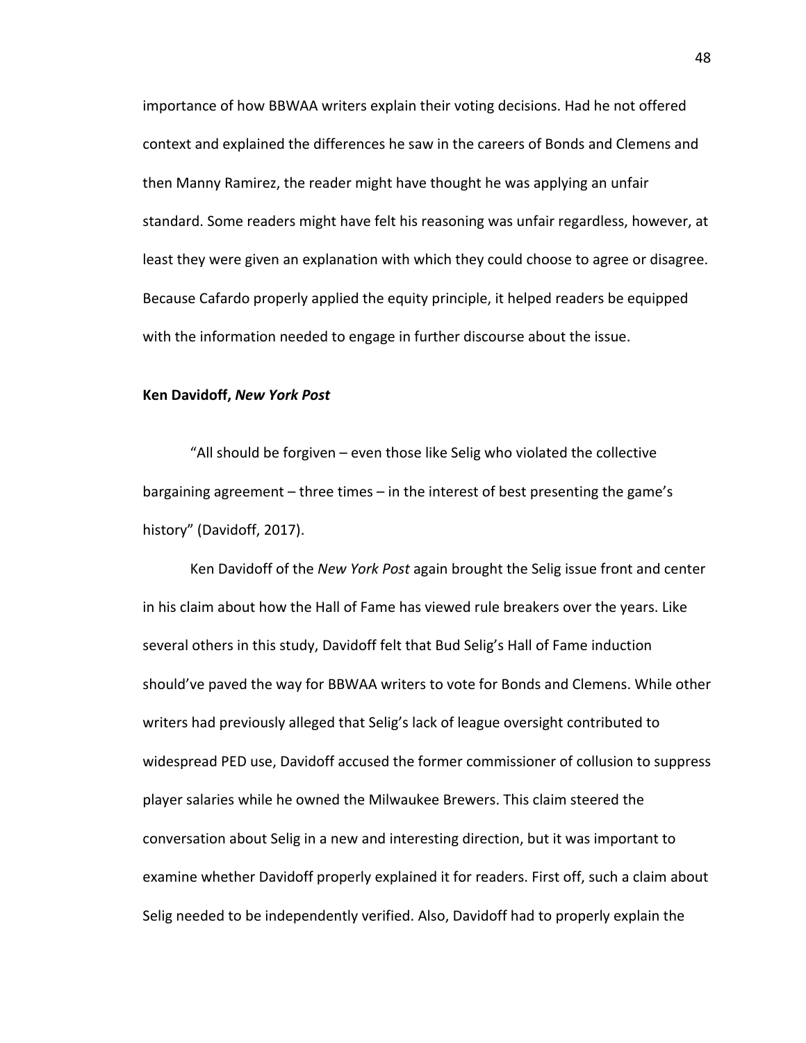importance of how BBWAA writers explain their voting decisions. Had he not offered context and explained the differences he saw in the careers of Bonds and Clemens and then Manny Ramirez, the reader might have thought he was applying an unfair standard. Some readers might have felt his reasoning was unfair regardless, however, at least they were given an explanation with which they could choose to agree or disagree. Because Cafardo properly applied the equity principle, it helped readers be equipped with the information needed to engage in further discourse about the issue.

**Ken Davidoff, *New York Post***

"All should be forgiven – even those like Selig who violated the collective bargaining agreement – three times – in the interest of best presenting the game's history" (Davidoff, 2017).

Ken Davidoff of the *New York Post* again brought the Selig issue front and center in his claim about how the Hall of Fame has viewed rule breakers over the years. Like several others in this study, Davidoff felt that Bud Selig's Hall of Fame induction should've paved the way for BBWAA writers to vote for Bonds and Clemens. While other writers had previously alleged that Selig's lack of league oversight contributed to widespread PED use, Davidoff accused the former commissioner of collusion to suppress player salaries while he owned the Milwaukee Brewers. This claim steered the conversation about Selig in a new and interesting direction, but it was important to examine whether Davidoff properly explained it for readers. First off, such a claim about Selig needed to be independently verified. Also, Davidoff had to properly explain the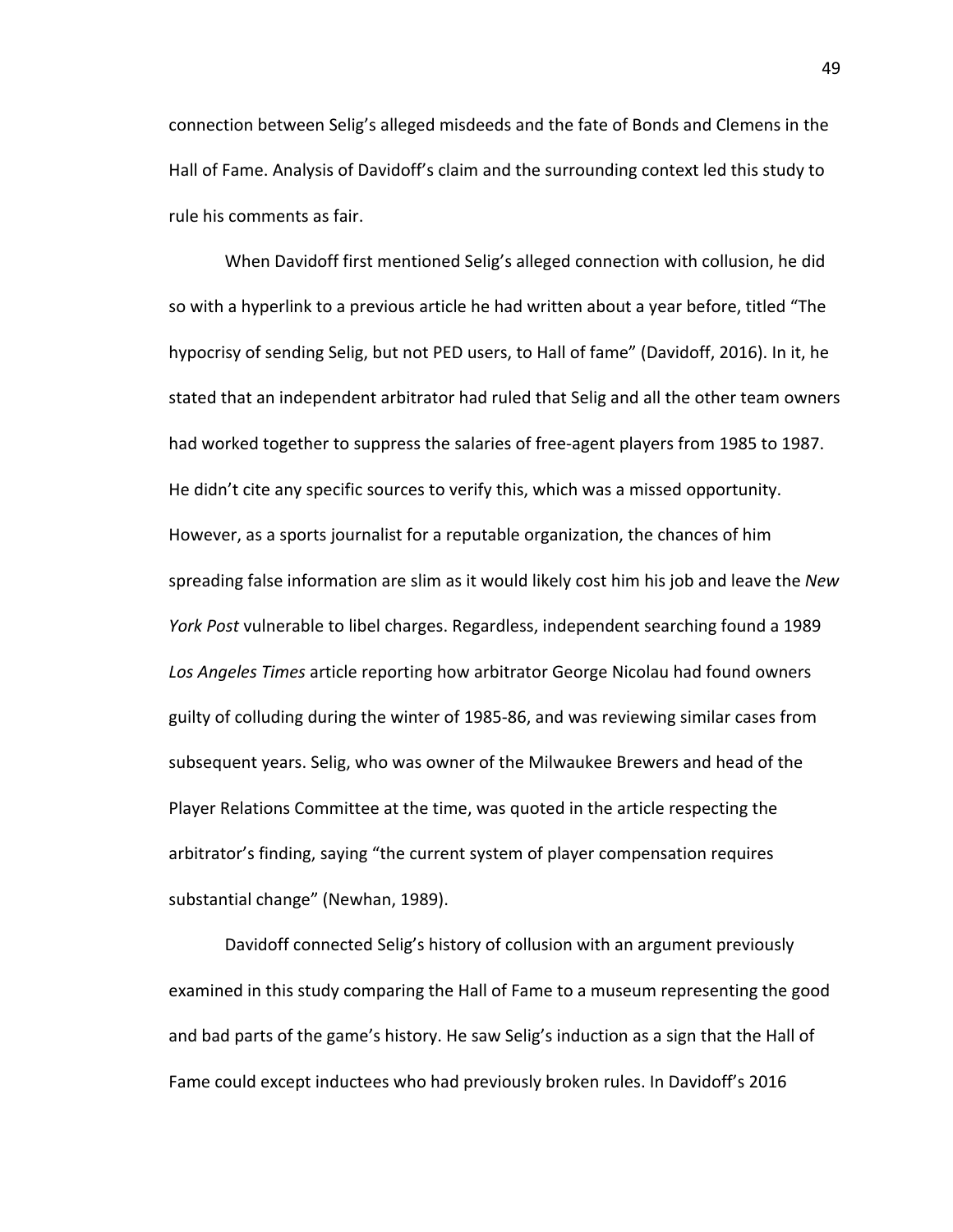connection between Selig's alleged misdeeds and the fate of Bonds and Clemens in the Hall of Fame. Analysis of Davidoff's claim and the surrounding context led this study to rule his comments as fair.

When Davidoff first mentioned Selig's alleged connection with collusion, he did so with a hyperlink to a previous article he had written about a year before, titled "The hypocrisy of sending Selig, but not PED users, to Hall of fame" (Davidoff, 2016). In it, he stated that an independent arbitrator had ruled that Selig and all the other team owners had worked together to suppress the salaries of free-agent players from 1985 to 1987. He didn't cite any specific sources to verify this, which was a missed opportunity. However, as a sports journalist for a reputable organization, the chances of him spreading false information are slim as it would likely cost him his job and leave the *New York Post* vulnerable to libel charges. Regardless, independent searching found a 1989 *Los Angeles Times* article reporting how arbitrator George Nicolau had found owners guilty of colluding during the winter of 1985-86, and was reviewing similar cases from subsequent years. Selig, who was owner of the Milwaukee Brewers and head of the Player Relations Committee at the time, was quoted in the article respecting the arbitrator's finding, saying "the current system of player compensation requires substantial change" (Newhan, 1989).

Davidoff connected Selig's history of collusion with an argument previously examined in this study comparing the Hall of Fame to a museum representing the good and bad parts of the game's history. He saw Selig's induction as a sign that the Hall of Fame could except inductees who had previously broken rules. In Davidoff's 2016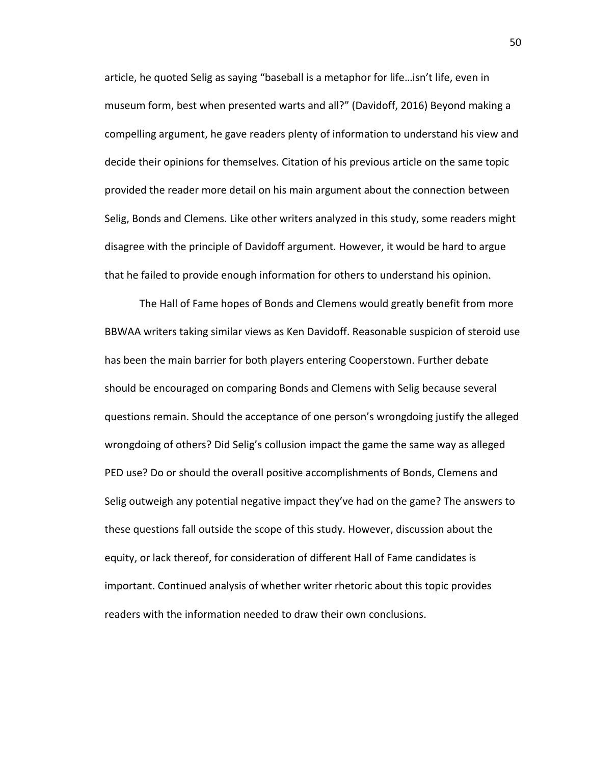article, he quoted Selig as saying "baseball is a metaphor for life…isn't life, even in museum form, best when presented warts and all?" (Davidoff, 2016) Beyond making a compelling argument, he gave readers plenty of information to understand his view and decide their opinions for themselves. Citation of his previous article on the same topic provided the reader more detail on his main argument about the connection between Selig, Bonds and Clemens. Like other writers analyzed in this study, some readers might disagree with the principle of Davidoff argument. However, it would be hard to argue that he failed to provide enough information for others to understand his opinion.

The Hall of Fame hopes of Bonds and Clemens would greatly benefit from more BBWAA writers taking similar views as Ken Davidoff. Reasonable suspicion of steroid use has been the main barrier for both players entering Cooperstown. Further debate should be encouraged on comparing Bonds and Clemens with Selig because several questions remain. Should the acceptance of one person's wrongdoing justify the alleged wrongdoing of others? Did Selig's collusion impact the game the same way as alleged PED use? Do or should the overall positive accomplishments of Bonds, Clemens and Selig outweigh any potential negative impact they've had on the game? The answers to these questions fall outside the scope of this study. However, discussion about the equity, or lack thereof, for consideration of different Hall of Fame candidates is important. Continued analysis of whether writer rhetoric about this topic provides readers with the information needed to draw their own conclusions.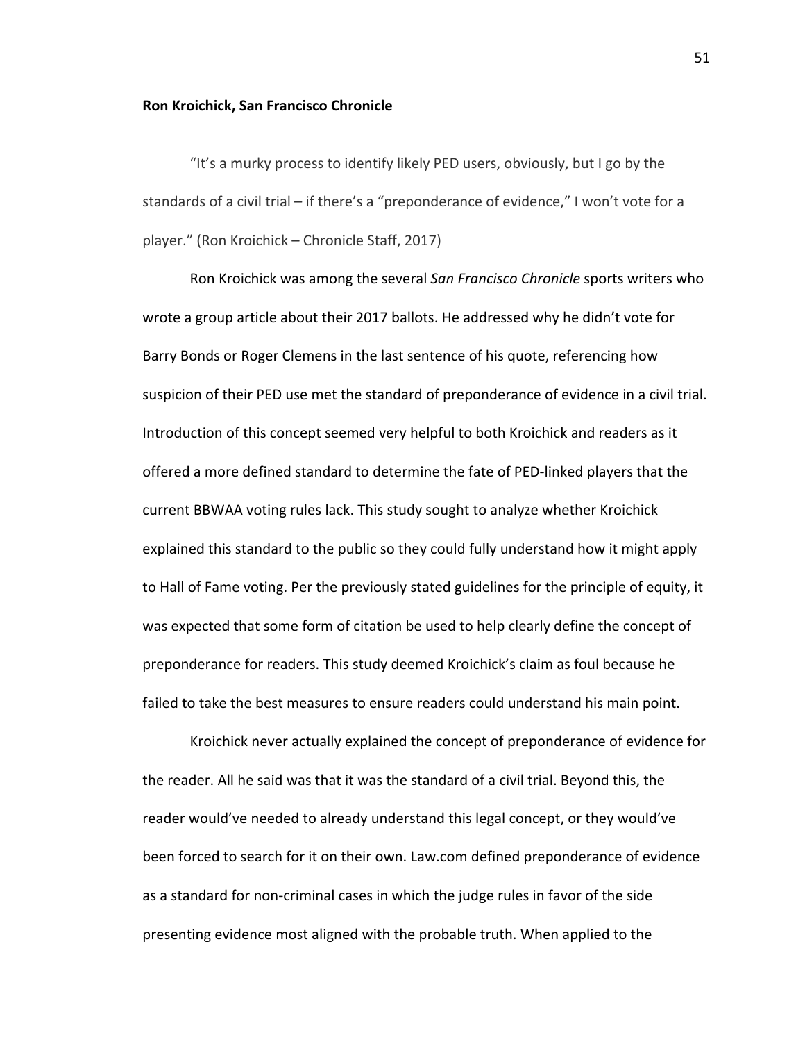**Ron Kroichick, San Francisco Chronicle**

"It's a murky process to identify likely PED users, obviously, but I go by the standards of a civil trial – if there's a "preponderance of evidence," I won't vote for a player." (Ron Kroichick – Chronicle Staff, 2017)

Ron Kroichick was among the several *San Francisco Chronicle* sports writers who wrote a group article about their 2017 ballots. He addressed why he didn't vote for Barry Bonds or Roger Clemens in the last sentence of his quote, referencing how suspicion of their PED use met the standard of preponderance of evidence in a civil trial. Introduction of this concept seemed very helpful to both Kroichick and readers as it offered a more defined standard to determine the fate of PED-linked players that the current BBWAA voting rules lack. This study sought to analyze whether Kroichick explained this standard to the public so they could fully understand how it might apply to Hall of Fame voting. Per the previously stated guidelines for the principle of equity, it was expected that some form of citation be used to help clearly define the concept of preponderance for readers. This study deemed Kroichick's claim as foul because he failed to take the best measures to ensure readers could understand his main point.

Kroichick never actually explained the concept of preponderance of evidence for the reader. All he said was that it was the standard of a civil trial. Beyond this, the reader would've needed to already understand this legal concept, or they would've been forced to search for it on their own. Law.com defined preponderance of evidence as a standard for non-criminal cases in which the judge rules in favor of the side presenting evidence most aligned with the probable truth. When applied to the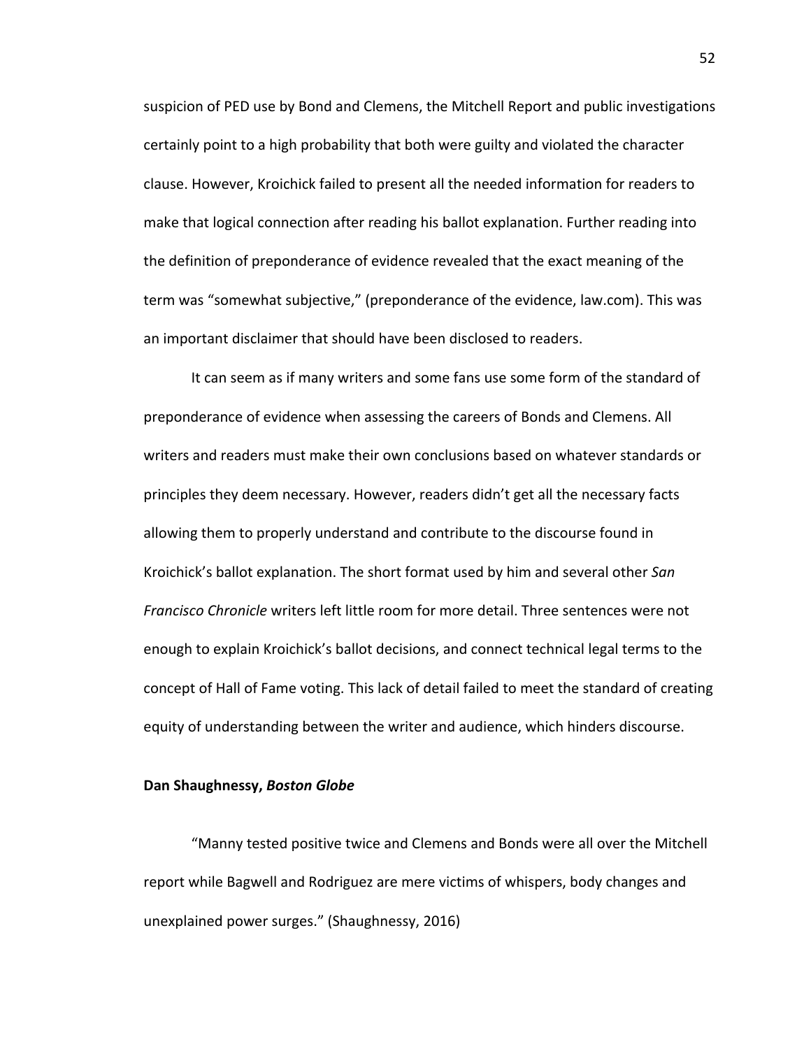suspicion of PED use by Bond and Clemens, the Mitchell Report and public investigations certainly point to a high probability that both were guilty and violated the character clause. However, Kroichick failed to present all the needed information for readers to make that logical connection after reading his ballot explanation. Further reading into the definition of preponderance of evidence revealed that the exact meaning of the term was "somewhat subjective," (preponderance of the evidence, law.com). This was an important disclaimer that should have been disclosed to readers.

It can seem as if many writers and some fans use some form of the standard of preponderance of evidence when assessing the careers of Bonds and Clemens. All writers and readers must make their own conclusions based on whatever standards or principles they deem necessary. However, readers didn't get all the necessary facts allowing them to properly understand and contribute to the discourse found in Kroichick's ballot explanation. The short format used by him and several other *San Francisco Chronicle* writers left little room for more detail. Three sentences were not enough to explain Kroichick's ballot decisions, and connect technical legal terms to the concept of Hall of Fame voting. This lack of detail failed to meet the standard of creating equity of understanding between the writer and audience, which hinders discourse.

**Dan Shaughnessy, *Boston Globe***

"Manny tested positive twice and Clemens and Bonds were all over the Mitchell report while Bagwell and Rodriguez are mere victims of whispers, body changes and unexplained power surges." (Shaughnessy, 2016)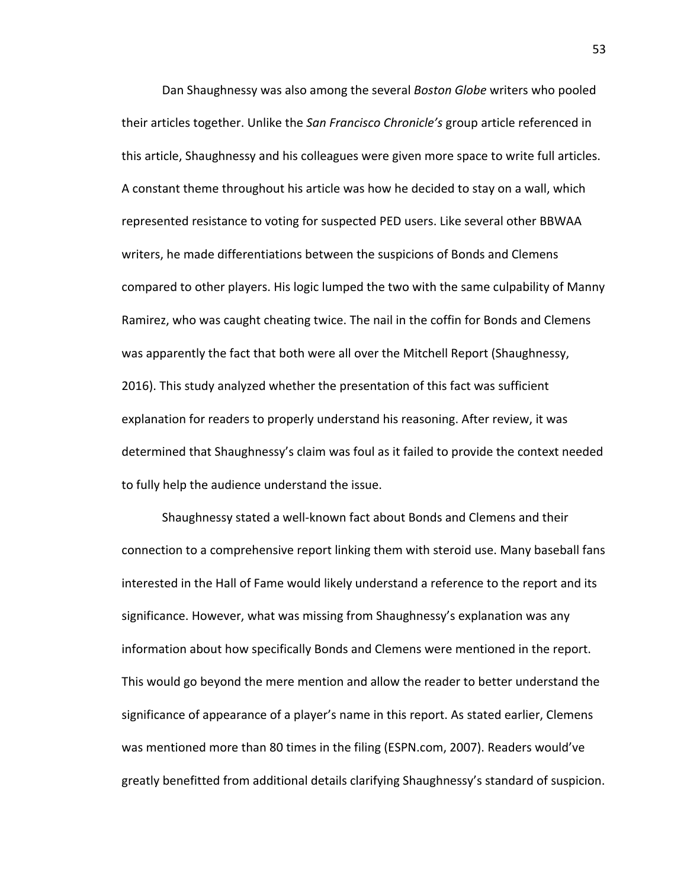Dan Shaughnessy was also among the several *Boston Globe* writers who pooled their articles together. Unlike the *San Francisco Chronicle's* group article referenced in this article, Shaughnessy and his colleagues were given more space to write full articles. A constant theme throughout his article was how he decided to stay on a wall, which represented resistance to voting for suspected PED users. Like several other BBWAA writers, he made differentiations between the suspicions of Bonds and Clemens compared to other players. His logic lumped the two with the same culpability of Manny Ramirez, who was caught cheating twice. The nail in the coffin for Bonds and Clemens was apparently the fact that both were all over the Mitchell Report (Shaughnessy, 2016). This study analyzed whether the presentation of this fact was sufficient explanation for readers to properly understand his reasoning. After review, it was determined that Shaughnessy's claim was foul as it failed to provide the context needed to fully help the audience understand the issue.

Shaughnessy stated a well-known fact about Bonds and Clemens and their connection to a comprehensive report linking them with steroid use. Many baseball fans interested in the Hall of Fame would likely understand a reference to the report and its significance. However, what was missing from Shaughnessy's explanation was any information about how specifically Bonds and Clemens were mentioned in the report. This would go beyond the mere mention and allow the reader to better understand the significance of appearance of a player's name in this report. As stated earlier, Clemens was mentioned more than 80 times in the filing (ESPN.com, 2007). Readers would've greatly benefitted from additional details clarifying Shaughnessy's standard of suspicion.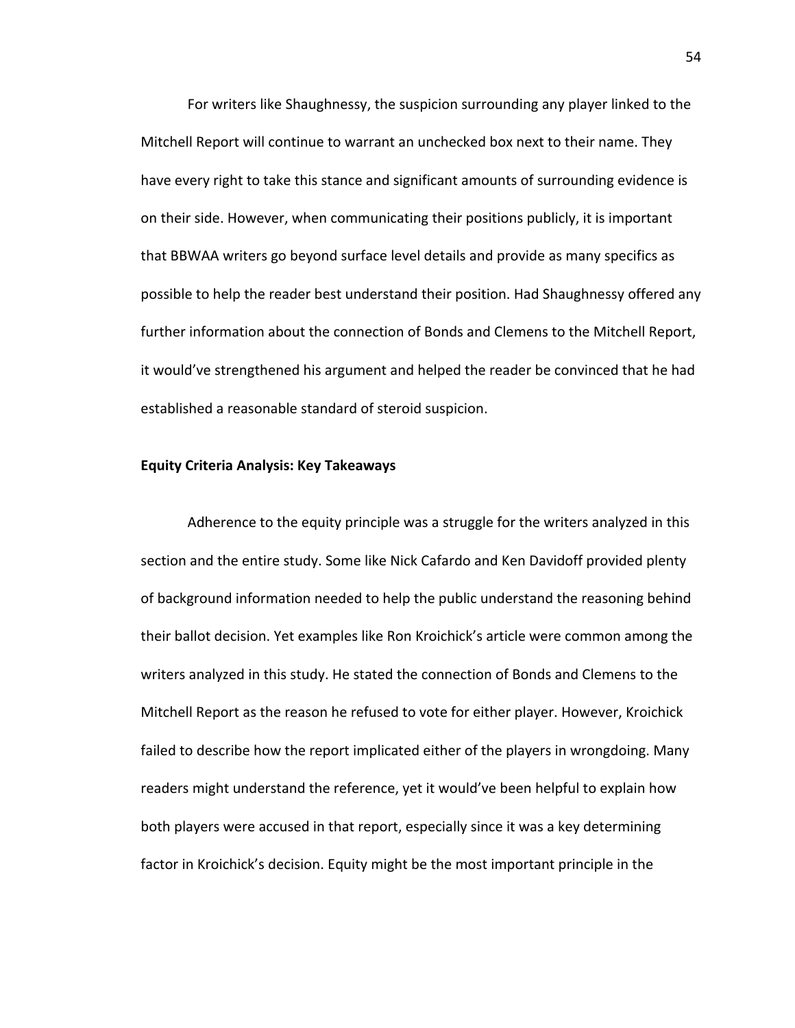For writers like Shaughnessy, the suspicion surrounding any player linked to the Mitchell Report will continue to warrant an unchecked box next to their name. They have every right to take this stance and significant amounts of surrounding evidence is on their side. However, when communicating their positions publicly, it is important that BBWAA writers go beyond surface level details and provide as many specifics as possible to help the reader best understand their position. Had Shaughnessy offered any further information about the connection of Bonds and Clemens to the Mitchell Report, it would've strengthened his argument and helped the reader be convinced that he had established a reasonable standard of steroid suspicion.

**Equity Criteria Analysis: Key Takeaways**

Adherence to the equity principle was a struggle for the writers analyzed in this section and the entire study. Some like Nick Cafardo and Ken Davidoff provided plenty of background information needed to help the public understand the reasoning behind their ballot decision. Yet examples like Ron Kroichick's article were common among the writers analyzed in this study. He stated the connection of Bonds and Clemens to the Mitchell Report as the reason he refused to vote for either player. However, Kroichick failed to describe how the report implicated either of the players in wrongdoing. Many readers might understand the reference, yet it would've been helpful to explain how both players were accused in that report, especially since it was a key determining factor in Kroichick's decision. Equity might be the most important principle in the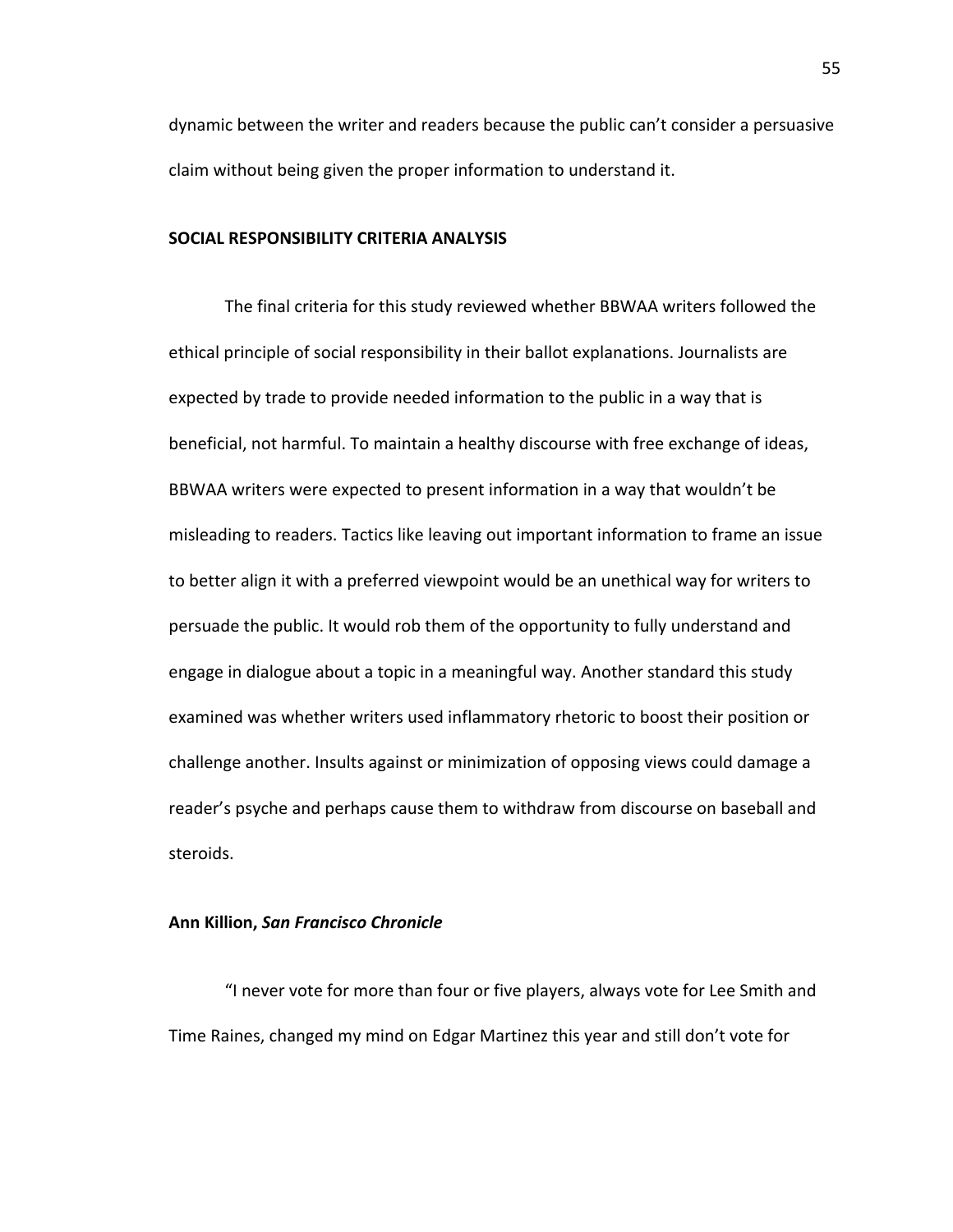dynamic between the writer and readers because the public can't consider a persuasive claim without being given the proper information to understand it.

## SOCIAL RESPONSIBILITY CRITERIA ANALYSIS

The final criteria for this study reviewed whether BBWAA writers followed the ethical principle of social responsibility in their ballot explanations. Journalists are expected by trade to provide needed information to the public in a way that is beneficial, not harmful. To maintain a healthy discourse with free exchange of ideas, BBWAA writers were expected to present information in a way that wouldn't be misleading to readers. Tactics like leaving out important information to frame an issue to better align it with a preferred viewpoint would be an unethical way for writers to persuade the public. It would rob them of the opportunity to fully understand and engage in dialogue about a topic in a meaningful way. Another standard this study examined was whether writers used inflammatory rhetoric to boost their position or challenge another. Insults against or minimization of opposing views could damage a reader's psyche and perhaps cause them to withdraw from discourse on baseball and steroids.

### Ann Killion, *San Francisco Chronicle*

"I never vote for more than four or five players, always vote for Lee Smith and Time Raines, changed my mind on Edgar Martinez this year and still don't vote for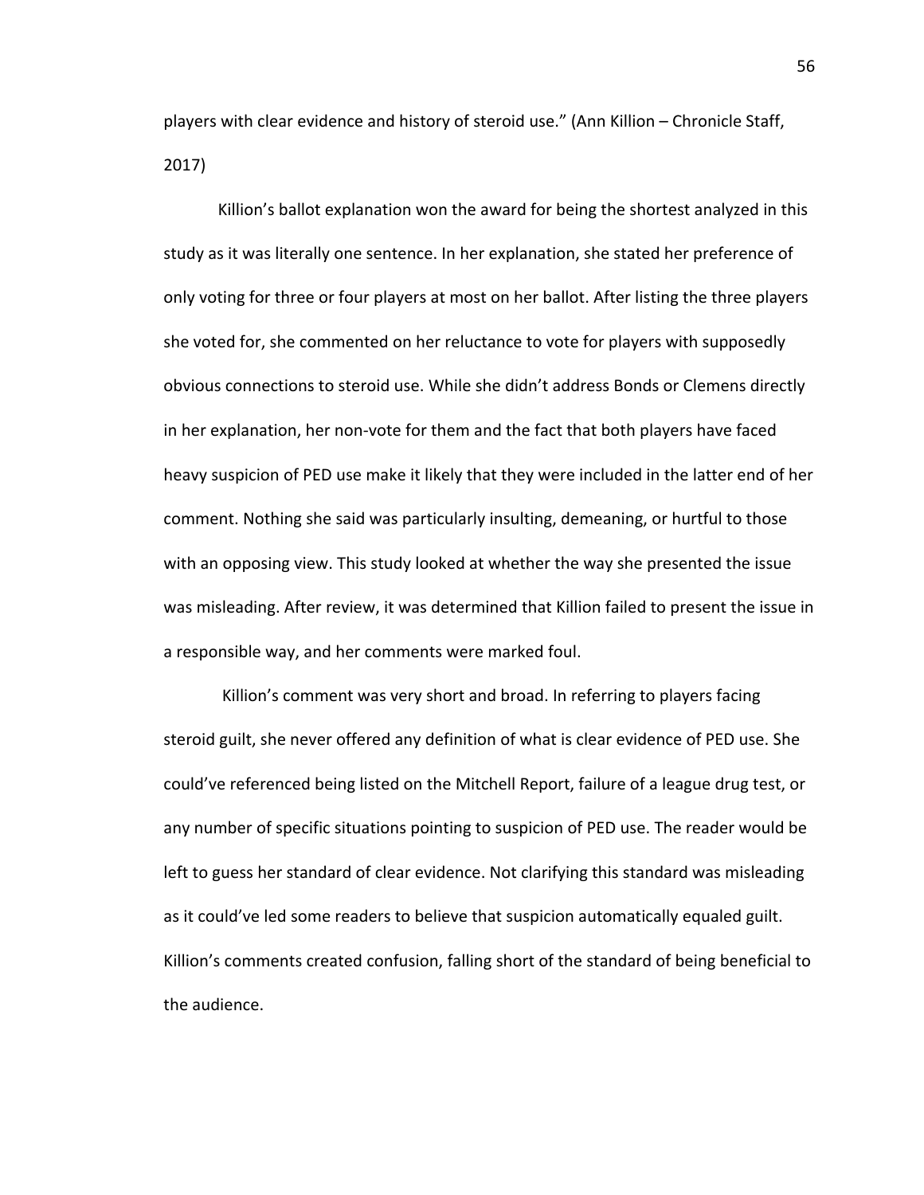players with clear evidence and history of steroid use." (Ann Killion – Chronicle Staff, 2017)

Killion's ballot explanation won the award for being the shortest analyzed in this study as it was literally one sentence. In her explanation, she stated her preference of only voting for three or four players at most on her ballot. After listing the three players she voted for, she commented on her reluctance to vote for players with supposedly obvious connections to steroid use. While she didn't address Bonds or Clemens directly in her explanation, her non-vote for them and the fact that both players have faced heavy suspicion of PED use make it likely that they were included in the latter end of her comment. Nothing she said was particularly insulting, demeaning, or hurtful to those with an opposing view. This study looked at whether the way she presented the issue was misleading. After review, it was determined that Killion failed to present the issue in a responsible way, and her comments were marked foul.

Killion's comment was very short and broad. In referring to players facing steroid guilt, she never offered any definition of what is clear evidence of PED use. She could've referenced being listed on the Mitchell Report, failure of a league drug test, or any number of specific situations pointing to suspicion of PED use. The reader would be left to guess her standard of clear evidence. Not clarifying this standard was misleading as it could've led some readers to believe that suspicion automatically equaled guilt. Killion's comments created confusion, falling short of the standard of being beneficial to the audience.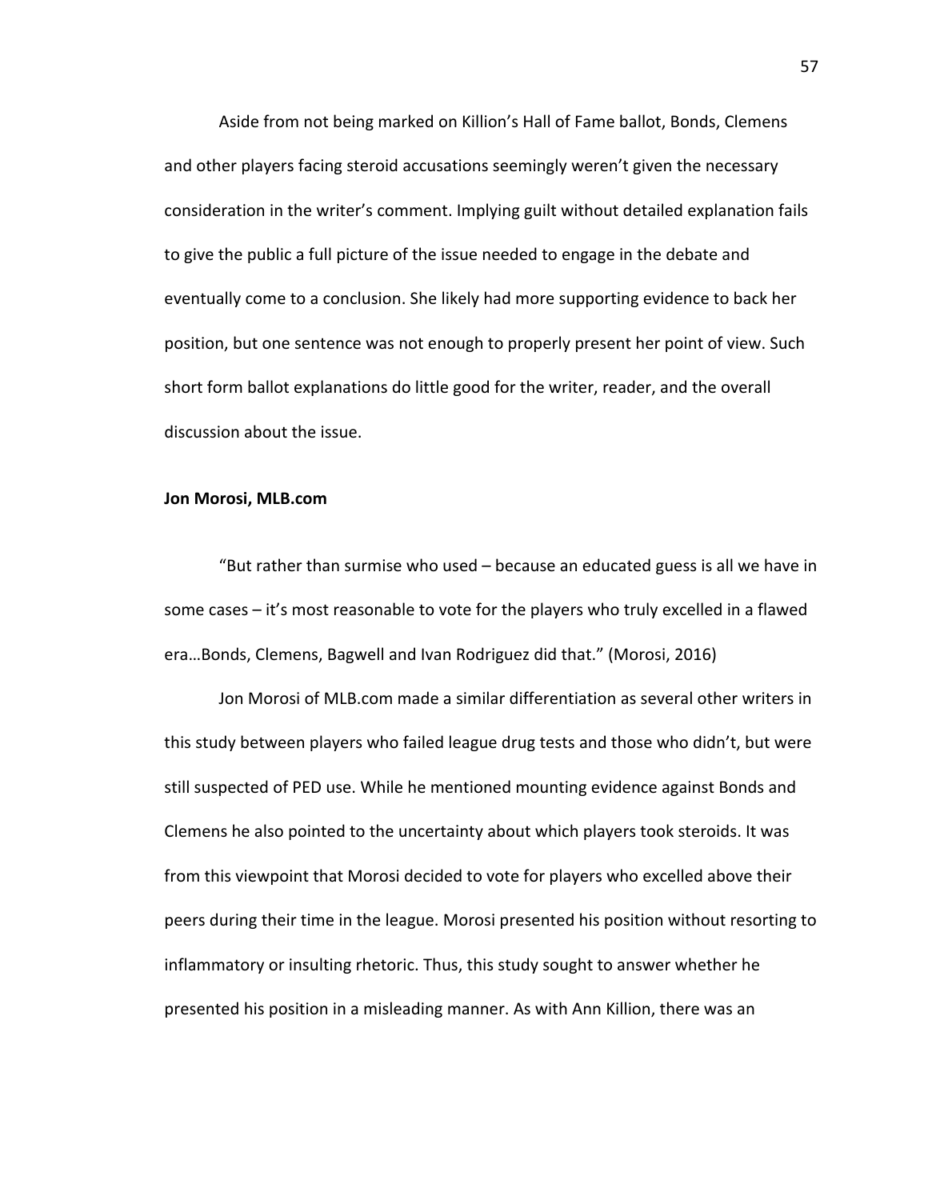Aside from not being marked on Killion's Hall of Fame ballot, Bonds, Clemens and other players facing steroid accusations seemingly weren't given the necessary consideration in the writer's comment. Implying guilt without detailed explanation fails to give the public a full picture of the issue needed to engage in the debate and eventually come to a conclusion. She likely had more supporting evidence to back her position, but one sentence was not enough to properly present her point of view. Such short form ballot explanations do little good for the writer, reader, and the overall discussion about the issue.

**Jon Morosi, MLB.com**

"But rather than surmise who used – because an educated guess is all we have in some cases – it's most reasonable to vote for the players who truly excelled in a flawed era…Bonds, Clemens, Bagwell and Ivan Rodriguez did that." (Morosi, 2016)

Jon Morosi of MLB.com made a similar differentiation as several other writers in this study between players who failed league drug tests and those who didn't, but were still suspected of PED use. While he mentioned mounting evidence against Bonds and Clemens he also pointed to the uncertainty about which players took steroids. It was from this viewpoint that Morosi decided to vote for players who excelled above their peers during their time in the league. Morosi presented his position without resorting to inflammatory or insulting rhetoric. Thus, this study sought to answer whether he presented his position in a misleading manner. As with Ann Killion, there was an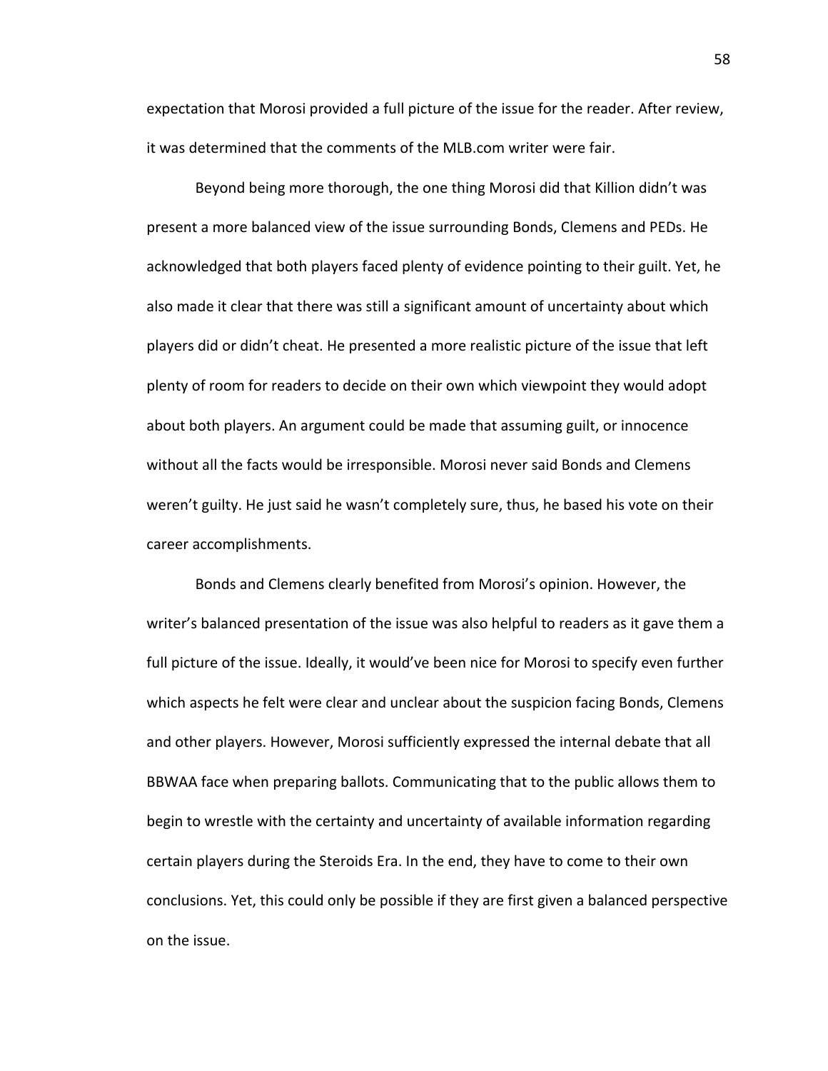expectation that Morosi provided a full picture of the issue for the reader. After review, it was determined that the comments of the MLB.com writer were fair.

Beyond being more thorough, the one thing Morosi did that Killion didn't was present a more balanced view of the issue surrounding Bonds, Clemens and PEDs. He acknowledged that both players faced plenty of evidence pointing to their guilt. Yet, he also made it clear that there was still a significant amount of uncertainty about which players did or didn't cheat. He presented a more realistic picture of the issue that left plenty of room for readers to decide on their own which viewpoint they would adopt about both players. An argument could be made that assuming guilt, or innocence without all the facts would be irresponsible. Morosi never said Bonds and Clemens weren't guilty. He just said he wasn't completely sure, thus, he based his vote on their career accomplishments.

Bonds and Clemens clearly benefited from Morosi's opinion. However, the writer's balanced presentation of the issue was also helpful to readers as it gave them a full picture of the issue. Ideally, it would've been nice for Morosi to specify even further which aspects he felt were clear and unclear about the suspicion facing Bonds, Clemens and other players. However, Morosi sufficiently expressed the internal debate that all BBWAA face when preparing ballots. Communicating that to the public allows them to begin to wrestle with the certainty and uncertainty of available information regarding certain players during the Steroids Era. In the end, they have to come to their own conclusions. Yet, this could only be possible if they are first given a balanced perspective on the issue.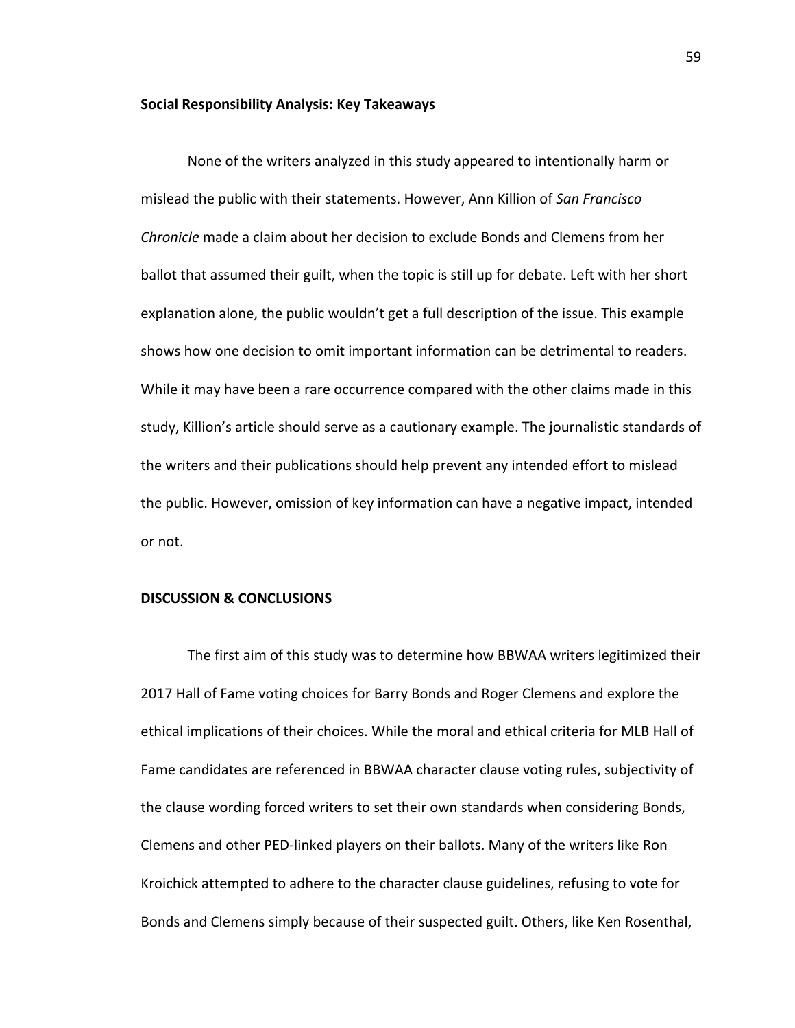**Social Responsibility Analysis: Key Takeaways**

None of the writers analyzed in this study appeared to intentionally harm or mislead the public with their statements. However, Ann Killion of *San Francisco Chronicle* made a claim about her decision to exclude Bonds and Clemens from her ballot that assumed their guilt, when the topic is still up for debate. Left with her short explanation alone, the public wouldn't get a full description of the issue. This example shows how one decision to omit important information can be detrimental to readers. While it may have been a rare occurrence compared with the other claims made in this study, Killion's article should serve as a cautionary example. The journalistic standards of the writers and their publications should help prevent any intended effort to mislead the public. However, omission of key information can have a negative impact, intended or not.

**DISCUSSION & CONCLUSIONS**

The first aim of this study was to determine how BBWAA writers legitimized their 2017 Hall of Fame voting choices for Barry Bonds and Roger Clemens and explore the ethical implications of their choices. While the moral and ethical criteria for MLB Hall of Fame candidates are referenced in BBWAA character clause voting rules, subjectivity of the clause wording forced writers to set their own standards when considering Bonds, Clemens and other PED-linked players on their ballots. Many of the writers like Ron Kroichick attempted to adhere to the character clause guidelines, refusing to vote for Bonds and Clemens simply because of their suspected guilt. Others, like Ken Rosenthal,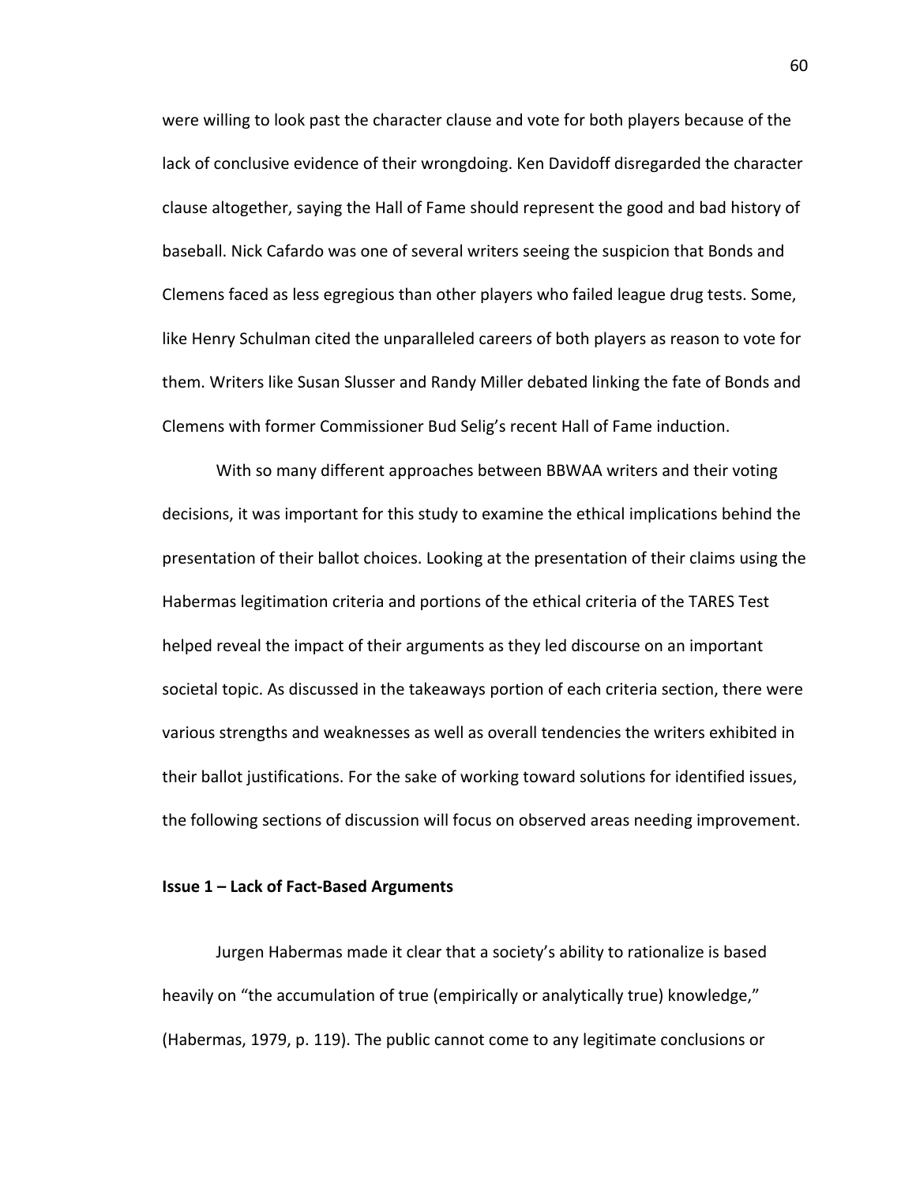were willing to look past the character clause and vote for both players because of the lack of conclusive evidence of their wrongdoing. Ken Davidoff disregarded the character clause altogether, saying the Hall of Fame should represent the good and bad history of baseball. Nick Cafardo was one of several writers seeing the suspicion that Bonds and Clemens faced as less egregious than other players who failed league drug tests. Some, like Henry Schulman cited the unparalleled careers of both players as reason to vote for them. Writers like Susan Slusser and Randy Miller debated linking the fate of Bonds and Clemens with former Commissioner Bud Selig's recent Hall of Fame induction.

With so many different approaches between BBWAA writers and their voting decisions, it was important for this study to examine the ethical implications behind the presentation of their ballot choices. Looking at the presentation of their claims using the Habermas legitimation criteria and portions of the ethical criteria of the TARES Test helped reveal the impact of their arguments as they led discourse on an important societal topic. As discussed in the takeaways portion of each criteria section, there were various strengths and weaknesses as well as overall tendencies the writers exhibited in their ballot justifications. For the sake of working toward solutions for identified issues, the following sections of discussion will focus on observed areas needing improvement.

**Issue 1 – Lack of Fact-Based Arguments**

Jurgen Habermas made it clear that a society's ability to rationalize is based heavily on "the accumulation of true (empirically or analytically true) knowledge," (Habermas, 1979, p. 119). The public cannot come to any legitimate conclusions or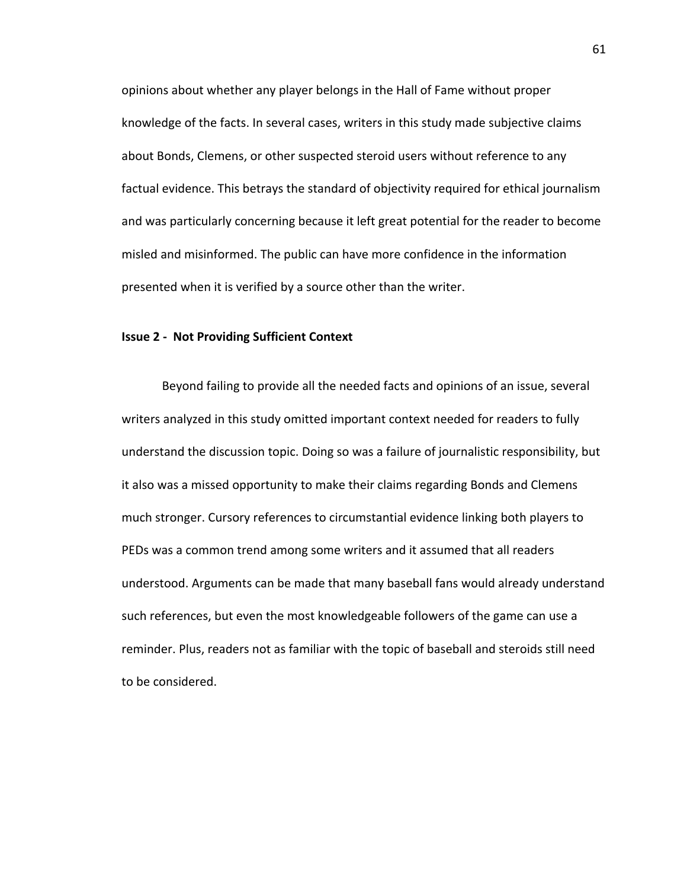opinions about whether any player belongs in the Hall of Fame without proper knowledge of the facts. In several cases, writers in this study made subjective claims about Bonds, Clemens, or other suspected steroid users without reference to any factual evidence. This betrays the standard of objectivity required for ethical journalism and was particularly concerning because it left great potential for the reader to become misled and misinformed. The public can have more confidence in the information presented when it is verified by a source other than the writer.

**Issue 2 - Not Providing Sufficient Context**

Beyond failing to provide all the needed facts and opinions of an issue, several writers analyzed in this study omitted important context needed for readers to fully understand the discussion topic. Doing so was a failure of journalistic responsibility, but it also was a missed opportunity to make their claims regarding Bonds and Clemens much stronger. Cursory references to circumstantial evidence linking both players to PEDs was a common trend among some writers and it assumed that all readers understood. Arguments can be made that many baseball fans would already understand such references, but even the most knowledgeable followers of the game can use a reminder. Plus, readers not as familiar with the topic of baseball and steroids still need to be considered.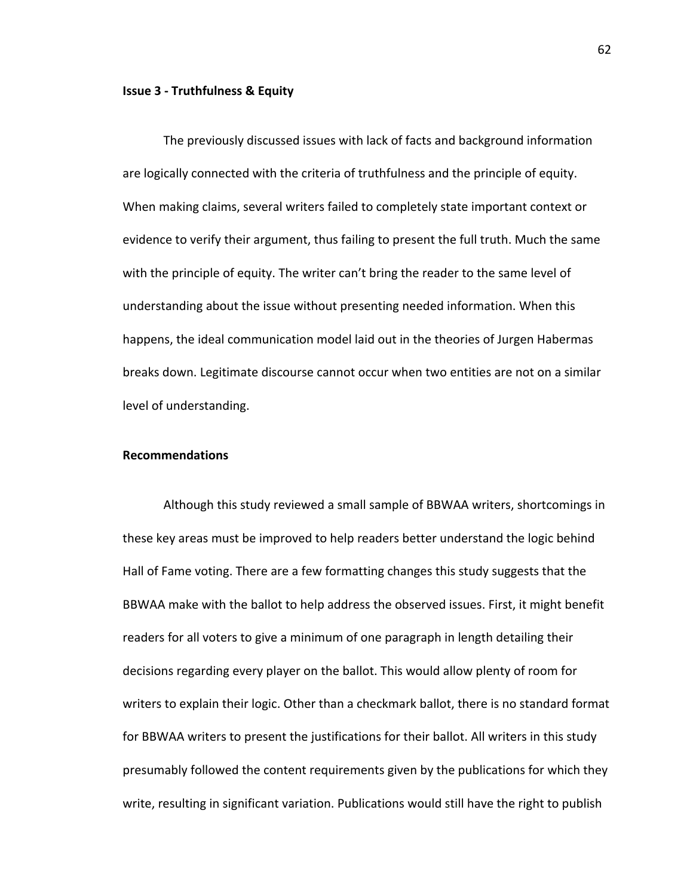**Issue 3 - Truthfulness & Equity**

The previously discussed issues with lack of facts and background information are logically connected with the criteria of truthfulness and the principle of equity. When making claims, several writers failed to completely state important context or evidence to verify their argument, thus failing to present the full truth. Much the same with the principle of equity. The writer can't bring the reader to the same level of understanding about the issue without presenting needed information. When this happens, the ideal communication model laid out in the theories of Jurgen Habermas breaks down. Legitimate discourse cannot occur when two entities are not on a similar level of understanding.

**Recommendations**

Although this study reviewed a small sample of BBWAA writers, shortcomings in these key areas must be improved to help readers better understand the logic behind Hall of Fame voting. There are a few formatting changes this study suggests that the BBWAA make with the ballot to help address the observed issues. First, it might benefit readers for all voters to give a minimum of one paragraph in length detailing their decisions regarding every player on the ballot. This would allow plenty of room for writers to explain their logic. Other than a checkmark ballot, there is no standard format for BBWAA writers to present the justifications for their ballot. All writers in this study presumably followed the content requirements given by the publications for which they write, resulting in significant variation. Publications would still have the right to publish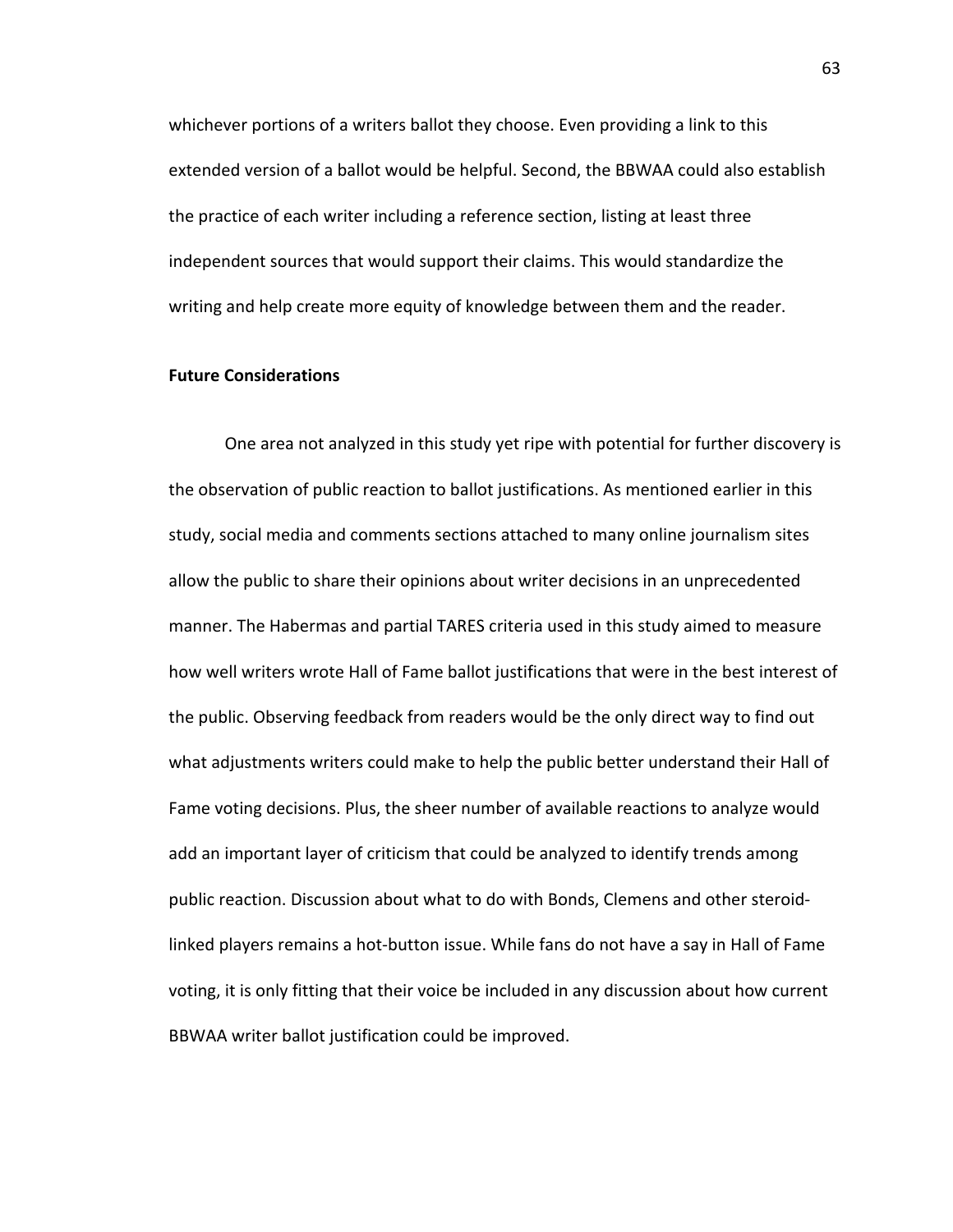whichever portions of a writers ballot they choose. Even providing a link to this extended version of a ballot would be helpful. Second, the BBWAA could also establish the practice of each writer including a reference section, listing at least three independent sources that would support their claims. This would standardize the writing and help create more equity of knowledge between them and the reader.

**Future Considerations**

One area not analyzed in this study yet ripe with potential for further discovery is the observation of public reaction to ballot justifications. As mentioned earlier in this study, social media and comments sections attached to many online journalism sites allow the public to share their opinions about writer decisions in an unprecedented manner. The Habermas and partial TARES criteria used in this study aimed to measure how well writers wrote Hall of Fame ballot justifications that were in the best interest of the public. Observing feedback from readers would be the only direct way to find out what adjustments writers could make to help the public better understand their Hall of Fame voting decisions. Plus, the sheer number of available reactions to analyze would add an important layer of criticism that could be analyzed to identify trends among public reaction. Discussion about what to do with Bonds, Clemens and other steroid-linked players remains a hot-button issue. While fans do not have a say in Hall of Fame voting, it is only fitting that their voice be included in any discussion about how current BBWAA writer ballot justification could be improved.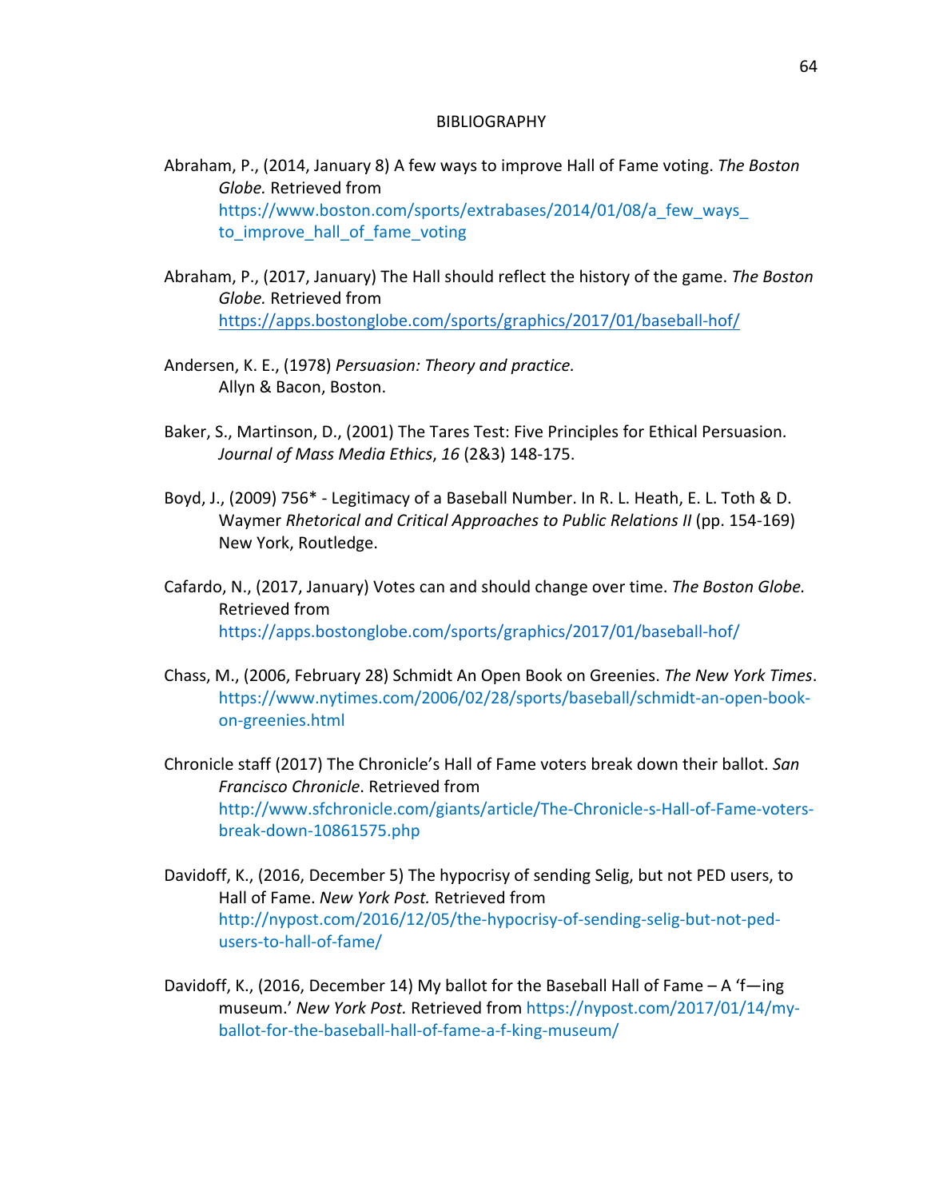# BIBLIOGRAPHY

Abraham, P., (2014, January 8) A few ways to improve Hall of Fame voting. *The Boston Globe.* Retrieved from https://www.boston.com/sports/extrabases/2014/01/08/a_few_ways_to_improve_hall_of_fame_voting

Abraham, P., (2017, January) The Hall should reflect the history of the game. *The Boston Globe.* Retrieved from https://apps.bostonglobe.com/sports/graphics/2017/01/baseball-hof/

Andersen, K. E., (1978) *Persuasion: Theory and practice.* Allyn & Bacon, Boston.

Baker, S., Martinson, D., (2001) The Tares Test: Five Principles for Ethical Persuasion. *Journal of Mass Media Ethics*, *16* (2&3) 148-175.

Boyd, J., (2009) 756* - Legitimacy of a Baseball Number. In R. L. Heath, E. L. Toth & D. Waymer *Rhetorical and Critical Approaches to Public Relations II* (pp. 154-169) New York, Routledge.

Cafardo, N., (2017, January) Votes can and should change over time. *The Boston Globe.* Retrieved from https://apps.bostonglobe.com/sports/graphics/2017/01/baseball-hof/

Chass, M., (2006, February 28) Schmidt An Open Book on Greenies. *The New York Times*. https://www.nytimes.com/2006/02/28/sports/baseball/schmidt-an-open-book-on-greenies.html

Chronicle staff (2017) The Chronicle's Hall of Fame voters break down their ballot. *San Francisco Chronicle*. Retrieved from http://www.sfchronicle.com/giants/article/The-Chronicle-s-Hall-of-Fame-voters-break-down-10861575.php

Davidoff, K., (2016, December 5) The hypocrisy of sending Selig, but not PED users, to Hall of Fame. *New York Post.* Retrieved from http://nypost.com/2016/12/05/the-hypocrisy-of-sending-selig-but-not-ped-users-to-hall-of-fame/

Davidoff, K., (2016, December 14) My ballot for the Baseball Hall of Fame – A 'f—ing museum.' *New York Post.* Retrieved from https://nypost.com/2017/01/14/my-ballot-for-the-baseball-hall-of-fame-a-f-king-museum/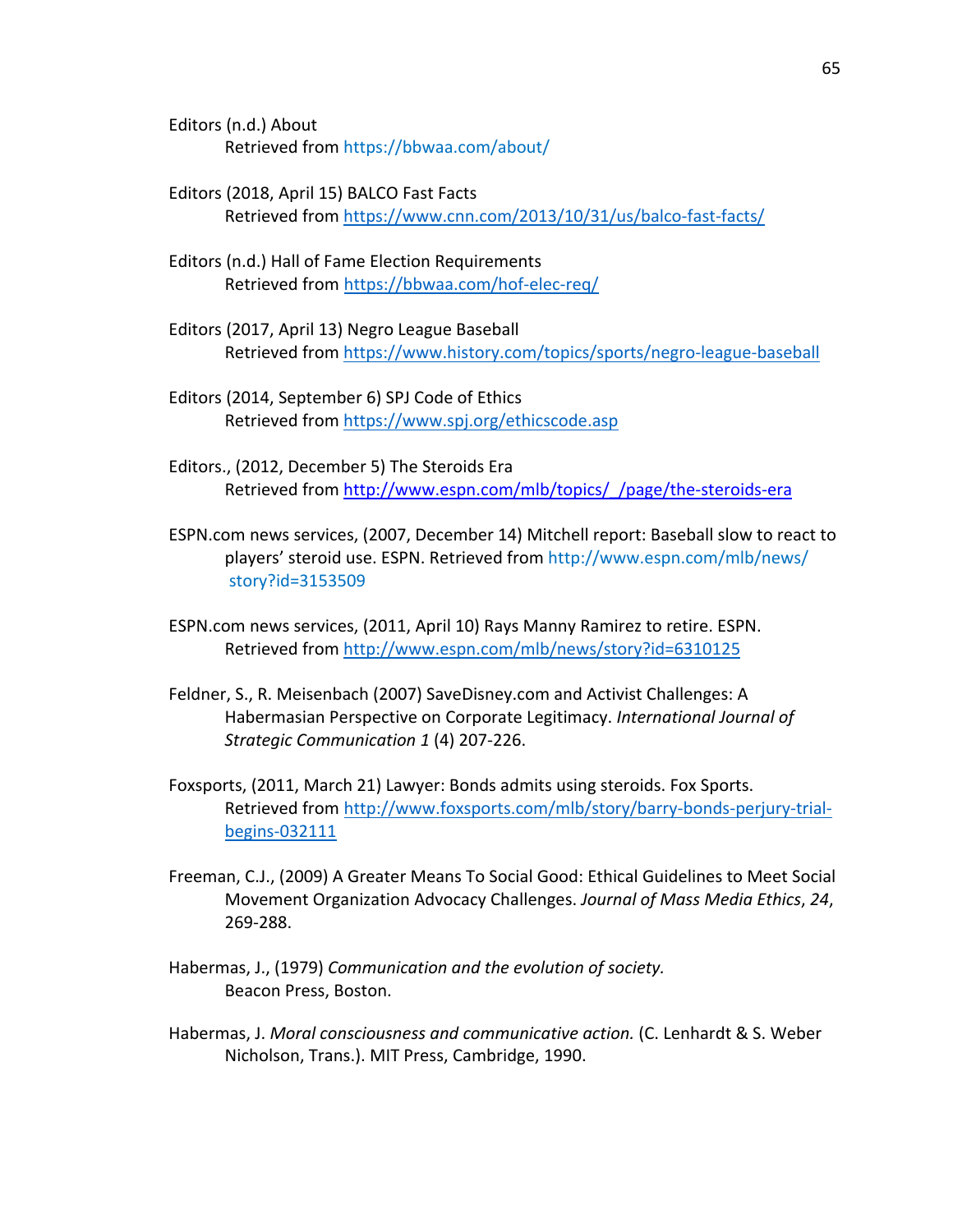Editors (n.d.) About
Retrieved from https://bbwaa.com/about/

Editors (2018, April 15) BALCO Fast Facts
Retrieved from https://www.cnn.com/2013/10/31/us/balco-fast-facts/

Editors (n.d.) Hall of Fame Election Requirements
Retrieved from https://bbwaa.com/hof-elec-req/

Editors (2017, April 13) Negro League Baseball
Retrieved from https://www.history.com/topics/sports/negro-league-baseball

Editors (2014, September 6) SPJ Code of Ethics
Retrieved from https://www.spj.org/ethicscode.asp

Editors., (2012, December 5) The Steroids Era
Retrieved from http://www.espn.com/mlb/topics/_/page/the-steroids-era

ESPN.com news services, (2007, December 14) Mitchell report: Baseball slow to react to players' steroid use. ESPN. Retrieved from http://www.espn.com/mlb/news/story?id=3153509

ESPN.com news services, (2011, April 10) Rays Manny Ramirez to retire. ESPN. Retrieved from http://www.espn.com/mlb/news/story?id=6310125

Feldner, S., R. Meisenbach (2007) SaveDisney.com and Activist Challenges: A Habermasian Perspective on Corporate Legitimacy. *International Journal of Strategic Communication 1* (4) 207-226.

Foxsports, (2011, March 21) Lawyer: Bonds admits using steroids. Fox Sports. Retrieved from http://www.foxsports.com/mlb/story/barry-bonds-perjury-trial-begins-032111

Freeman, C.J., (2009) A Greater Means To Social Good: Ethical Guidelines to Meet Social Movement Organization Advocacy Challenges. *Journal of Mass Media Ethics*, *24*, 269-288.

Habermas, J., (1979) *Communication and the evolution of society.* Beacon Press, Boston.

Habermas, J. *Moral consciousness and communicative action.* (C. Lenhardt & S. Weber Nicholson, Trans.). MIT Press, Cambridge, 1990.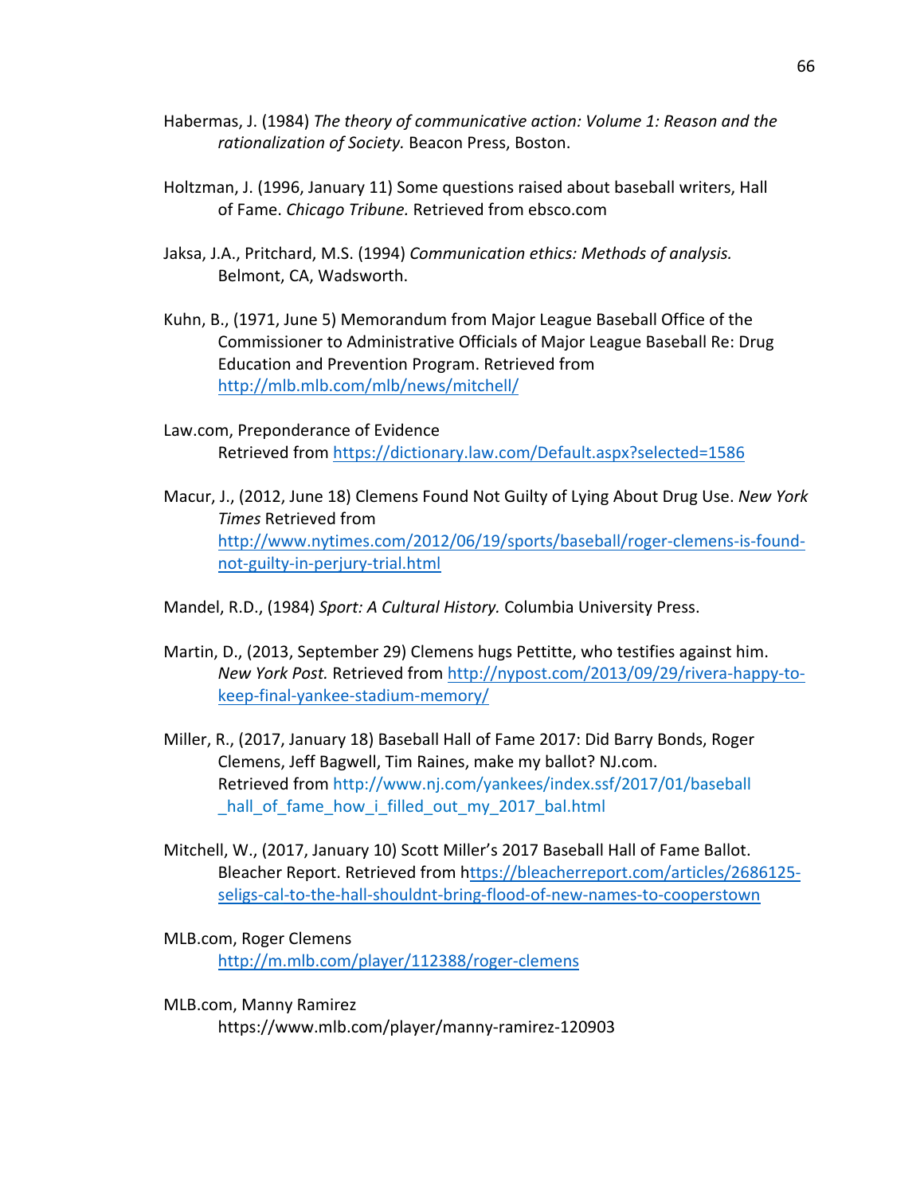Habermas, J. (1984) *The theory of communicative action: Volume 1: Reason and the rationalization of Society.* Beacon Press, Boston.

Holtzman, J. (1996, January 11) Some questions raised about baseball writers, Hall of Fame. *Chicago Tribune.* Retrieved from ebsco.com

Jaksa, J.A., Pritchard, M.S. (1994) *Communication ethics: Methods of analysis.* Belmont, CA, Wadsworth.

Kuhn, B., (1971, June 5) Memorandum from Major League Baseball Office of the Commissioner to Administrative Officials of Major League Baseball Re: Drug Education and Prevention Program. Retrieved from http://mlb.mlb.com/mlb/news/mitchell/

Law.com, Preponderance of Evidence Retrieved from https://dictionary.law.com/Default.aspx?selected=1586

Macur, J., (2012, June 18) Clemens Found Not Guilty of Lying About Drug Use. *New York Times* Retrieved from http://www.nytimes.com/2012/06/19/sports/baseball/roger-clemens-is-found-not-guilty-in-perjury-trial.html

Mandel, R.D., (1984) *Sport: A Cultural History.* Columbia University Press.

Martin, D., (2013, September 29) Clemens hugs Pettitte, who testifies against him. *New York Post.* Retrieved from http://nypost.com/2013/09/29/rivera-happy-to-keep-final-yankee-stadium-memory/

Miller, R., (2017, January 18) Baseball Hall of Fame 2017: Did Barry Bonds, Roger Clemens, Jeff Bagwell, Tim Raines, make my ballot? NJ.com. Retrieved from http://www.nj.com/yankees/index.ssf/2017/01/baseball_hall_of_fame_how_i_filled_out_my_2017_bal.html

Mitchell, W., (2017, January 10) Scott Miller's 2017 Baseball Hall of Fame Ballot. Bleacher Report. Retrieved from https://bleacherreport.com/articles/2686125-seligs-cal-to-the-hall-shouldnt-bring-flood-of-new-names-to-cooperstown

MLB.com, Roger Clemens http://m.mlb.com/player/112388/roger-clemens

MLB.com, Manny Ramirez https://www.mlb.com/player/manny-ramirez-120903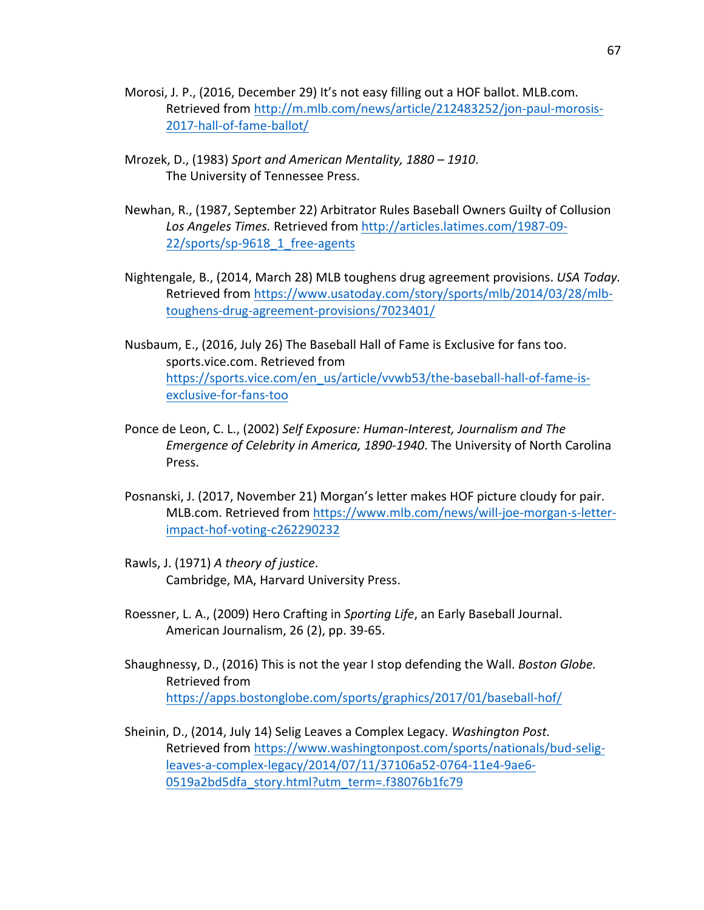Morosi, J. P., (2016, December 29) It's not easy filling out a HOF ballot. MLB.com. Retrieved from http://m.mlb.com/news/article/212483252/jon-paul-morosis-2017-hall-of-fame-ballot/

Mrozek, D., (1983) *Sport and American Mentality, 1880 – 1910*. The University of Tennessee Press.

Newhan, R., (1987, September 22) Arbitrator Rules Baseball Owners Guilty of Collusion *Los Angeles Times.* Retrieved from http://articles.latimes.com/1987-09-22/sports/sp-9618_1_free-agents

Nightengale, B., (2014, March 28) MLB toughens drug agreement provisions. *USA Today.* Retrieved from https://www.usatoday.com/story/sports/mlb/2014/03/28/mlb-toughens-drug-agreement-provisions/7023401/

Nusbaum, E., (2016, July 26) The Baseball Hall of Fame is Exclusive for fans too. sports.vice.com. Retrieved from https://sports.vice.com/en_us/article/vvwb53/the-baseball-hall-of-fame-is-exclusive-for-fans-too

Ponce de Leon, C. L., (2002) *Self Exposure: Human-Interest, Journalism and The Emergence of Celebrity in America, 1890-1940*. The University of North Carolina Press.

Posnanski, J. (2017, November 21) Morgan's letter makes HOF picture cloudy for pair. MLB.com. Retrieved from https://www.mlb.com/news/will-joe-morgan-s-letter-impact-hof-voting-c262290232

Rawls, J. (1971) *A theory of justice*. Cambridge, MA, Harvard University Press.

Roessner, L. A., (2009) Hero Crafting in *Sporting Life*, an Early Baseball Journal. American Journalism, 26 (2), pp. 39-65.

Shaughnessy, D., (2016) This is not the year I stop defending the Wall. *Boston Globe.* Retrieved from https://apps.bostonglobe.com/sports/graphics/2017/01/baseball-hof/

Sheinin, D., (2014, July 14) Selig Leaves a Complex Legacy. *Washington Post.* Retrieved from https://www.washingtonpost.com/sports/nationals/bud-selig-leaves-a-complex-legacy/2014/07/11/37106a52-0764-11e4-9ae6-0519a2bd5dfa_story.html?utm_term=.f38076b1fc79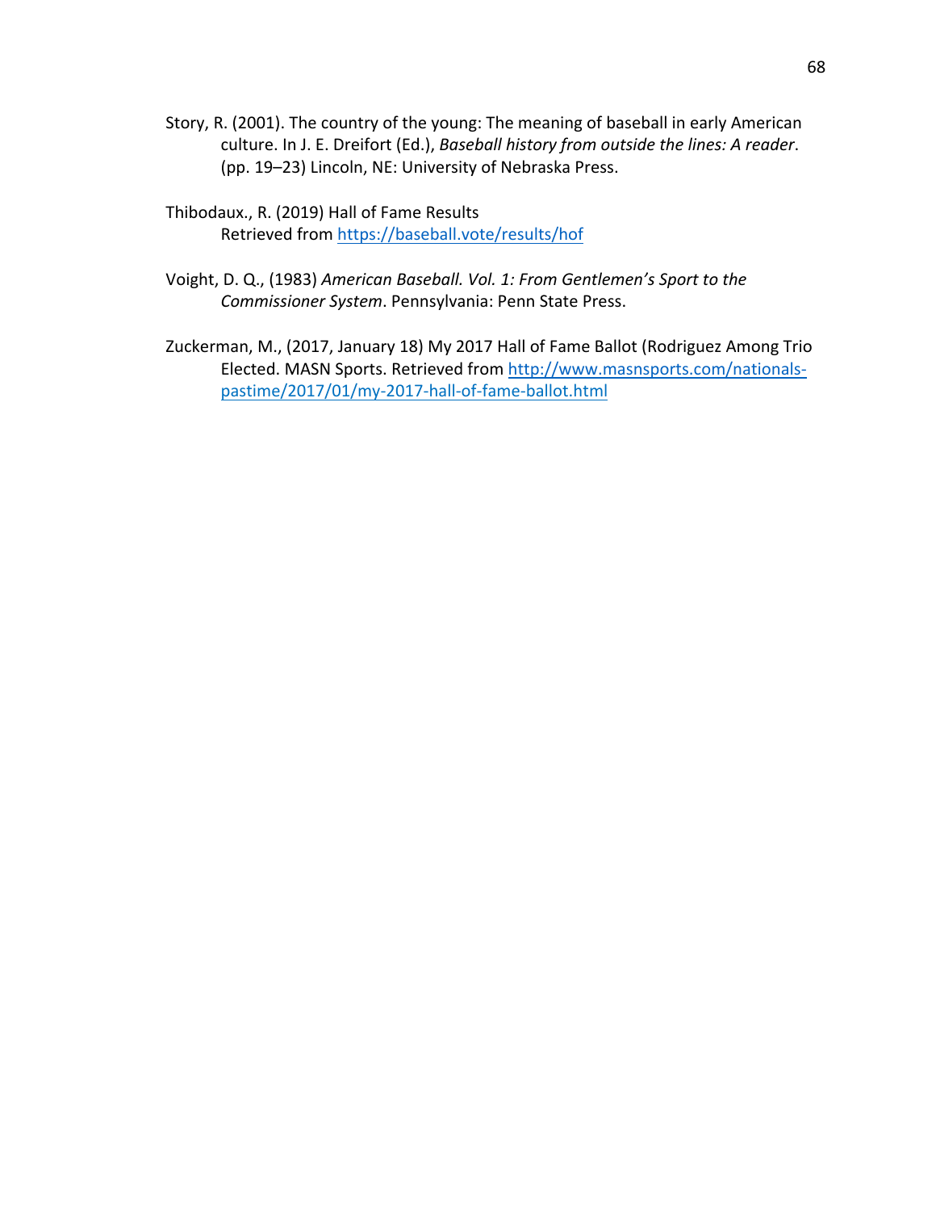Story, R. (2001). The country of the young: The meaning of baseball in early American culture. In J. E. Dreifort (Ed.), *Baseball history from outside the lines: A reader*. (pp. 19–23) Lincoln, NE: University of Nebraska Press.

Thibodaux., R. (2019) Hall of Fame Results Retrieved from https://baseball.vote/results/hof

Voight, D. Q., (1983) *American Baseball. Vol. 1: From Gentlemen's Sport to the Commissioner System*. Pennsylvania: Penn State Press.

Zuckerman, M., (2017, January 18) My 2017 Hall of Fame Ballot (Rodriguez Among Trio Elected. MASN Sports. Retrieved from http://www.masnsports.com/nationals-pastime/2017/01/my-2017-hall-of-fame-ballot.html